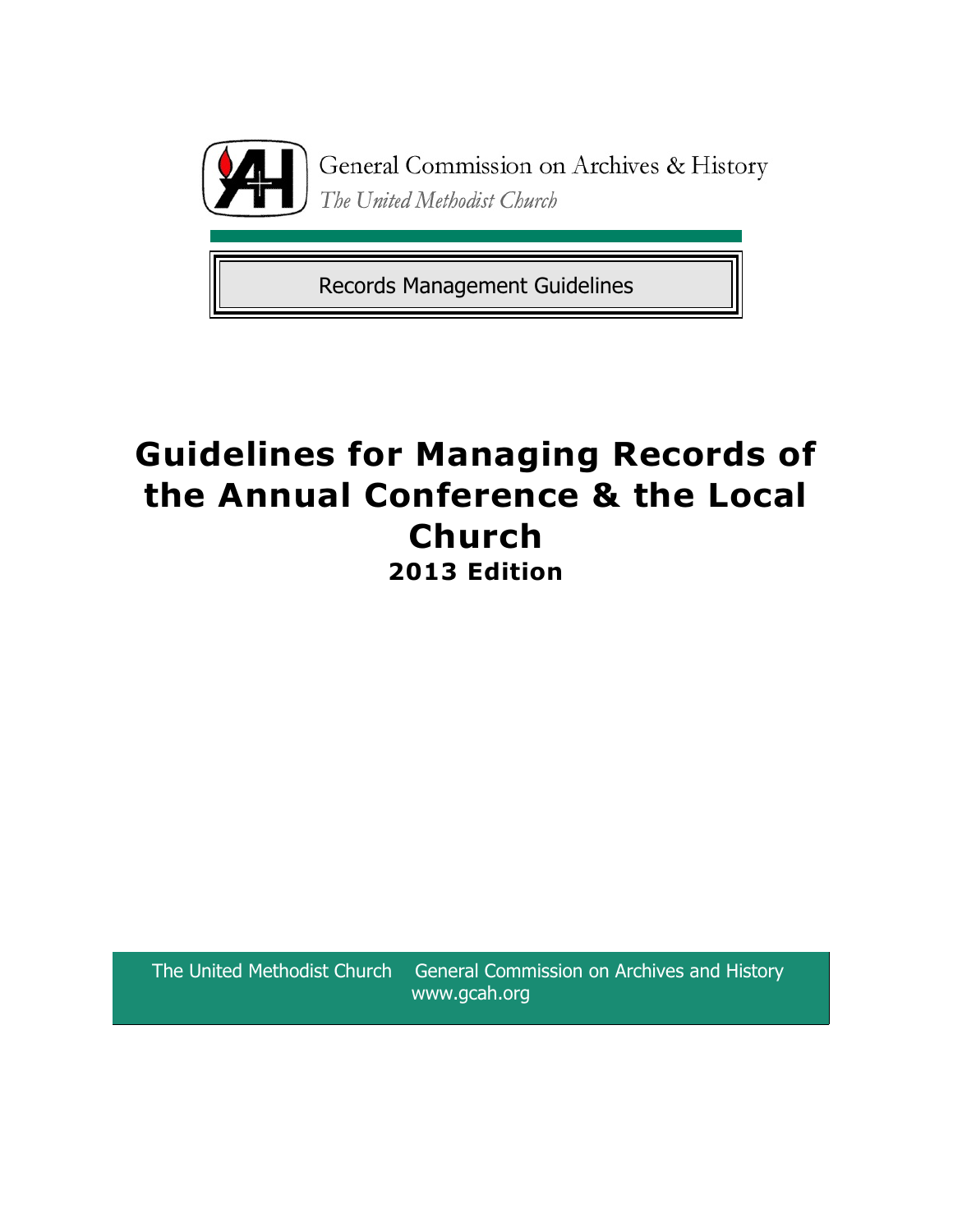General Commission on Archives & History

*The United Methodist Church*

Records Management Guidelines

# Guidelines for Managing Records of the Annual Conference & the Local Church

## 2013 Edition

The United Methodist Church General Commission on Archives and History
www.gcah.org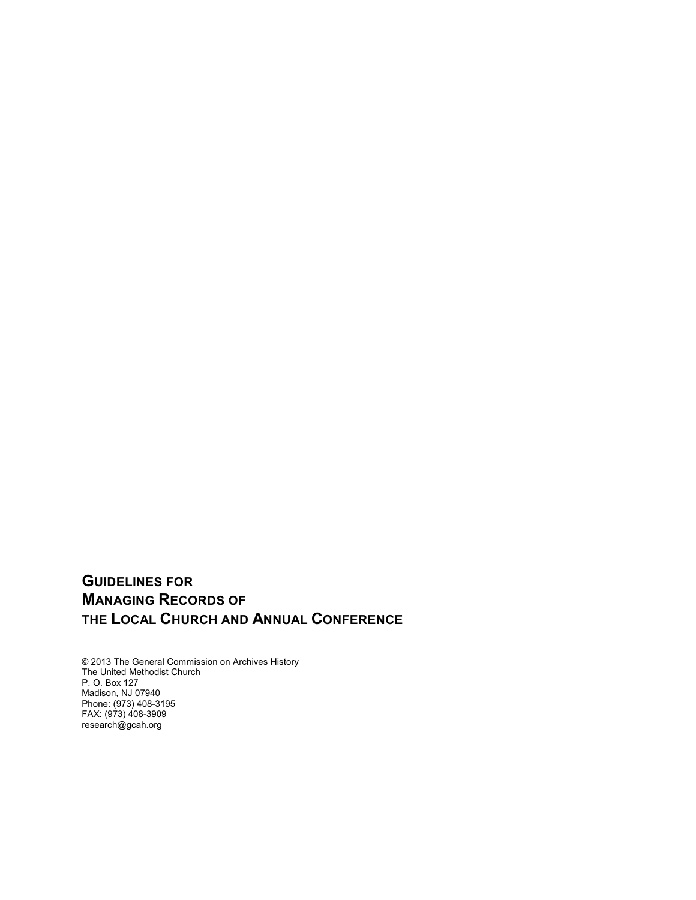# GUIDELINES FOR MANAGING RECORDS OF THE LOCAL CHURCH AND ANNUAL CONFERENCE

© 2013 The General Commission on Archives History
The United Methodist Church
P. O. Box 127
Madison, NJ 07940
Phone: (973) 408-3195
FAX: (973) 408-3909
research@gcah.org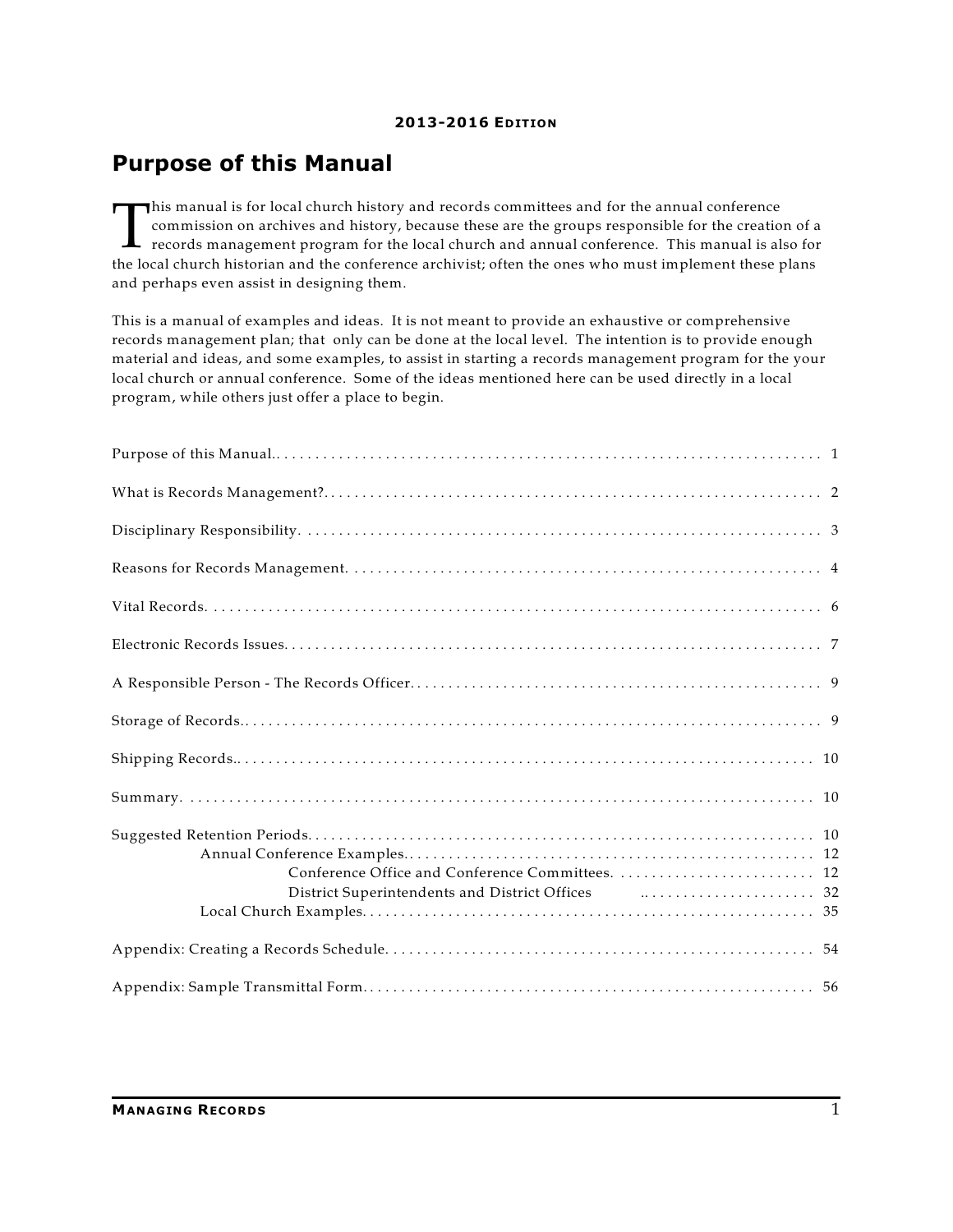**2013-2016 Edition**

# Purpose of this Manual

This manual is for local church history and records committees and for the annual conference commission on archives and history, because these are the groups responsible for the creation of a records management program for the local church and annual conference. This manual is also for the local church historian and the conference archivist; often the ones who must implement these plans and perhaps even assist in designing them.

This is a manual of examples and ideas. It is not meant to provide an exhaustive or comprehensive records management plan; that only can be done at the local level. The intention is to provide enough material and ideas, and some examples, to assist in starting a records management program for the your local church or annual conference. Some of the ideas mentioned here can be used directly in a local program, while others just offer a place to begin.

| | |
|---|---|
| Purpose of this Manual.. | 1 |
| What is Records Management? | 2 |
| Disciplinary Responsibility. | 3 |
| Reasons for Records Management. | 4 |
| Vital Records. | 6 |
| Electronic Records Issues. | 7 |
| A Responsible Person - The Records Officer. | 9 |
| Storage of Records.. | 9 |
| Shipping Records.. | 10 |
| Summary. | 10 |
| Suggested Retention Periods. | 10 |
| Annual Conference Examples. | 12 |
| Conference Office and Conference Committees. | 12 |
| District Superintendents and District Offices | 32 |
| Local Church Examples. | 35 |
| Appendix: Creating a Records Schedule. | 54 |
| Appendix: Sample Transmittal Form. | 56 |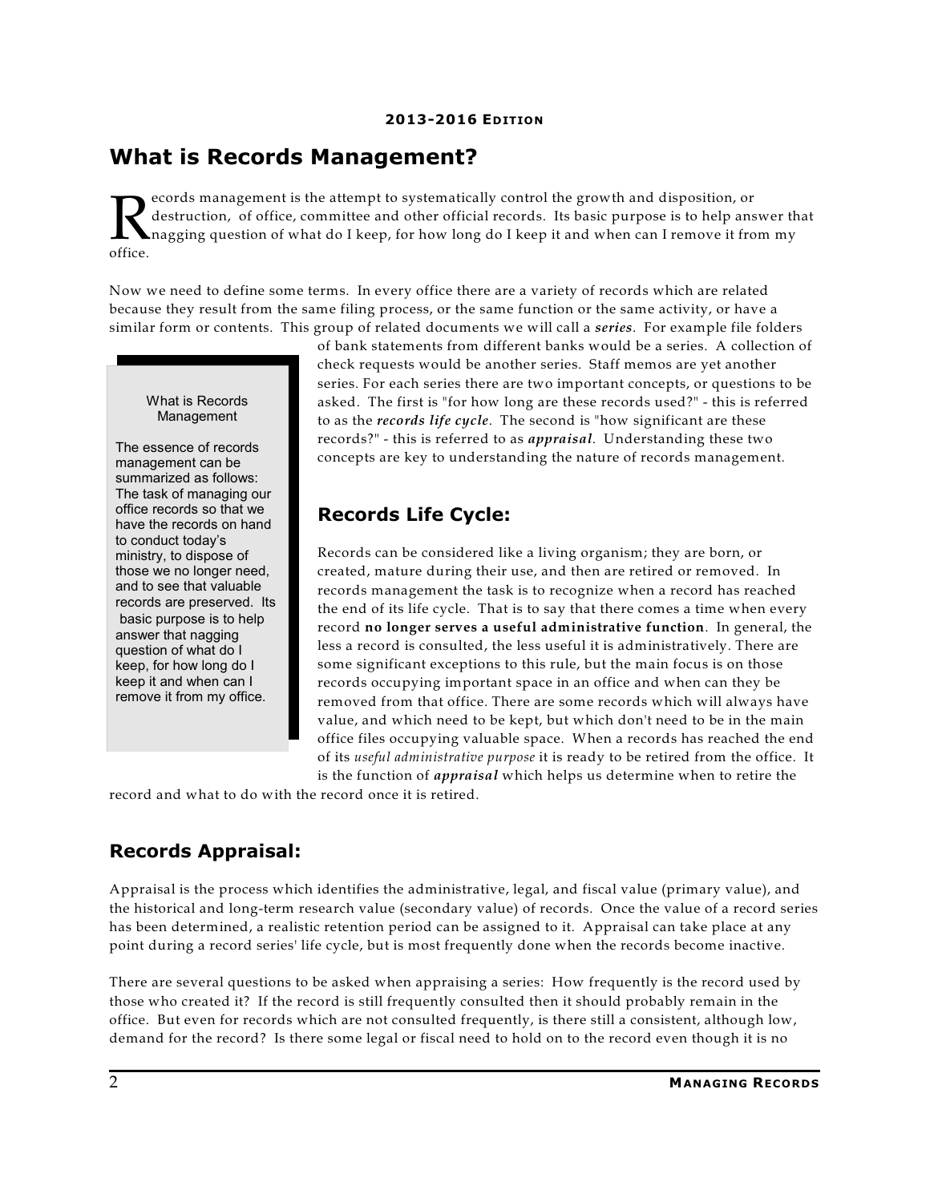# What is Records Management?

Records management is the attempt to systematically control the growth and disposition, or destruction, of office, committee and other official records. Its basic purpose is to help answer that nagging question of what do I keep, for how long do I keep it and when can I remove it from my office.

Now we need to define some terms. In every office there are a variety of records which are related because they result from the same filing process, or the same function or the same activity, or have a similar form or contents. This group of related documents we will call a ***series***. For example file folders of bank statements from different banks would be a series. A collection of check requests would be another series. Staff memos are yet another series. For each series there are two important concepts, or questions to be asked. The first is "for how long are these records used?" - this is referred to as the ***records life cycle***. The second is "how significant are these records?" - this is referred to as ***appraisal***. Understanding these two concepts are key to understanding the nature of records management.

> What is Records Management
>
> The essence of records management can be summarized as follows: The task of managing our office records so that we have the records on hand to conduct today's ministry, to dispose of those we no longer need, and to see that valuable records are preserved. Its basic purpose is to help answer that nagging question of what do I keep, for how long do I keep it and when can I remove it from my office.

## Records Life Cycle:

Records can be considered like a living organism; they are born, or created, mature during their use, and then are retired or removed. In records management the task is to recognize when a record has reached the end of its life cycle. That is to say that there comes a time when every record **no longer serves a useful administrative function**. In general, the less a record is consulted, the less useful it is administratively. There are some significant exceptions to this rule, but the main focus is on those records occupying important space in an office and when can they be removed from that office. There are some records which will always have value, and which need to be kept, but which don't need to be in the main office files occupying valuable space. When a records has reached the end of its *useful administrative purpose* it is ready to be retired from the office. It is the function of ***appraisal*** which helps us determine when to retire the record and what to do with the record once it is retired.

## Records Appraisal:

Appraisal is the process which identifies the administrative, legal, and fiscal value (primary value), and the historical and long-term research value (secondary value) of records. Once the value of a record series has been determined, a realistic retention period can be assigned to it. Appraisal can take place at any point during a record series' life cycle, but is most frequently done when the records become inactive.

There are several questions to be asked when appraising a series: How frequently is the record used by those who created it? If the record is still frequently consulted then it should probably remain in the office. But even for records which are not consulted frequently, is there still a consistent, although low, demand for the record? Is there some legal or fiscal need to hold on to the record even though it is no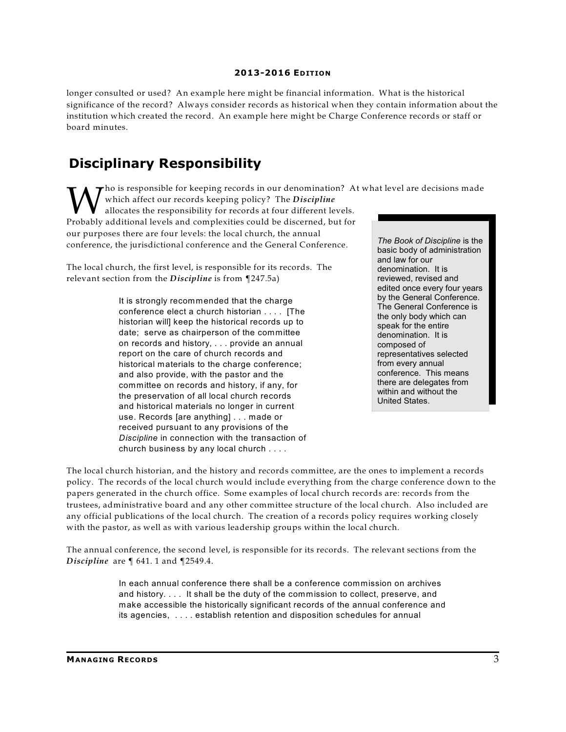longer consulted or used? An example here might be financial information. What is the historical significance of the record? Always consider records as historical when they contain information about the institution which created the record. An example here might be Charge Conference records or staff or board minutes.

## Disciplinary Responsibility

Who is responsible for keeping records in our denomination? At what level are decisions made which affect our records keeping policy? The ***Discipline*** allocates the responsibility for records at four different levels. Probably additional levels and complexities could be discerned, but for our purposes there are four levels: the local church, the annual conference, the jurisdictional conference and the General Conference.

> *The Book of Discipline* is the basic body of administration and law for our denomination. It is reviewed, revised and edited once every four years by the General Conference. The General Conference is the only body which can speak for the entire denomination. It is composed of representatives selected from every annual conference. This means there are delegates from within and without the United States.

The local church, the first level, is responsible for its records. The relevant section from the ***Discipline*** is from ¶247.5a)

> It is strongly recommended that the charge conference elect a church historian . . . . [The historian will] keep the historical records up to date; serve as chairperson of the committee on records and history, . . . provide an annual report on the care of church records and historical materials to the charge conference; and also provide, with the pastor and the committee on records and history, if any, for the preservation of all local church records and historical materials no longer in current use. Records [are anything] . . . made or received pursuant to any provisions of the *Discipline* in connection with the transaction of church business by any local church . . . .

The local church historian, and the history and records committee, are the ones to implement a records policy. The records of the local church would include everything from the charge conference down to the papers generated in the church office. Some examples of local church records are: records from the trustees, administrative board and any other committee structure of the local church. Also included are any official publications of the local church. The creation of a records policy requires working closely with the pastor, as well as with various leadership groups within the local church.

The annual conference, the second level, is responsible for its records. The relevant sections from the ***Discipline*** are ¶ 641. 1 and ¶2549.4.

> In each annual conference there shall be a conference commission on archives and history. . . . It shall be the duty of the commission to collect, preserve, and make accessible the historically significant records of the annual conference and its agencies, . . . . establish retention and disposition schedules for annual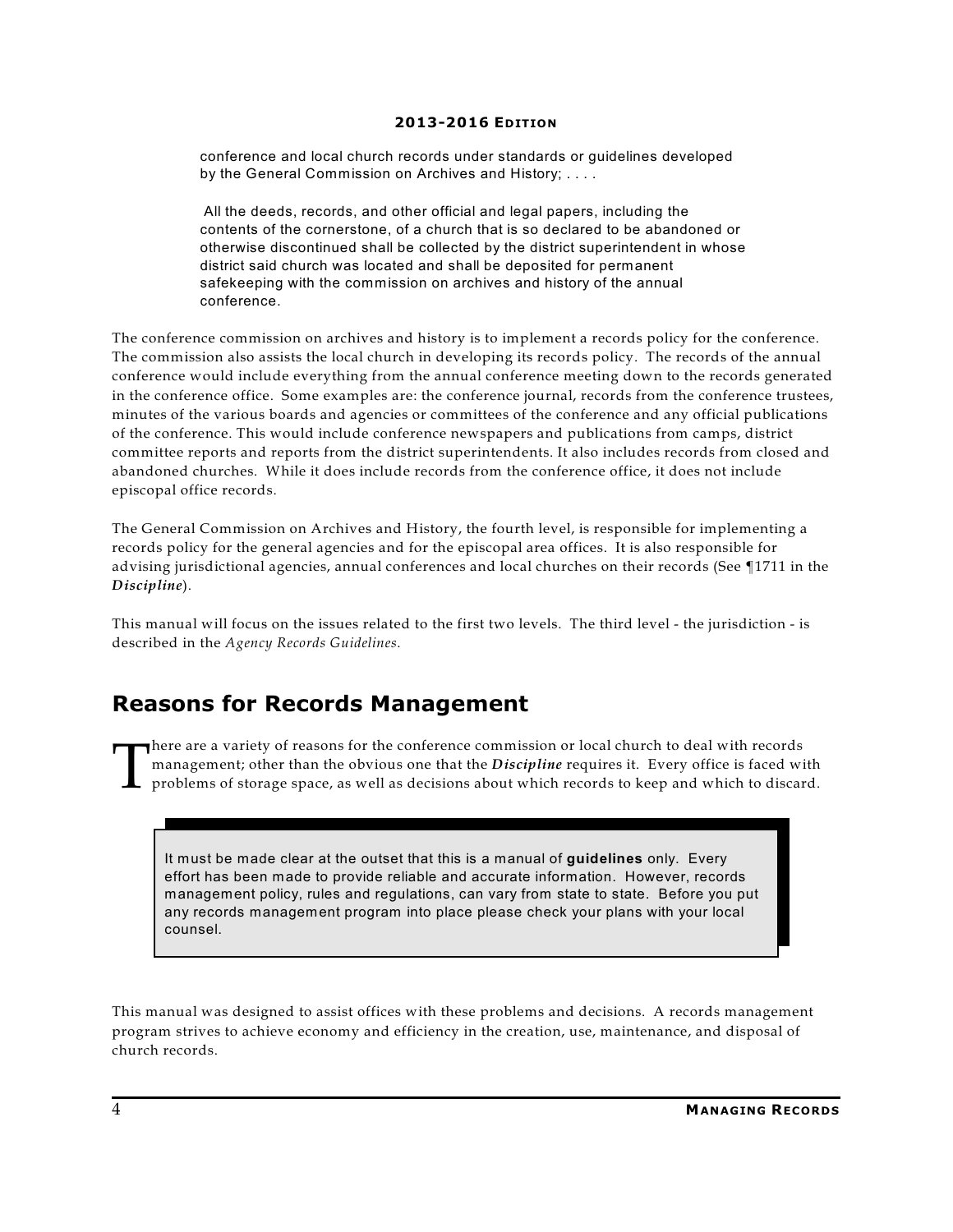> conference and local church records under standards or guidelines developed by the General Commission on Archives and History; . . . .
>
> All the deeds, records, and other official and legal papers, including the contents of the cornerstone, of a church that is so declared to be abandoned or otherwise discontinued shall be collected by the district superintendent in whose district said church was located and shall be deposited for permanent safekeeping with the commission on archives and history of the annual conference.

The conference commission on archives and history is to implement a records policy for the conference. The commission also assists the local church in developing its records policy. The records of the annual conference would include everything from the annual conference meeting down to the records generated in the conference office. Some examples are: the conference journal, records from the conference trustees, minutes of the various boards and agencies or committees of the conference and any official publications of the conference. This would include conference newspapers and publications from camps, district committee reports and reports from the district superintendents. It also includes records from closed and abandoned churches. While it does include records from the conference office, it does not include episcopal office records.

The General Commission on Archives and History, the fourth level, is responsible for implementing a records policy for the general agencies and for the episcopal area offices. It is also responsible for advising jurisdictional agencies, annual conferences and local churches on their records (See ¶1711 in the ***Discipline***).

This manual will focus on the issues related to the first two levels. The third level - the jurisdiction - is described in the *Agency Records Guidelines.*

## Reasons for Records Management

There are a variety of reasons for the conference commission or local church to deal with records management; other than the obvious one that the ***Discipline*** requires it. Every office is faced with problems of storage space, as well as decisions about which records to keep and which to discard.

> It must be made clear at the outset that this is a manual of **guidelines** only. Every effort has been made to provide reliable and accurate information. However, records management policy, rules and regulations, can vary from state to state. Before you put any records management program into place please check your plans with your local counsel.

This manual was designed to assist offices with these problems and decisions. A records management program strives to achieve economy and efficiency in the creation, use, maintenance, and disposal of church records.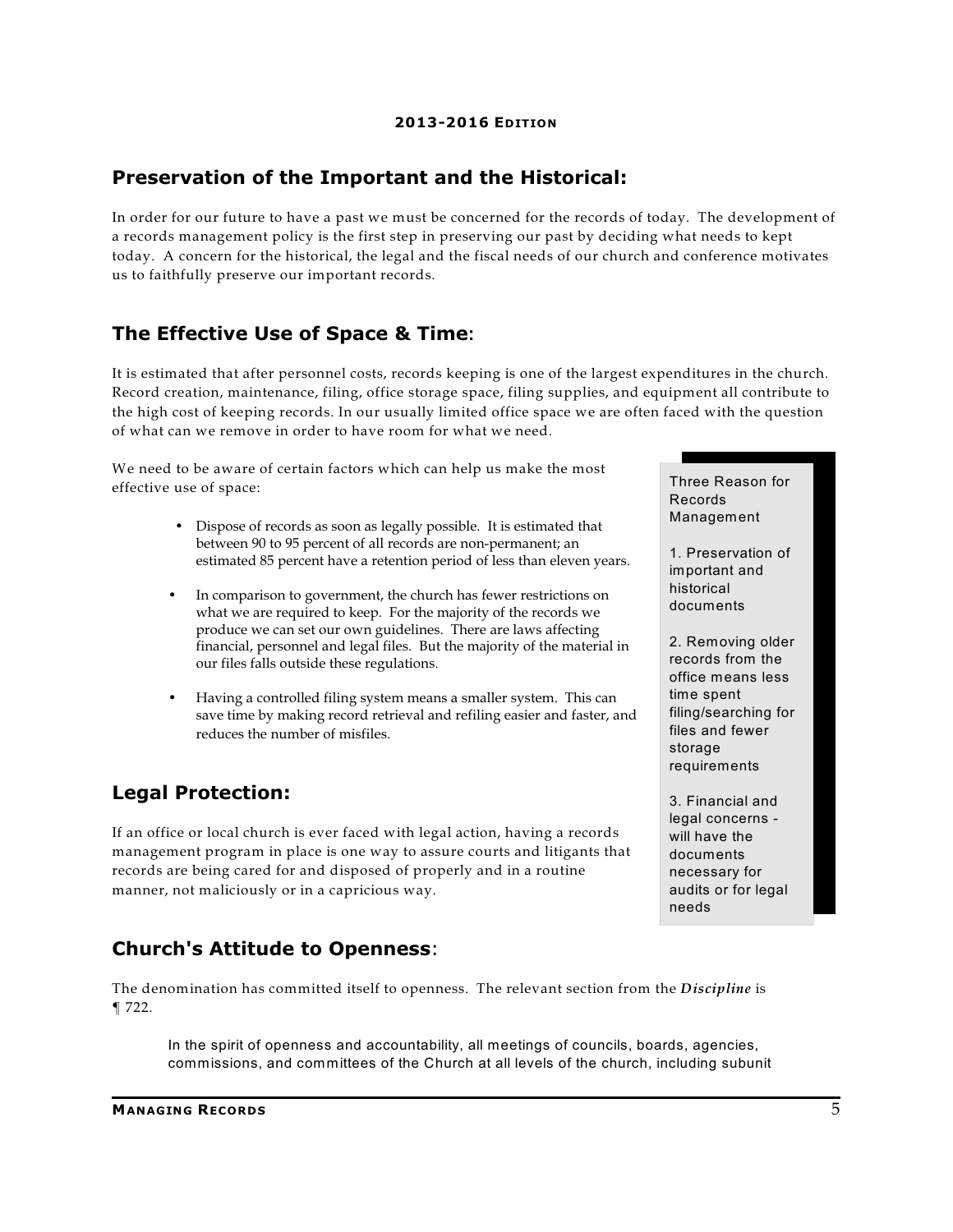## Preservation of the Important and the Historical:

In order for our future to have a past we must be concerned for the records of today. The development of a records management policy is the first step in preserving our past by deciding what needs to kept today. A concern for the historical, the legal and the fiscal needs of our church and conference motivates us to faithfully preserve our important records.

## The Effective Use of Space & Time:

It is estimated that after personnel costs, records keeping is one of the largest expenditures in the church. Record creation, maintenance, filing, office storage space, filing supplies, and equipment all contribute to the high cost of keeping records. In our usually limited office space we are often faced with the question of what can we remove in order to have room for what we need.

We need to be aware of certain factors which can help us make the most effective use of space:

- Dispose of records as soon as legally possible. It is estimated that between 90 to 95 percent of all records are non-permanent; an estimated 85 percent have a retention period of less than eleven years.
- In comparison to government, the church has fewer restrictions on what we are required to keep. For the majority of the records we produce we can set our own guidelines. There are laws affecting financial, personnel and legal files. But the majority of the material in our files falls outside these regulations.
- Having a controlled filing system means a smaller system. This can save time by making record retrieval and refiling easier and faster, and reduces the number of misfiles.

> Three Reason for Records Management
>
> 1. Preservation of important and historical documents
>
> 2. Removing older records from the office means less time spent filing/searching for files and fewer storage requirements
>
> 3. Financial and legal concerns - will have the documents necessary for audits or for legal needs

## Legal Protection:

If an office or local church is ever faced with legal action, having a records management program in place is one way to assure courts and litigants that records are being cared for and disposed of properly and in a routine manner, not maliciously or in a capricious way.

## Church's Attitude to Openness:

The denomination has committed itself to openness. The relevant section from the ***Discipline*** is ¶ 722.

> In the spirit of openness and accountability, all meetings of councils, boards, agencies, commissions, and committees of the Church at all levels of the church, including subunit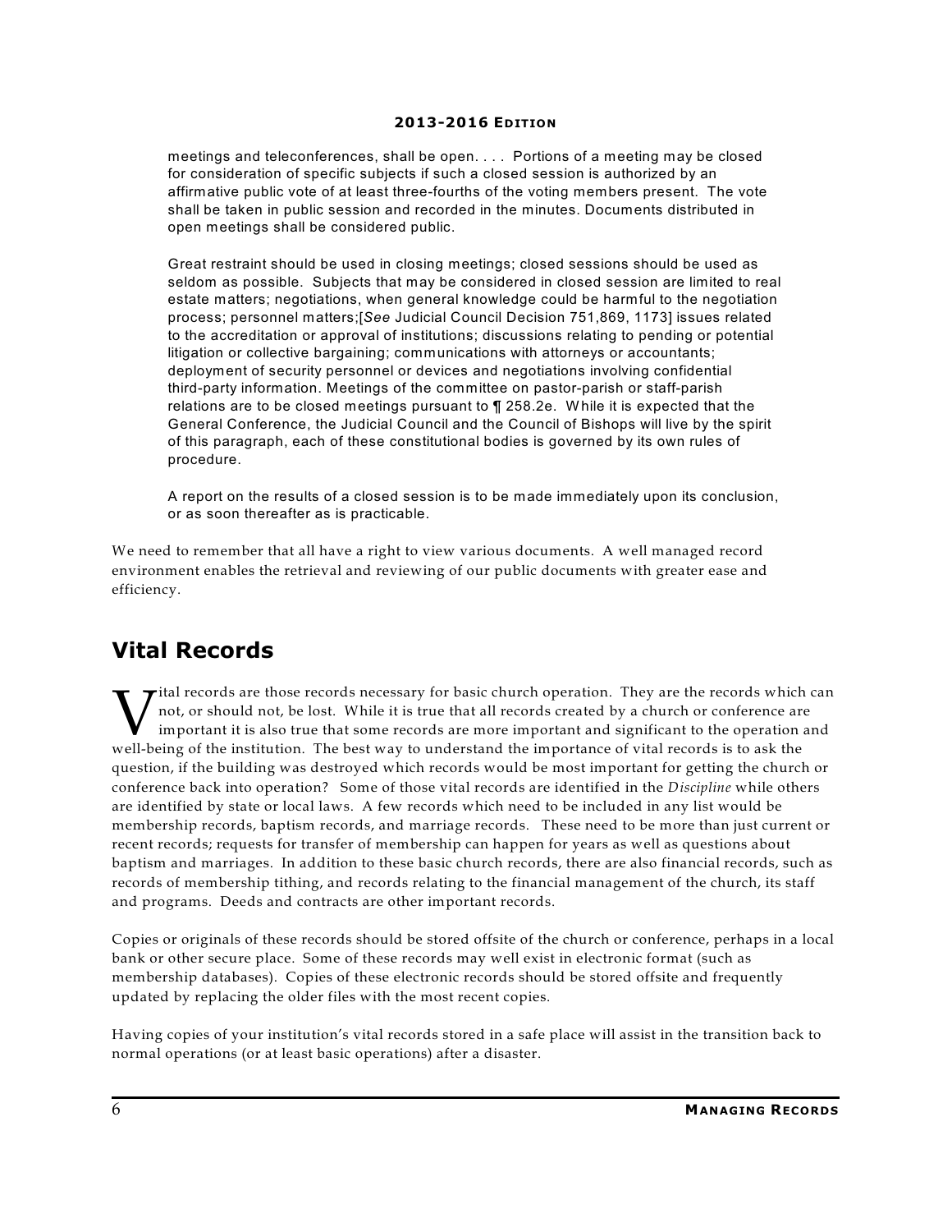meetings and teleconferences, shall be open. . . . Portions of a meeting may be closed for consideration of specific subjects if such a closed session is authorized by an affirmative public vote of at least three-fourths of the voting members present. The vote shall be taken in public session and recorded in the minutes. Documents distributed in open meetings shall be considered public.

> Great restraint should be used in closing meetings; closed sessions should be used as seldom as possible. Subjects that may be considered in closed session are limited to real estate matters; negotiations, when general knowledge could be harmful to the negotiation process; personnel matters;[*See* Judicial Council Decision 751,869, 1173] issues related to the accreditation or approval of institutions; discussions relating to pending or potential litigation or collective bargaining; communications with attorneys or accountants; deployment of security personnel or devices and negotiations involving confidential third-party information. Meetings of the committee on pastor-parish or staff-parish relations are to be closed meetings pursuant to ¶ 258.2e. While it is expected that the General Conference, the Judicial Council and the Council of Bishops will live by the spirit of this paragraph, each of these constitutional bodies is governed by its own rules of procedure.
>
> A report on the results of a closed session is to be made immediately upon its conclusion, or as soon thereafter as is practicable.

We need to remember that all have a right to view various documents. A well managed record environment enables the retrieval and reviewing of our public documents with greater ease and efficiency.

## Vital Records

Vital records are those records necessary for basic church operation. They are the records which can not, or should not, be lost. While it is true that all records created by a church or conference are important it is also true that some records are more important and significant to the operation and well-being of the institution. The best way to understand the importance of vital records is to ask the question, if the building was destroyed which records would be most important for getting the church or conference back into operation? Some of those vital records are identified in the *Discipline* while others are identified by state or local laws. A few records which need to be included in any list would be membership records, baptism records, and marriage records. These need to be more than just current or recent records; requests for transfer of membership can happen for years as well as questions about baptism and marriages. In addition to these basic church records, there are also financial records, such as records of membership tithing, and records relating to the financial management of the church, its staff and programs. Deeds and contracts are other important records.

Copies or originals of these records should be stored offsite of the church or conference, perhaps in a local bank or other secure place. Some of these records may well exist in electronic format (such as membership databases). Copies of these electronic records should be stored offsite and frequently updated by replacing the older files with the most recent copies.

Having copies of your institution's vital records stored in a safe place will assist in the transition back to normal operations (or at least basic operations) after a disaster.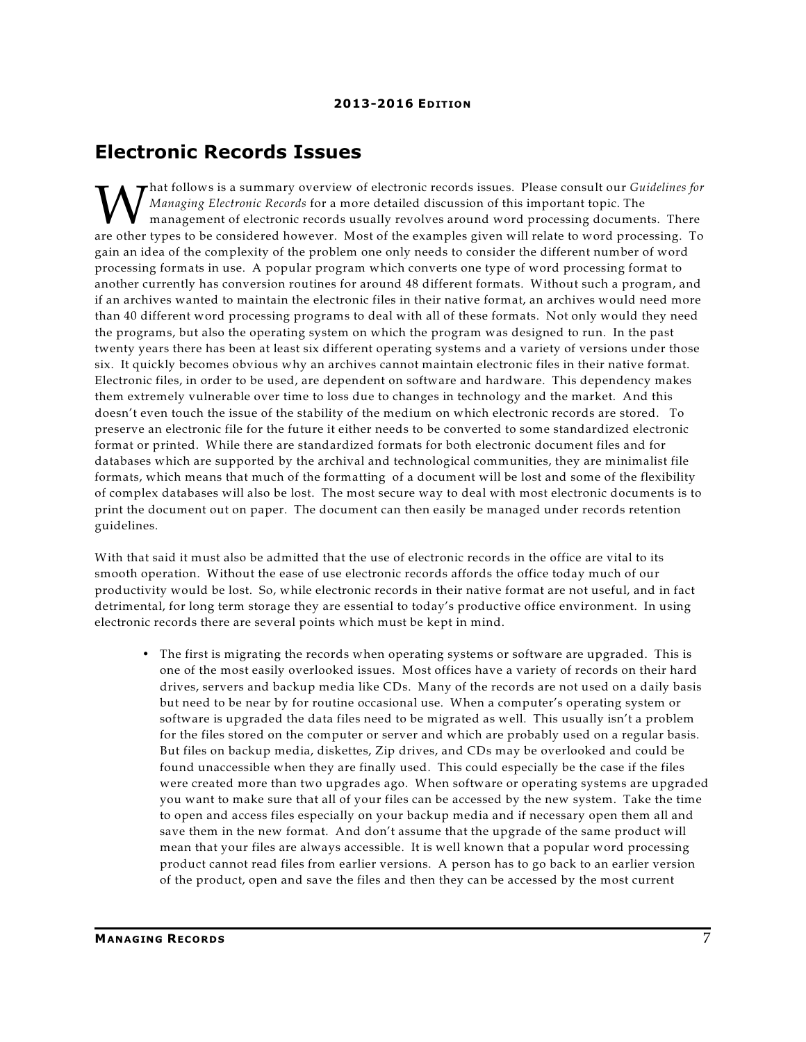## Electronic Records Issues

What follows is a summary overview of electronic records issues. Please consult our *Guidelines for Managing Electronic Records* for a more detailed discussion of this important topic. The management of electronic records usually revolves around word processing documents. There are other types to be considered however. Most of the examples given will relate to word processing. To gain an idea of the complexity of the problem one only needs to consider the different number of word processing formats in use. A popular program which converts one type of word processing format to another currently has conversion routines for around 48 different formats. Without such a program, and if an archives wanted to maintain the electronic files in their native format, an archives would need more than 40 different word processing programs to deal with all of these formats. Not only would they need the programs, but also the operating system on which the program was designed to run. In the past twenty years there has been at least six different operating systems and a variety of versions under those six. It quickly becomes obvious why an archives cannot maintain electronic files in their native format. Electronic files, in order to be used, are dependent on software and hardware. This dependency makes them extremely vulnerable over time to loss due to changes in technology and the market. And this doesn't even touch the issue of the stability of the medium on which electronic records are stored. To preserve an electronic file for the future it either needs to be converted to some standardized electronic format or printed. While there are standardized formats for both electronic document files and for databases which are supported by the archival and technological communities, they are minimalist file formats, which means that much of the formatting of a document will be lost and some of the flexibility of complex databases will also be lost. The most secure way to deal with most electronic documents is to print the document out on paper. The document can then easily be managed under records retention guidelines.

With that said it must also be admitted that the use of electronic records in the office are vital to its smooth operation. Without the ease of use electronic records affords the office today much of our productivity would be lost. So, while electronic records in their native format are not useful, and in fact detrimental, for long term storage they are essential to today's productive office environment. In using electronic records there are several points which must be kept in mind.

- The first is migrating the records when operating systems or software are upgraded. This is one of the most easily overlooked issues. Most offices have a variety of records on their hard drives, servers and backup media like CDs. Many of the records are not used on a daily basis but need to be near by for routine occasional use. When a computer's operating system or software is upgraded the data files need to be migrated as well. This usually isn't a problem for the files stored on the computer or server and which are probably used on a regular basis. But files on backup media, diskettes, Zip drives, and CDs may be overlooked and could be found unaccessible when they are finally used. This could especially be the case if the files were created more than two upgrades ago. When software or operating systems are upgraded you want to make sure that all of your files can be accessed by the new system. Take the time to open and access files especially on your backup media and if necessary open them all and save them in the new format. And don't assume that the upgrade of the same product will mean that your files are always accessible. It is well known that a popular word processing product cannot read files from earlier versions. A person has to go back to an earlier version of the product, open and save the files and then they can be accessed by the most current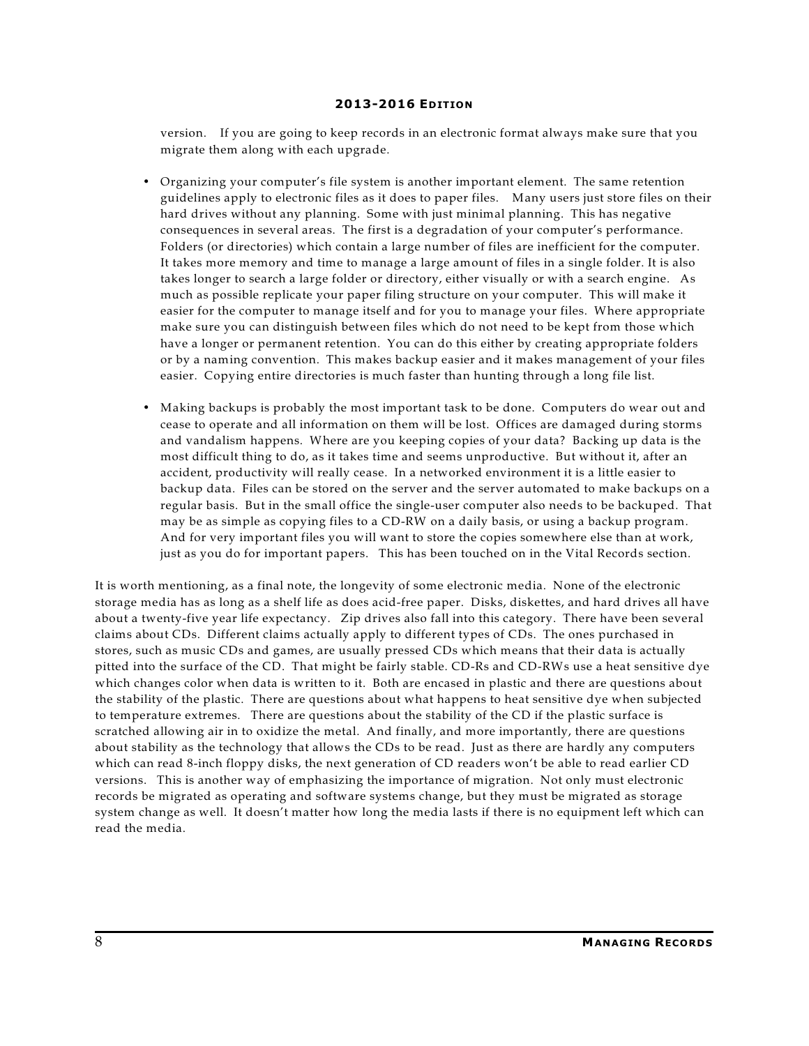version. If you are going to keep records in an electronic format always make sure that you migrate them along with each upgrade.

- Organizing your computer's file system is another important element. The same retention guidelines apply to electronic files as it does to paper files. Many users just store files on their hard drives without any planning. Some with just minimal planning. This has negative consequences in several areas. The first is a degradation of your computer's performance. Folders (or directories) which contain a large number of files are inefficient for the computer. It takes more memory and time to manage a large amount of files in a single folder. It is also takes longer to search a large folder or directory, either visually or with a search engine. As much as possible replicate your paper filing structure on your computer. This will make it easier for the computer to manage itself and for you to manage your files. Where appropriate make sure you can distinguish between files which do not need to be kept from those which have a longer or permanent retention. You can do this either by creating appropriate folders or by a naming convention. This makes backup easier and it makes management of your files easier. Copying entire directories is much faster than hunting through a long file list.

- Making backups is probably the most important task to be done. Computers do wear out and cease to operate and all information on them will be lost. Offices are damaged during storms and vandalism happens. Where are you keeping copies of your data? Backing up data is the most difficult thing to do, as it takes time and seems unproductive. But without it, after an accident, productivity will really cease. In a networked environment it is a little easier to backup data. Files can be stored on the server and the server automated to make backups on a regular basis. But in the small office the single-user computer also needs to be backuped. That may be as simple as copying files to a CD-RW on a daily basis, or using a backup program. And for very important files you will want to store the copies somewhere else than at work, just as you do for important papers. This has been touched on in the Vital Records section.

It is worth mentioning, as a final note, the longevity of some electronic media. None of the electronic storage media has as long as a shelf life as does acid-free paper. Disks, diskettes, and hard drives all have about a twenty-five year life expectancy. Zip drives also fall into this category. There have been several claims about CDs. Different claims actually apply to different types of CDs. The ones purchased in stores, such as music CDs and games, are usually pressed CDs which means that their data is actually pitted into the surface of the CD. That might be fairly stable. CD-Rs and CD-RWs use a heat sensitive dye which changes color when data is written to it. Both are encased in plastic and there are questions about the stability of the plastic. There are questions about what happens to heat sensitive dye when subjected to temperature extremes. There are questions about the stability of the CD if the plastic surface is scratched allowing air in to oxidize the metal. And finally, and more importantly, there are questions about stability as the technology that allows the CDs to be read. Just as there are hardly any computers which can read 8-inch floppy disks, the next generation of CD readers won't be able to read earlier CD versions. This is another way of emphasizing the importance of migration. Not only must electronic records be migrated as operating and software systems change, but they must be migrated as storage system change as well. It doesn't matter how long the media lasts if there is no equipment left which can read the media.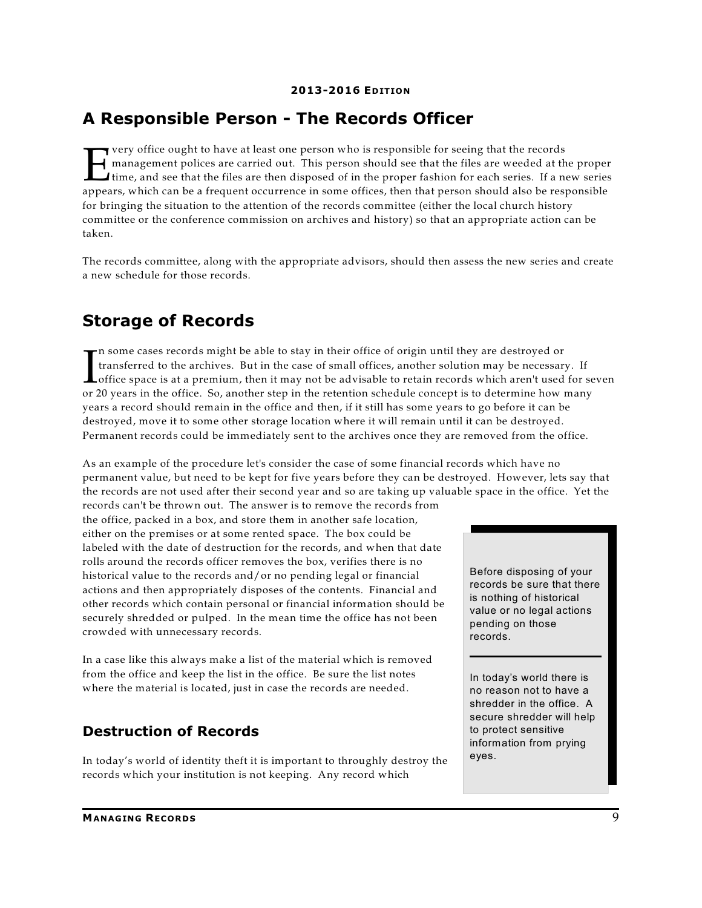## A Responsible Person - The Records Officer

Every office ought to have at least one person who is responsible for seeing that the records management polices are carried out. This person should see that the files are weeded at the proper time, and see that the files are then disposed of in the proper fashion for each series. If a new series appears, which can be a frequent occurrence in some offices, then that person should also be responsible for bringing the situation to the attention of the records committee (either the local church history committee or the conference commission on archives and history) so that an appropriate action can be taken.

The records committee, along with the appropriate advisors, should then assess the new series and create a new schedule for those records.

## Storage of Records

In some cases records might be able to stay in their office of origin until they are destroyed or transferred to the archives. But in the case of small offices, another solution may be necessary. If office space is at a premium, then it may not be advisable to retain records which aren't used for seven or 20 years in the office. So, another step in the retention schedule concept is to determine how many years a record should remain in the office and then, if it still has some years to go before it can be destroyed, move it to some other storage location where it will remain until it can be destroyed. Permanent records could be immediately sent to the archives once they are removed from the office.

As an example of the procedure let's consider the case of some financial records which have no permanent value, but need to be kept for five years before they can be destroyed. However, lets say that the records are not used after their second year and so are taking up valuable space in the office. Yet the records can't be thrown out. The answer is to remove the records from the office, packed in a box, and store them in another safe location, either on the premises or at some rented space. The box could be labeled with the date of destruction for the records, and when that date rolls around the records officer removes the box, verifies there is no historical value to the records and/or no pending legal or financial actions and then appropriately disposes of the contents. Financial and other records which contain personal or financial information should be securely shredded or pulped. In the mean time the office has not been crowded with unnecessary records.

In a case like this always make a list of the material which is removed from the office and keep the list in the office. Be sure the list notes where the material is located, just in case the records are needed.

> Before disposing of your records be sure that there is nothing of historical value or no legal actions pending on those records.
>
> In today's world there is no reason not to have a shredder in the office. A secure shredder will help to protect sensitive information from prying eyes.

### Destruction of Records

In today's world of identity theft it is important to throughly destroy the records which your institution is not keeping. Any record which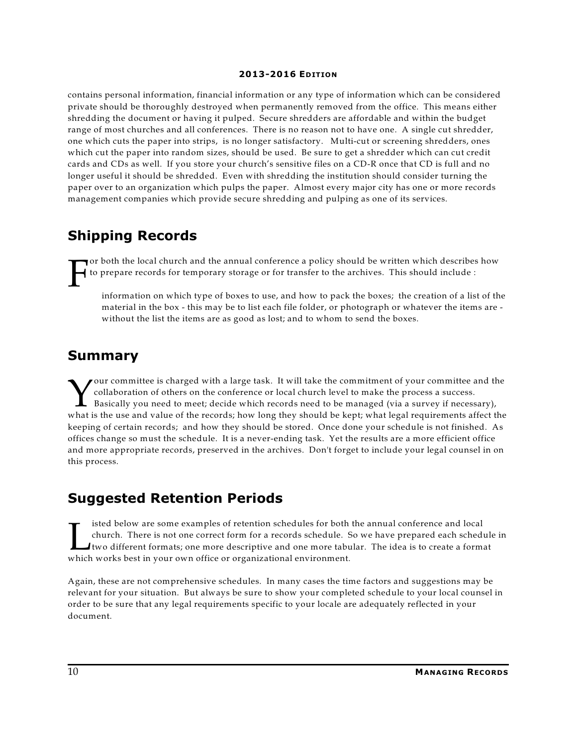contains personal information, financial information or any type of information which can be considered private should be thoroughly destroyed when permanently removed from the office. This means either shredding the document or having it pulped. Secure shredders are affordable and within the budget range of most churches and all conferences. There is no reason not to have one. A single cut shredder, one which cuts the paper into strips, is no longer satisfactory. Multi-cut or screening shredders, ones which cut the paper into random sizes, should be used. Be sure to get a shredder which can cut credit cards and CDs as well. If you store your church's sensitive files on a CD-R once that CD is full and no longer useful it should be shredded. Even with shredding the institution should consider turning the paper over to an organization which pulps the paper. Almost every major city has one or more records management companies which provide secure shredding and pulping as one of its services.

## Shipping Records

For both the local church and the annual conference a policy should be written which describes how to prepare records for temporary storage or for transfer to the archives. This should include :

> information on which type of boxes to use, and how to pack the boxes; the creation of a list of the material in the box - this may be to list each file folder, or photograph or whatever the items are - without the list the items are as good as lost; and to whom to send the boxes.

## Summary

Your committee is charged with a large task. It will take the commitment of your committee and the collaboration of others on the conference or local church level to make the process a success. Basically you need to meet; decide which records need to be managed (via a survey if necessary), what is the use and value of the records; how long they should be kept; what legal requirements affect the keeping of certain records; and how they should be stored. Once done your schedule is not finished. As offices change so must the schedule. It is a never-ending task. Yet the results are a more efficient office and more appropriate records, preserved in the archives. Don't forget to include your legal counsel in on this process.

## Suggested Retention Periods

Listed below are some examples of retention schedules for both the annual conference and local church. There is not one correct form for a records schedule. So we have prepared each schedule in two different formats; one more descriptive and one more tabular. The idea is to create a format which works best in your own office or organizational environment.

Again, these are not comprehensive schedules. In many cases the time factors and suggestions may be relevant for your situation. But always be sure to show your completed schedule to your local counsel in order to be sure that any legal requirements specific to your locale are adequately reflected in your document.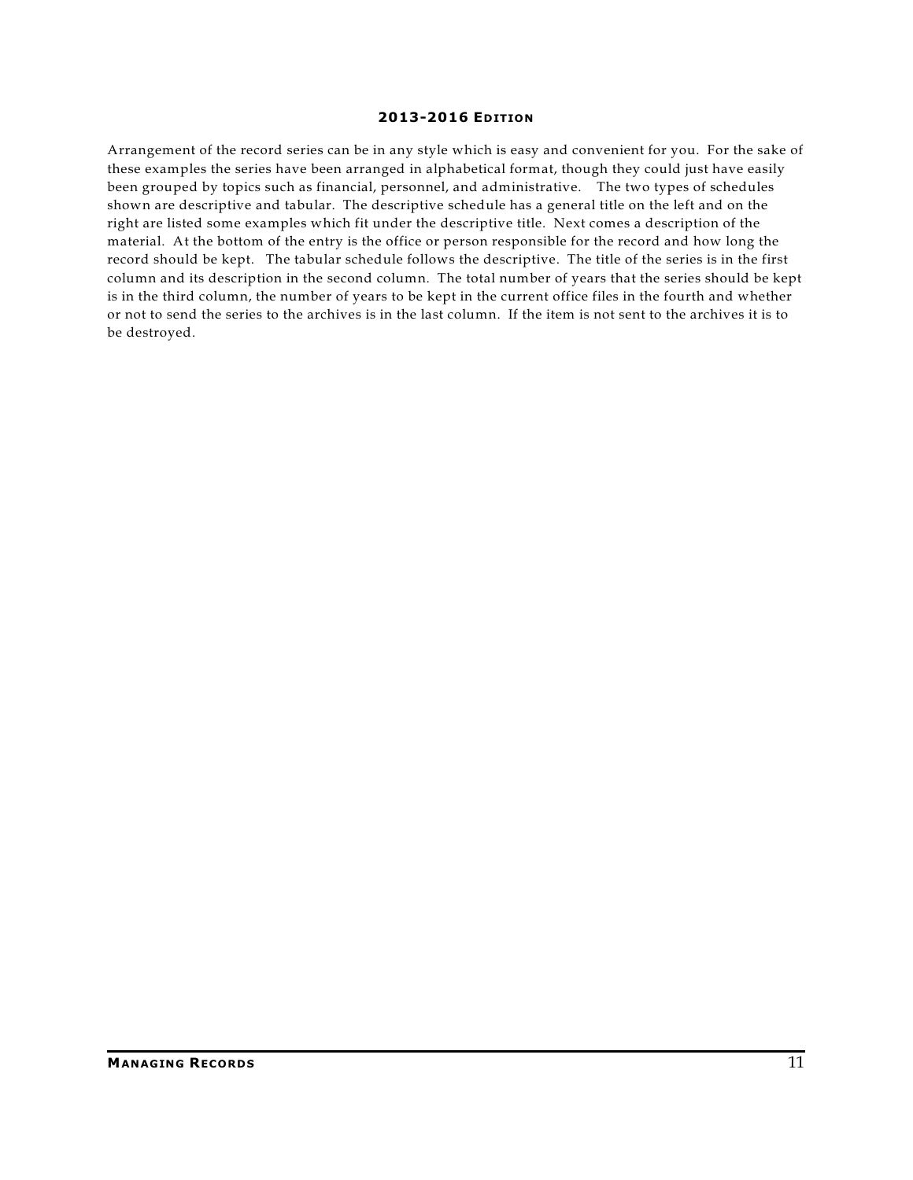Arrangement of the record series can be in any style which is easy and convenient for you. For the sake of these examples the series have been arranged in alphabetical format, though they could just have easily been grouped by topics such as financial, personnel, and administrative. The two types of schedules shown are descriptive and tabular. The descriptive schedule has a general title on the left and on the right are listed some examples which fit under the descriptive title. Next comes a description of the material. At the bottom of the entry is the office or person responsible for the record and how long the record should be kept. The tabular schedule follows the descriptive. The title of the series is in the first column and its description in the second column. The total number of years that the series should be kept is in the third column, the number of years to be kept in the current office files in the fourth and whether or not to send the series to the archives is in the last column. If the item is not sent to the archives it is to be destroyed.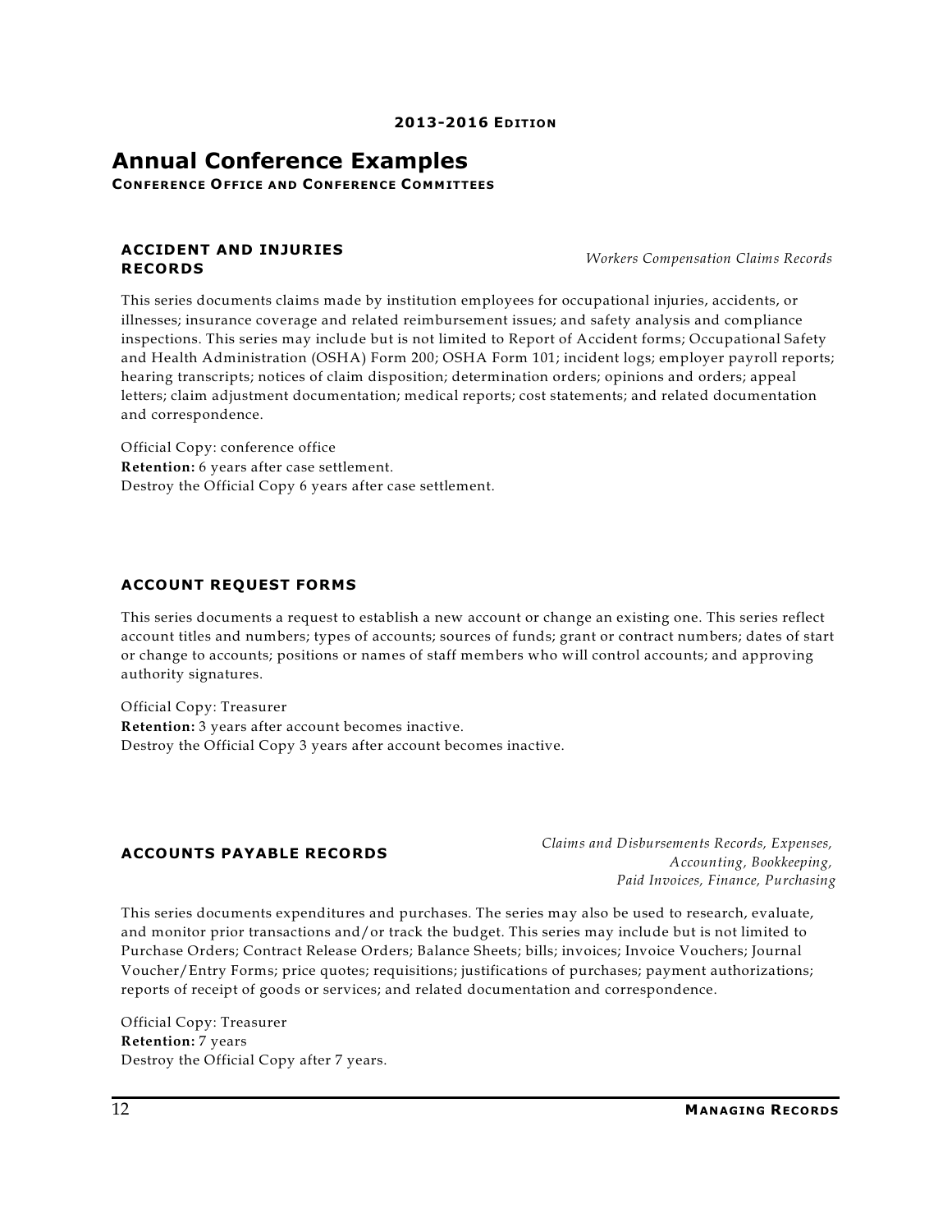# Annual Conference Examples

**CONFERENCE OFFICE AND CONFERENCE COMMITTEES**

### ACCIDENT AND INJURIES RECORDS

*Workers Compensation Claims Records*

This series documents claims made by institution employees for occupational injuries, accidents, or illnesses; insurance coverage and related reimbursement issues; and safety analysis and compliance inspections. This series may include but is not limited to Report of Accident forms; Occupational Safety and Health Administration (OSHA) Form 200; OSHA Form 101; incident logs; employer payroll reports; hearing transcripts; notices of claim disposition; determination orders; opinions and orders; appeal letters; claim adjustment documentation; medical reports; cost statements; and related documentation and correspondence.

Official Copy: conference office
**Retention:** 6 years after case settlement.
Destroy the Official Copy 6 years after case settlement.

### ACCOUNT REQUEST FORMS

This series documents a request to establish a new account or change an existing one. This series reflect account titles and numbers; types of accounts; sources of funds; grant or contract numbers; dates of start or change to accounts; positions or names of staff members who will control accounts; and approving authority signatures.

Official Copy: Treasurer
**Retention:** 3 years after account becomes inactive.
Destroy the Official Copy 3 years after account becomes inactive.

### ACCOUNTS PAYABLE RECORDS

*Claims and Disbursements Records, Expenses, Accounting, Bookkeeping, Paid Invoices, Finance, Purchasing*

This series documents expenditures and purchases. The series may also be used to research, evaluate, and monitor prior transactions and/or track the budget. This series may include but is not limited to Purchase Orders; Contract Release Orders; Balance Sheets; bills; invoices; Invoice Vouchers; Journal Voucher/Entry Forms; price quotes; requisitions; justifications of purchases; payment authorizations; reports of receipt of goods or services; and related documentation and correspondence.

Official Copy: Treasurer
**Retention:** 7 years
Destroy the Official Copy after 7 years.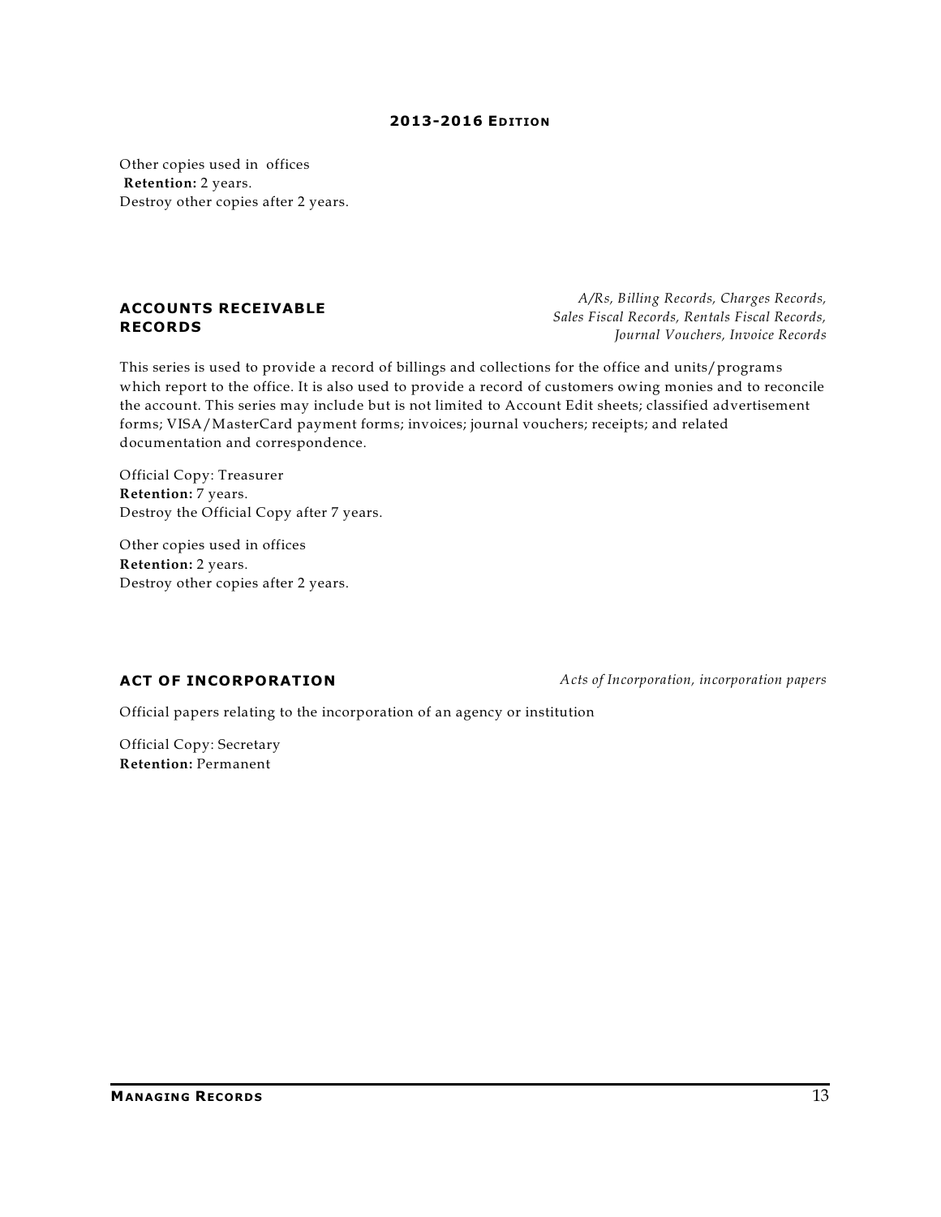Other copies used in offices
**Retention:** 2 years.
Destroy other copies after 2 years.

## ACCOUNTS RECEIVABLE RECORDS

*A/Rs, Billing Records, Charges Records, Sales Fiscal Records, Rentals Fiscal Records, Journal Vouchers, Invoice Records*

This series is used to provide a record of billings and collections for the office and units/programs which report to the office. It is also used to provide a record of customers owing monies and to reconcile the account. This series may include but is not limited to Account Edit sheets; classified advertisement forms; VISA/MasterCard payment forms; invoices; journal vouchers; receipts; and related documentation and correspondence.

Official Copy: Treasurer
**Retention:** 7 years.
Destroy the Official Copy after 7 years.

Other copies used in offices
**Retention:** 2 years.
Destroy other copies after 2 years.

## ACT OF INCORPORATION

*Acts of Incorporation, incorporation papers*

Official papers relating to the incorporation of an agency or institution

Official Copy: Secretary
**Retention:** Permanent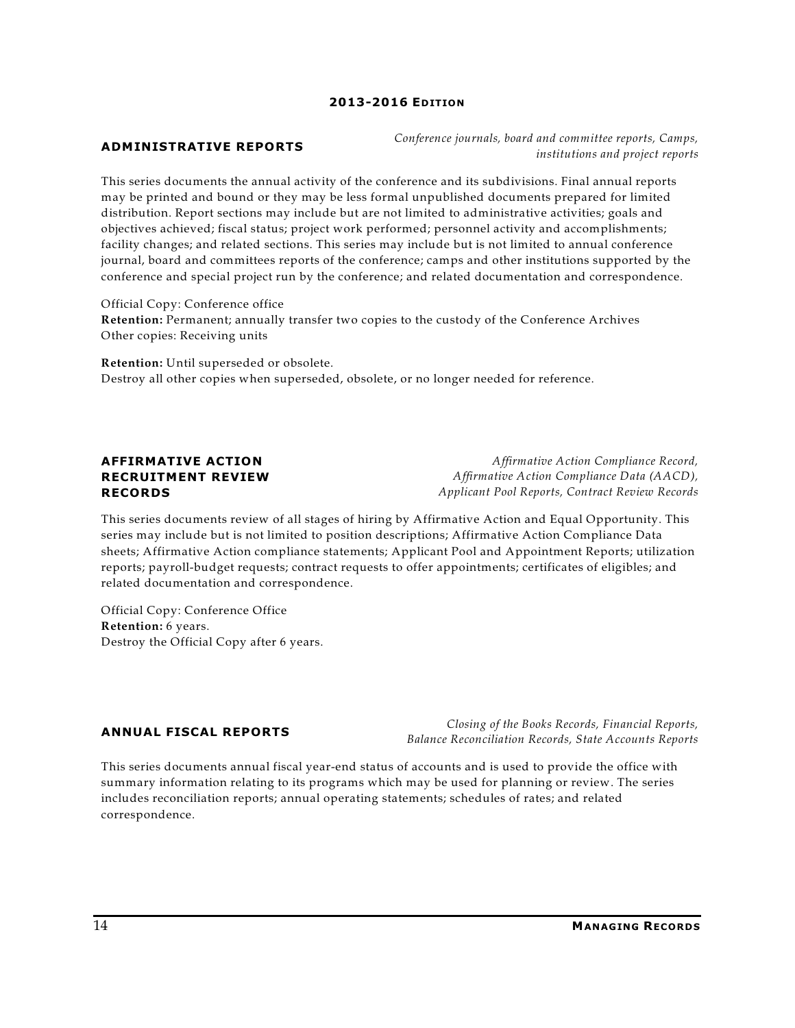## ADMINISTRATIVE REPORTS

*Conference journals, board and committee reports, Camps, institutions and project reports*

This series documents the annual activity of the conference and its subdivisions. Final annual reports may be printed and bound or they may be less formal unpublished documents prepared for limited distribution. Report sections may include but are not limited to administrative activities; goals and objectives achieved; fiscal status; project work performed; personnel activity and accomplishments; facility changes; and related sections. This series may include but is not limited to annual conference journal, board and committees reports of the conference; camps and other institutions supported by the conference and special project run by the conference; and related documentation and correspondence.

Official Copy: Conference office
**Retention:** Permanent; annually transfer two copies to the custody of the Conference Archives
Other copies: Receiving units

**Retention:** Until superseded or obsolete.
Destroy all other copies when superseded, obsolete, or no longer needed for reference.

## AFFIRMATIVE ACTION RECRUITMENT REVIEW RECORDS

*Affirmative Action Compliance Record, Affirmative Action Compliance Data (AACD), Applicant Pool Reports, Contract Review Records*

This series documents review of all stages of hiring by Affirmative Action and Equal Opportunity. This series may include but is not limited to position descriptions; Affirmative Action Compliance Data sheets; Affirmative Action compliance statements; Applicant Pool and Appointment Reports; utilization reports; payroll-budget requests; contract requests to offer appointments; certificates of eligibles; and related documentation and correspondence.

Official Copy: Conference Office
**Retention:** 6 years.
Destroy the Official Copy after 6 years.

## ANNUAL FISCAL REPORTS

*Closing of the Books Records, Financial Reports, Balance Reconciliation Records, State Accounts Reports*

This series documents annual fiscal year-end status of accounts and is used to provide the office with summary information relating to its programs which may be used for planning or review. The series includes reconciliation reports; annual operating statements; schedules of rates; and related correspondence.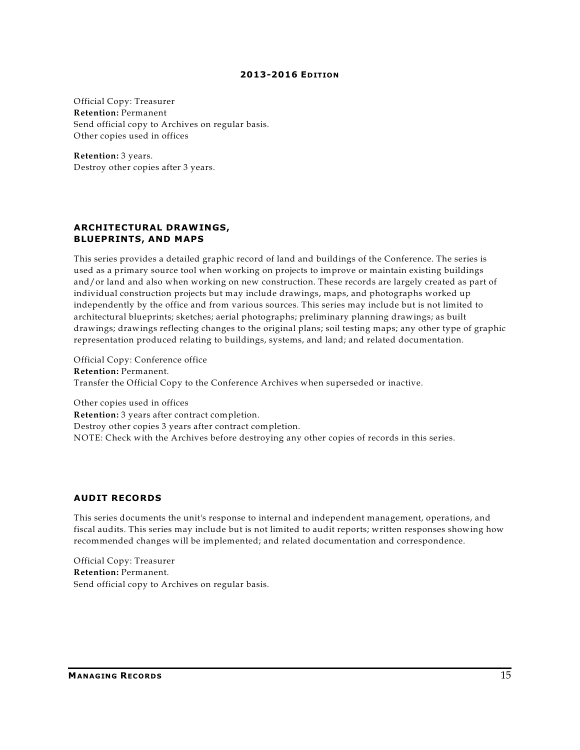Official Copy: Treasurer
**Retention:** Permanent
Send official copy to Archives on regular basis.
Other copies used in offices

**Retention:** 3 years.
Destroy other copies after 3 years.

### ARCHITECTURAL DRAWINGS, BLUEPRINTS, AND MAPS

This series provides a detailed graphic record of land and buildings of the Conference. The series is used as a primary source tool when working on projects to improve or maintain existing buildings and/or land and also when working on new construction. These records are largely created as part of individual construction projects but may include drawings, maps, and photographs worked up independently by the office and from various sources. This series may include but is not limited to architectural blueprints; sketches; aerial photographs; preliminary planning drawings; as built drawings; drawings reflecting changes to the original plans; soil testing maps; any other type of graphic representation produced relating to buildings, systems, and land; and related documentation.

Official Copy: Conference office
**Retention:** Permanent.
Transfer the Official Copy to the Conference Archives when superseded or inactive.

Other copies used in offices
**Retention:** 3 years after contract completion.
Destroy other copies 3 years after contract completion.
NOTE: Check with the Archives before destroying any other copies of records in this series.

### AUDIT RECORDS

This series documents the unit's response to internal and independent management, operations, and fiscal audits. This series may include but is not limited to audit reports; written responses showing how recommended changes will be implemented; and related documentation and correspondence.

Official Copy: Treasurer
**Retention:** Permanent.
Send official copy to Archives on regular basis.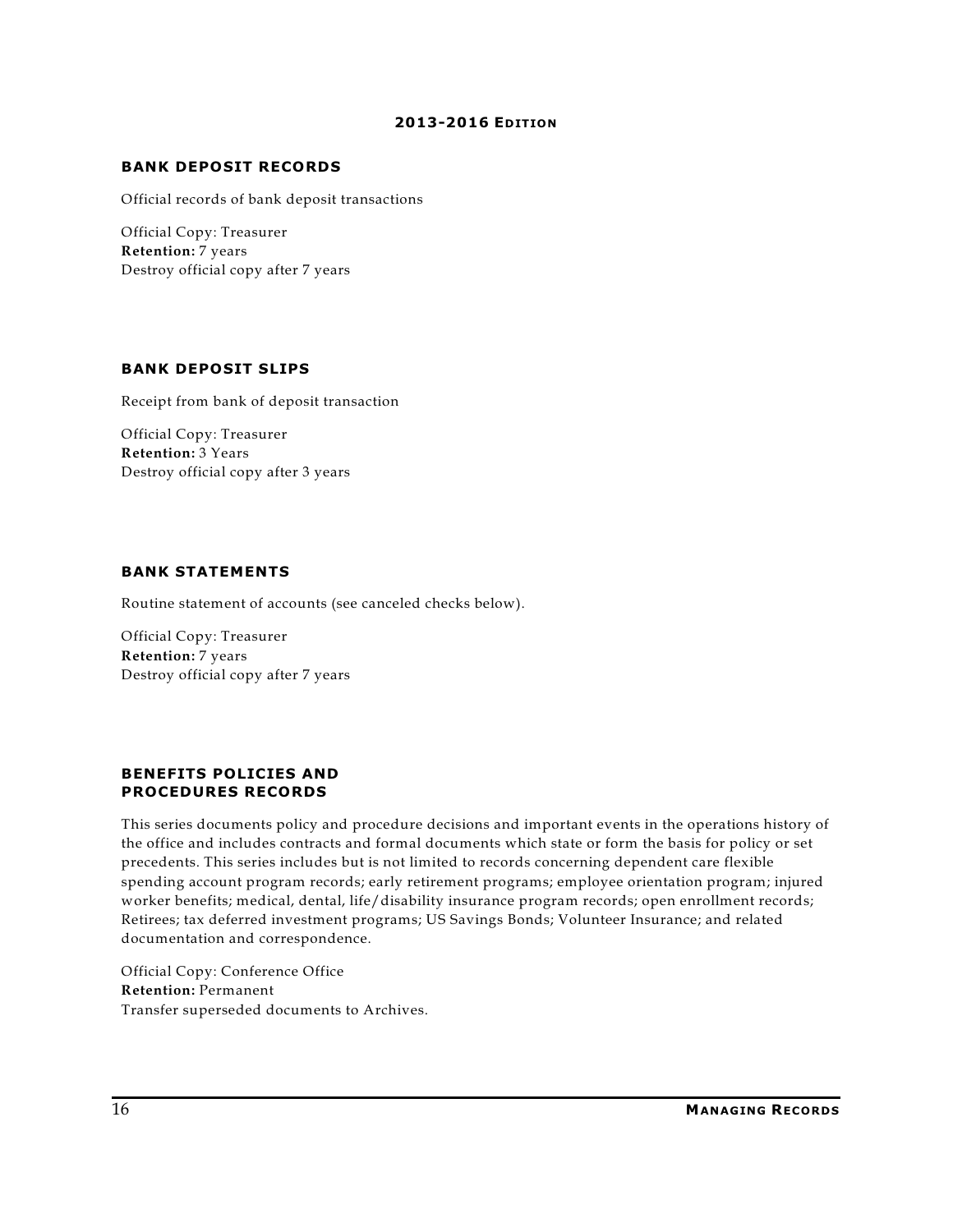## BANK DEPOSIT RECORDS

Official records of bank deposit transactions

Official Copy: Treasurer
**Retention:** 7 years
Destroy official copy after 7 years

## BANK DEPOSIT SLIPS

Receipt from bank of deposit transaction

Official Copy: Treasurer
**Retention:** 3 Years
Destroy official copy after 3 years

## BANK STATEMENTS

Routine statement of accounts (see canceled checks below).

Official Copy: Treasurer
**Retention:** 7 years
Destroy official copy after 7 years

## BENEFITS POLICIES AND PROCEDURES RECORDS

This series documents policy and procedure decisions and important events in the operations history of the office and includes contracts and formal documents which state or form the basis for policy or set precedents. This series includes but is not limited to records concerning dependent care flexible spending account program records; early retirement programs; employee orientation program; injured worker benefits; medical, dental, life/disability insurance program records; open enrollment records; Retirees; tax deferred investment programs; US Savings Bonds; Volunteer Insurance; and related documentation and correspondence.

Official Copy: Conference Office
**Retention:** Permanent
Transfer superseded documents to Archives.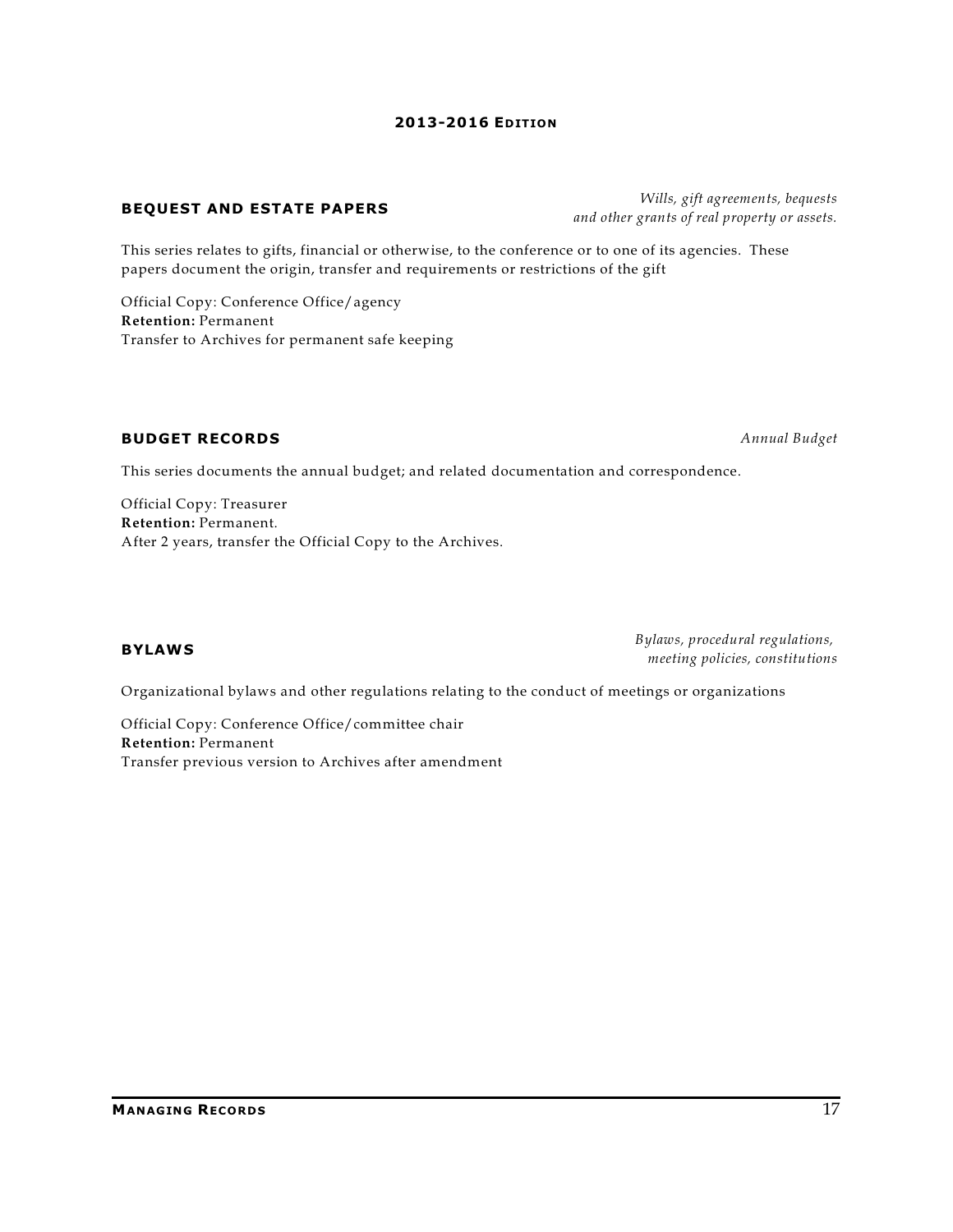### BEQUEST AND ESTATE PAPERS

*Wills, gift agreements, bequests and other grants of real property or assets.*

This series relates to gifts, financial or otherwise, to the conference or to one of its agencies. These papers document the origin, transfer and requirements or restrictions of the gift

Official Copy: Conference Office/agency
**Retention:** Permanent
Transfer to Archives for permanent safe keeping

### BUDGET RECORDS

*Annual Budget*

This series documents the annual budget; and related documentation and correspondence.

Official Copy: Treasurer
**Retention:** Permanent.
After 2 years, transfer the Official Copy to the Archives.

### BYLAWS

*Bylaws, procedural regulations, meeting policies, constitutions*

Organizational bylaws and other regulations relating to the conduct of meetings or organizations

Official Copy: Conference Office/committee chair
**Retention:** Permanent
Transfer previous version to Archives after amendment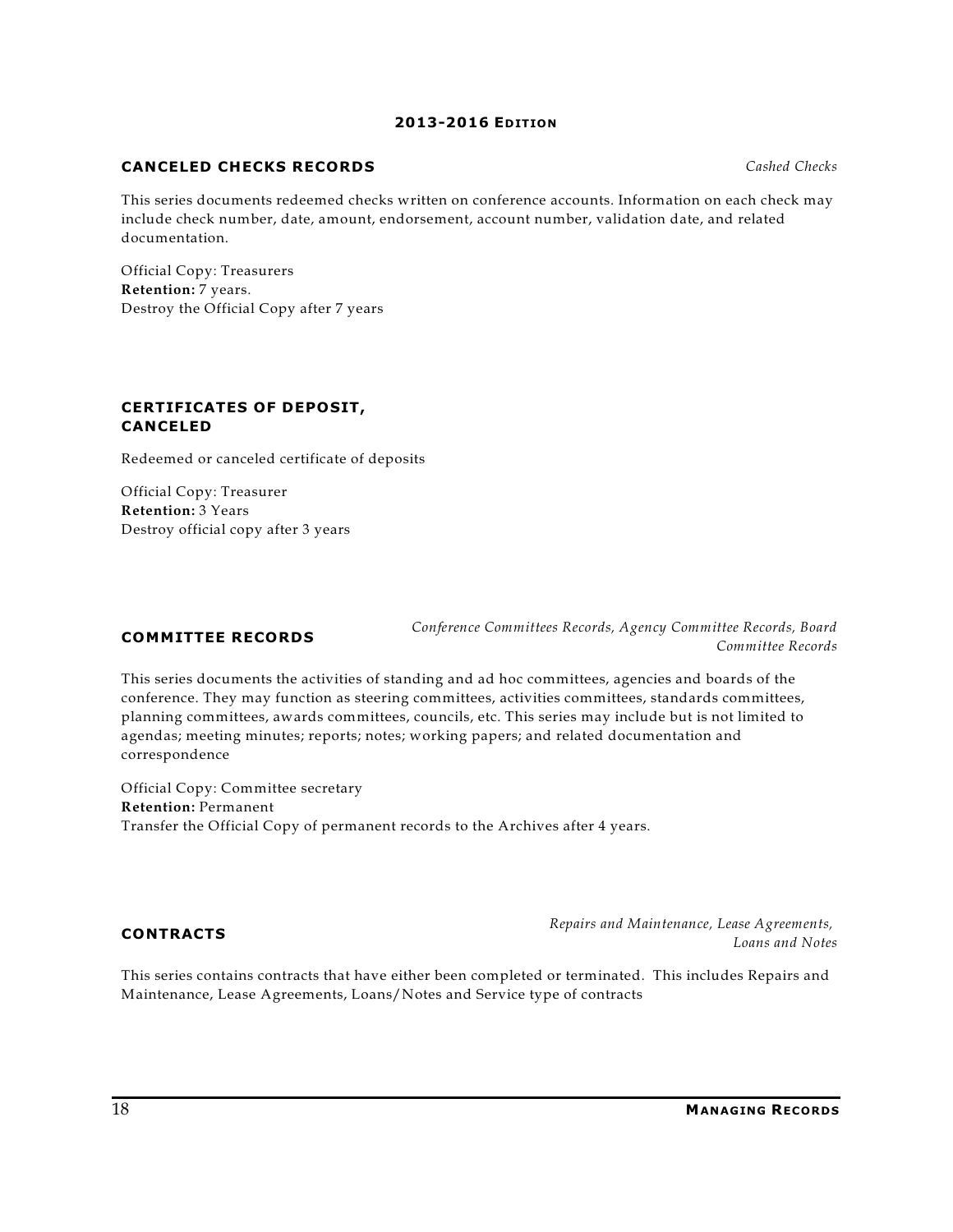### CANCELED CHECKS RECORDS

*Cashed Checks*

This series documents redeemed checks written on conference accounts. Information on each check may include check number, date, amount, endorsement, account number, validation date, and related documentation.

Official Copy: Treasurers
**Retention:** 7 years.
Destroy the Official Copy after 7 years

### CERTIFICATES OF DEPOSIT, CANCELED

Redeemed or canceled certificate of deposits

Official Copy: Treasurer
**Retention:** 3 Years
Destroy official copy after 3 years

### COMMITTEE RECORDS

*Conference Committees Records, Agency Committee Records, Board Committee Records*

This series documents the activities of standing and ad hoc committees, agencies and boards of the conference. They may function as steering committees, activities committees, standards committees, planning committees, awards committees, councils, etc. This series may include but is not limited to agendas; meeting minutes; reports; notes; working papers; and related documentation and correspondence

Official Copy: Committee secretary
**Retention:** Permanent
Transfer the Official Copy of permanent records to the Archives after 4 years.

### CONTRACTS

*Repairs and Maintenance, Lease Agreements, Loans and Notes*

This series contains contracts that have either been completed or terminated. This includes Repairs and Maintenance, Lease Agreements, Loans/Notes and Service type of contracts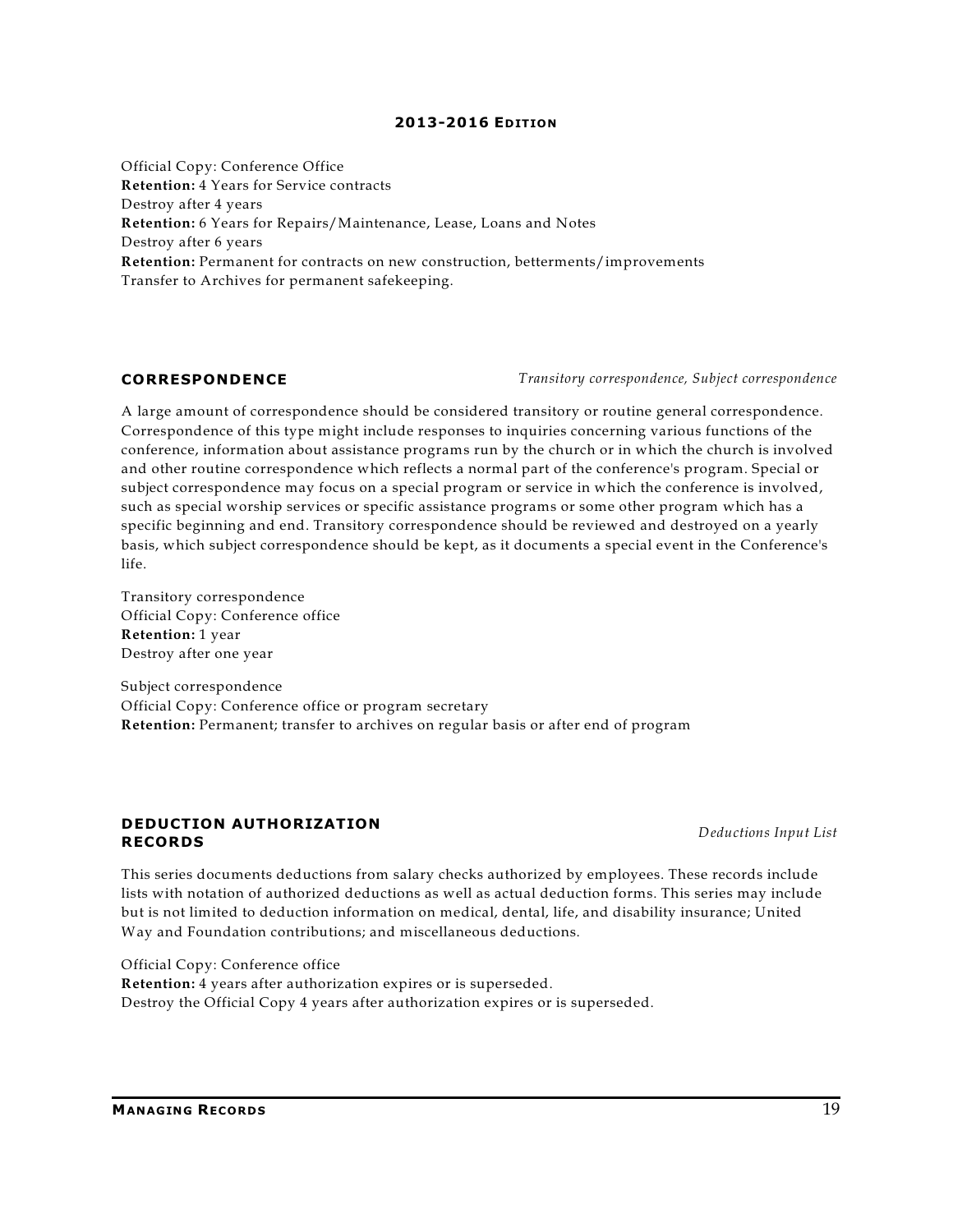Official Copy: Conference Office
**Retention:** 4 Years for Service contracts
Destroy after 4 years
**Retention:** 6 Years for Repairs/Maintenance, Lease, Loans and Notes
Destroy after 6 years
**Retention:** Permanent for contracts on new construction, betterments/improvements
Transfer to Archives for permanent safekeeping.

## CORRESPONDENCE

*Transitory correspondence, Subject correspondence*

A large amount of correspondence should be considered transitory or routine general correspondence. Correspondence of this type might include responses to inquiries concerning various functions of the conference, information about assistance programs run by the church or in which the church is involved and other routine correspondence which reflects a normal part of the conference's program. Special or subject correspondence may focus on a special program or service in which the conference is involved, such as special worship services or specific assistance programs or some other program which has a specific beginning and end. Transitory correspondence should be reviewed and destroyed on a yearly basis, which subject correspondence should be kept, as it documents a special event in the Conference's life.

Transitory correspondence
Official Copy: Conference office
**Retention:** 1 year
Destroy after one year

Subject correspondence
Official Copy: Conference office or program secretary
**Retention:** Permanent; transfer to archives on regular basis or after end of program

## DEDUCTION AUTHORIZATION RECORDS

*Deductions Input List*

This series documents deductions from salary checks authorized by employees. These records include lists with notation of authorized deductions as well as actual deduction forms. This series may include but is not limited to deduction information on medical, dental, life, and disability insurance; United Way and Foundation contributions; and miscellaneous deductions.

Official Copy: Conference office
**Retention:** 4 years after authorization expires or is superseded.
Destroy the Official Copy 4 years after authorization expires or is superseded.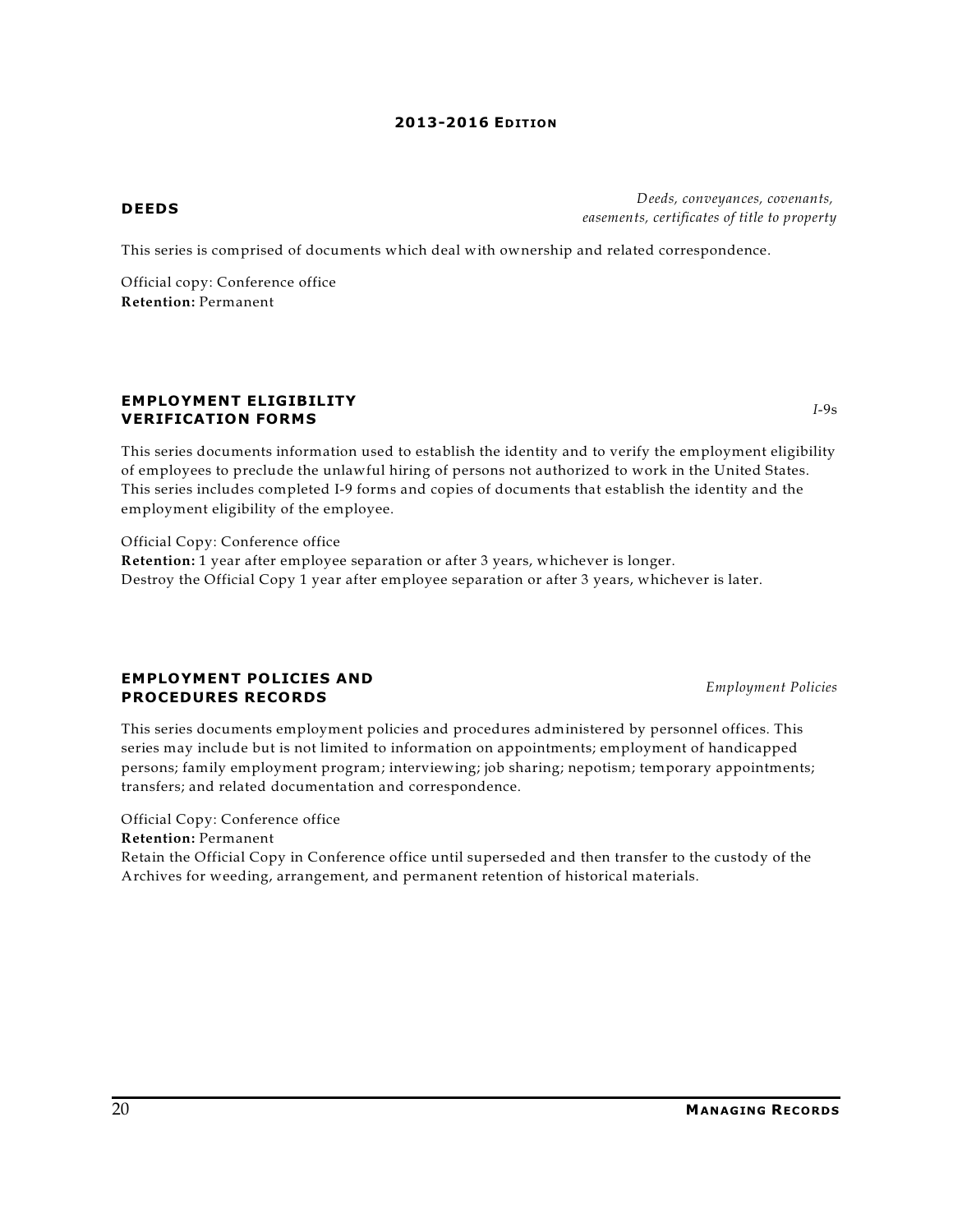## DEEDS

*Deeds, conveyances, covenants, easements, certificates of title to property*

This series is comprised of documents which deal with ownership and related correspondence.

Official copy: Conference office
**Retention:** Permanent

## EMPLOYMENT ELIGIBILITY VERIFICATION FORMS

*I*-9s

This series documents information used to establish the identity and to verify the employment eligibility of employees to preclude the unlawful hiring of persons not authorized to work in the United States. This series includes completed I-9 forms and copies of documents that establish the identity and the employment eligibility of the employee.

Official Copy: Conference office
**Retention:** 1 year after employee separation or after 3 years, whichever is longer.
Destroy the Official Copy 1 year after employee separation or after 3 years, whichever is later.

## EMPLOYMENT POLICIES AND PROCEDURES RECORDS

*Employment Policies*

This series documents employment policies and procedures administered by personnel offices. This series may include but is not limited to information on appointments; employment of handicapped persons; family employment program; interviewing; job sharing; nepotism; temporary appointments; transfers; and related documentation and correspondence.

Official Copy: Conference office
**Retention:** Permanent
Retain the Official Copy in Conference office until superseded and then transfer to the custody of the Archives for weeding, arrangement, and permanent retention of historical materials.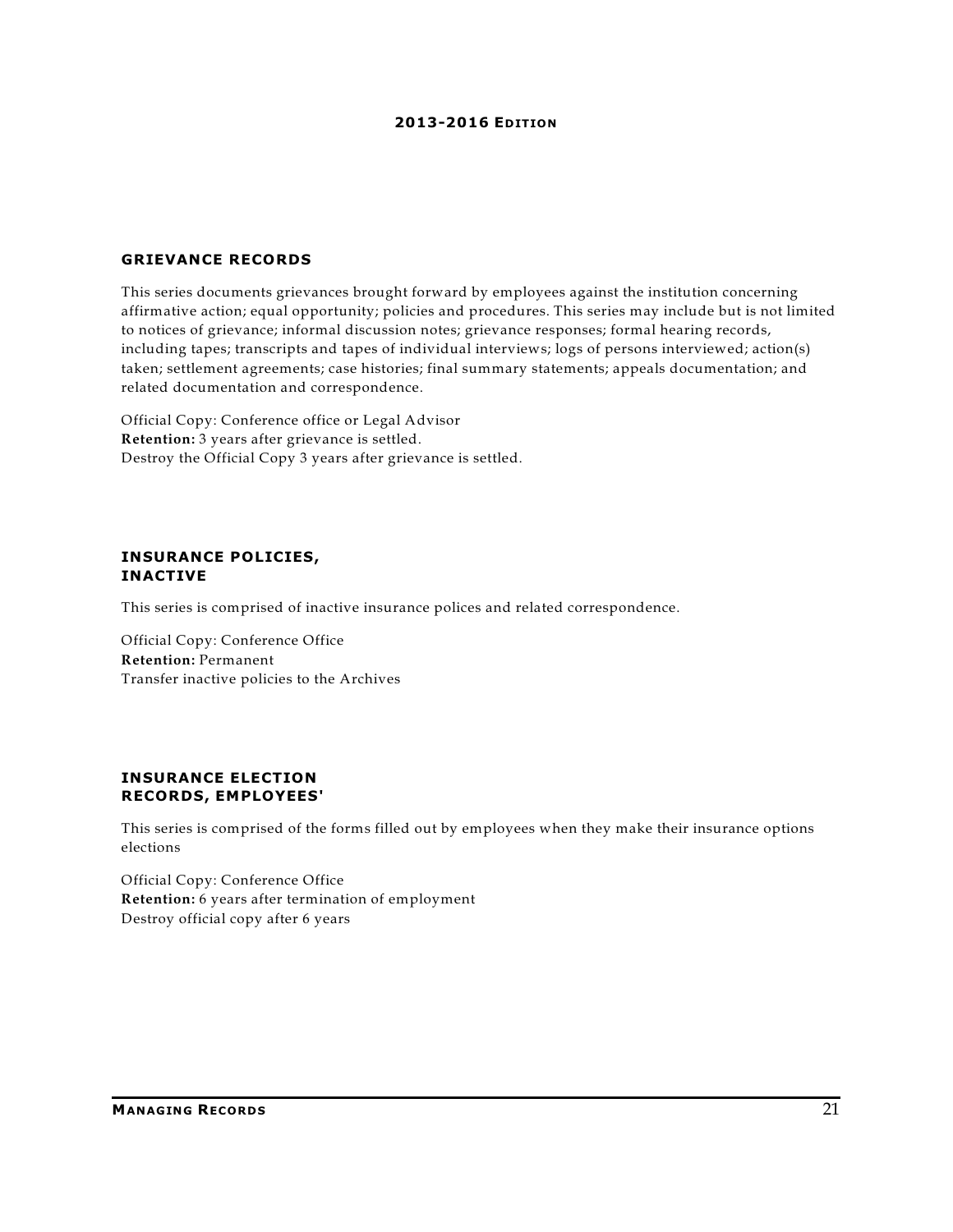## GRIEVANCE RECORDS

This series documents grievances brought forward by employees against the institution concerning affirmative action; equal opportunity; policies and procedures. This series may include but is not limited to notices of grievance; informal discussion notes; grievance responses; formal hearing records, including tapes; transcripts and tapes of individual interviews; logs of persons interviewed; action(s) taken; settlement agreements; case histories; final summary statements; appeals documentation; and related documentation and correspondence.

Official Copy: Conference office or Legal Advisor
**Retention:** 3 years after grievance is settled.
Destroy the Official Copy 3 years after grievance is settled.

## INSURANCE POLICIES, INACTIVE

This series is comprised of inactive insurance polices and related correspondence.

Official Copy: Conference Office
**Retention:** Permanent
Transfer inactive policies to the Archives

## INSURANCE ELECTION RECORDS, EMPLOYEES'

This series is comprised of the forms filled out by employees when they make their insurance options elections

Official Copy: Conference Office
**Retention:** 6 years after termination of employment
Destroy official copy after 6 years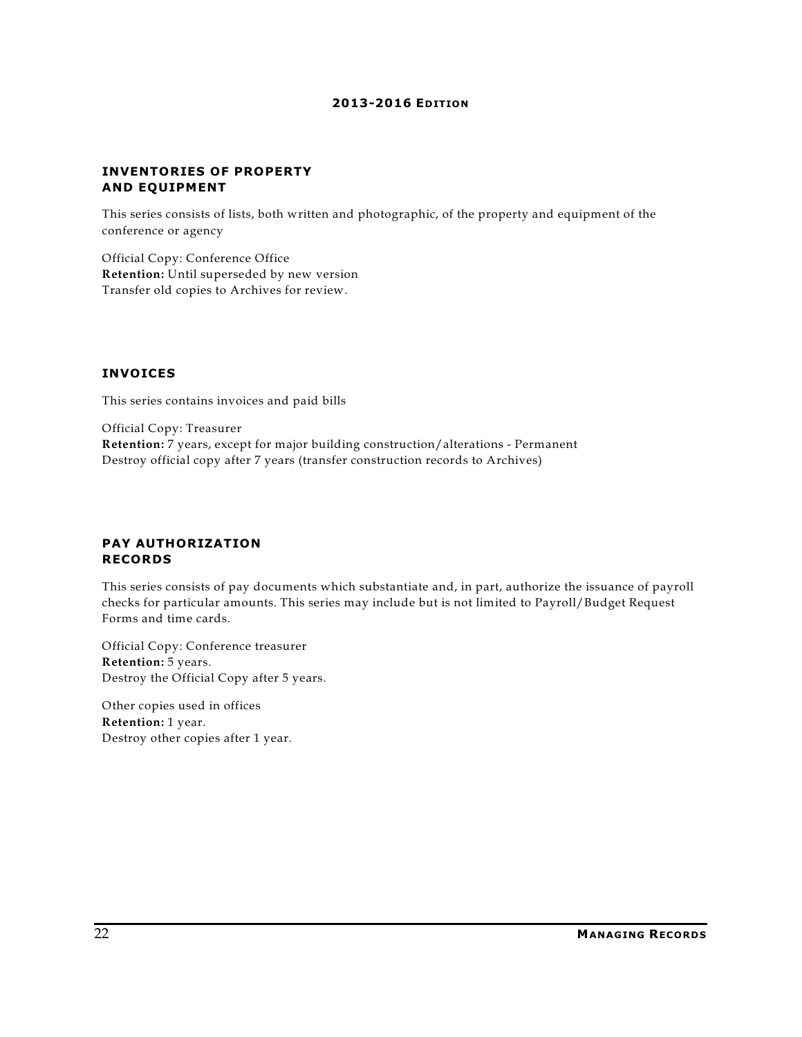## INVENTORIES OF PROPERTY AND EQUIPMENT

This series consists of lists, both written and photographic, of the property and equipment of the conference or agency

Official Copy: Conference Office
**Retention:** Until superseded by new version
Transfer old copies to Archives for review.

## INVOICES

This series contains invoices and paid bills

Official Copy: Treasurer
**Retention:** 7 years, except for major building construction/alterations - Permanent
Destroy official copy after 7 years (transfer construction records to Archives)

## PAY AUTHORIZATION RECORDS

This series consists of pay documents which substantiate and, in part, authorize the issuance of payroll checks for particular amounts. This series may include but is not limited to Payroll/Budget Request Forms and time cards.

Official Copy: Conference treasurer
**Retention:** 5 years.
Destroy the Official Copy after 5 years.

Other copies used in offices
**Retention:** 1 year.
Destroy other copies after 1 year.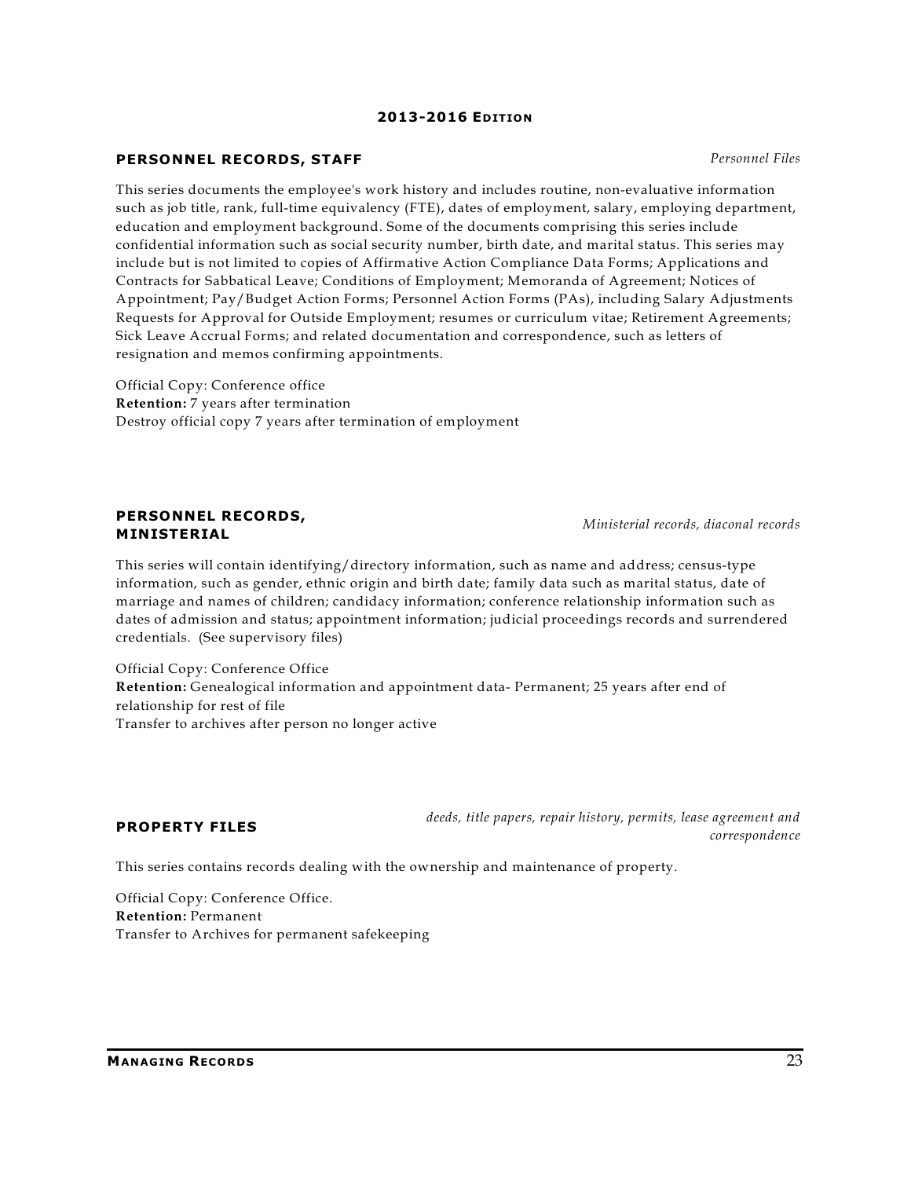### PERSONNEL RECORDS, STAFF

*Personnel Files*

This series documents the employee's work history and includes routine, non-evaluative information such as job title, rank, full-time equivalency (FTE), dates of employment, salary, employing department, education and employment background. Some of the documents comprising this series include confidential information such as social security number, birth date, and marital status. This series may include but is not limited to copies of Affirmative Action Compliance Data Forms; Applications and Contracts for Sabbatical Leave; Conditions of Employment; Memoranda of Agreement; Notices of Appointment; Pay/Budget Action Forms; Personnel Action Forms (PAs), including Salary Adjustments Requests for Approval for Outside Employment; resumes or curriculum vitae; Retirement Agreements; Sick Leave Accrual Forms; and related documentation and correspondence, such as letters of resignation and memos confirming appointments.

Official Copy: Conference office
**Retention:** 7 years after termination
Destroy official copy 7 years after termination of employment

### PERSONNEL RECORDS, MINISTERIAL

*Ministerial records, diaconal records*

This series will contain identifying/directory information, such as name and address; census-type information, such as gender, ethnic origin and birth date; family data such as marital status, date of marriage and names of children; candidacy information; conference relationship information such as dates of admission and status; appointment information; judicial proceedings records and surrendered credentials. (See supervisory files)

Official Copy: Conference Office
**Retention:** Genealogical information and appointment data- Permanent; 25 years after end of relationship for rest of file
Transfer to archives after person no longer active

### PROPERTY FILES

*deeds, title papers, repair history, permits, lease agreement and correspondence*

This series contains records dealing with the ownership and maintenance of property.

Official Copy: Conference Office.
**Retention:** Permanent
Transfer to Archives for permanent safekeeping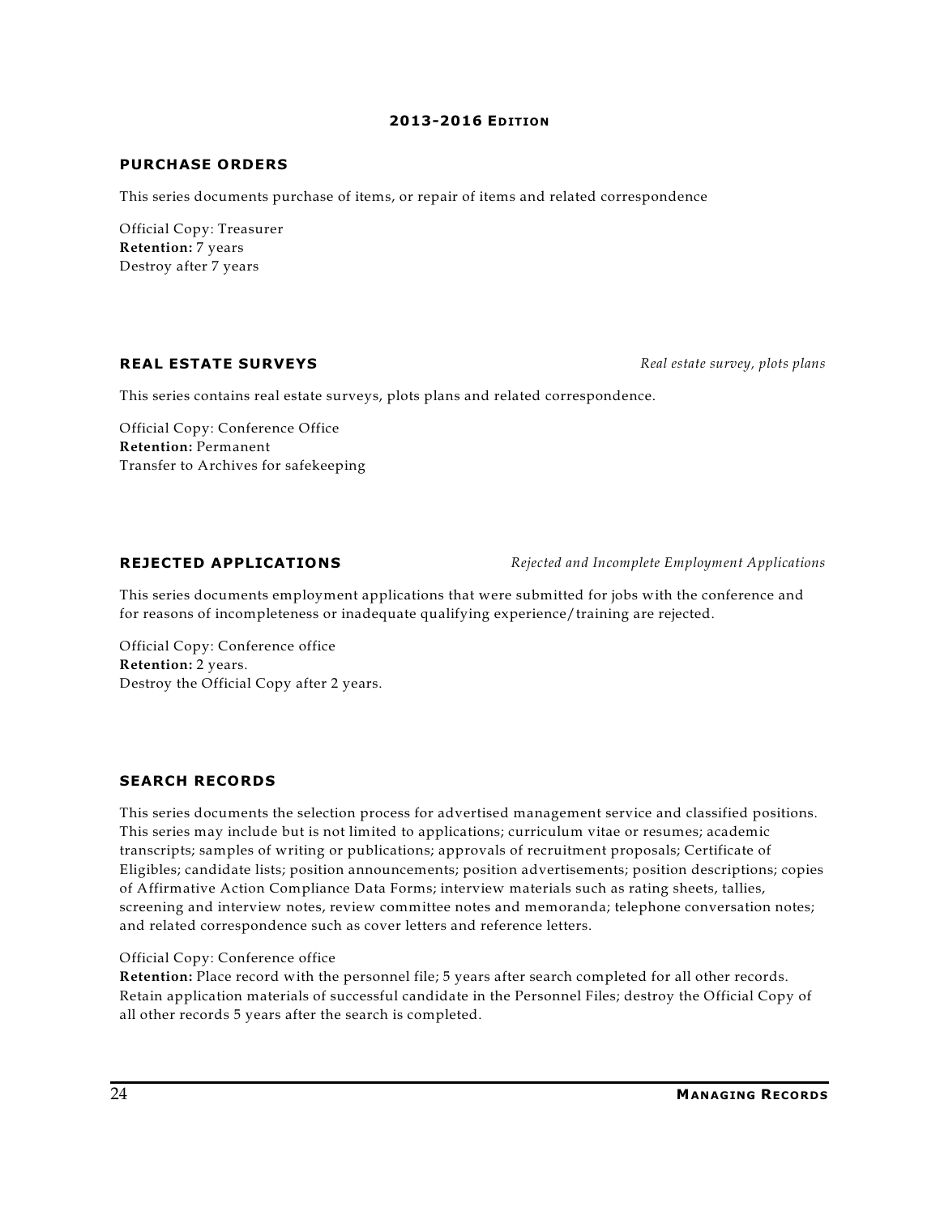## PURCHASE ORDERS

This series documents purchase of items, or repair of items and related correspondence

Official Copy: Treasurer
**Retention:** 7 years
Destroy after 7 years

## REAL ESTATE SURVEYS

*Real estate survey, plots plans*

This series contains real estate surveys, plots plans and related correspondence.

Official Copy: Conference Office
**Retention:** Permanent
Transfer to Archives for safekeeping

## REJECTED APPLICATIONS

*Rejected and Incomplete Employment Applications*

This series documents employment applications that were submitted for jobs with the conference and for reasons of incompleteness or inadequate qualifying experience/training are rejected.

Official Copy: Conference office
**Retention:** 2 years.
Destroy the Official Copy after 2 years.

## SEARCH RECORDS

This series documents the selection process for advertised management service and classified positions. This series may include but is not limited to applications; curriculum vitae or resumes; academic transcripts; samples of writing or publications; approvals of recruitment proposals; Certificate of Eligibles; candidate lists; position announcements; position advertisements; position descriptions; copies of Affirmative Action Compliance Data Forms; interview materials such as rating sheets, tallies, screening and interview notes, review committee notes and memoranda; telephone conversation notes; and related correspondence such as cover letters and reference letters.

Official Copy: Conference office
**Retention:** Place record with the personnel file; 5 years after search completed for all other records. Retain application materials of successful candidate in the Personnel Files; destroy the Official Copy of all other records 5 years after the search is completed.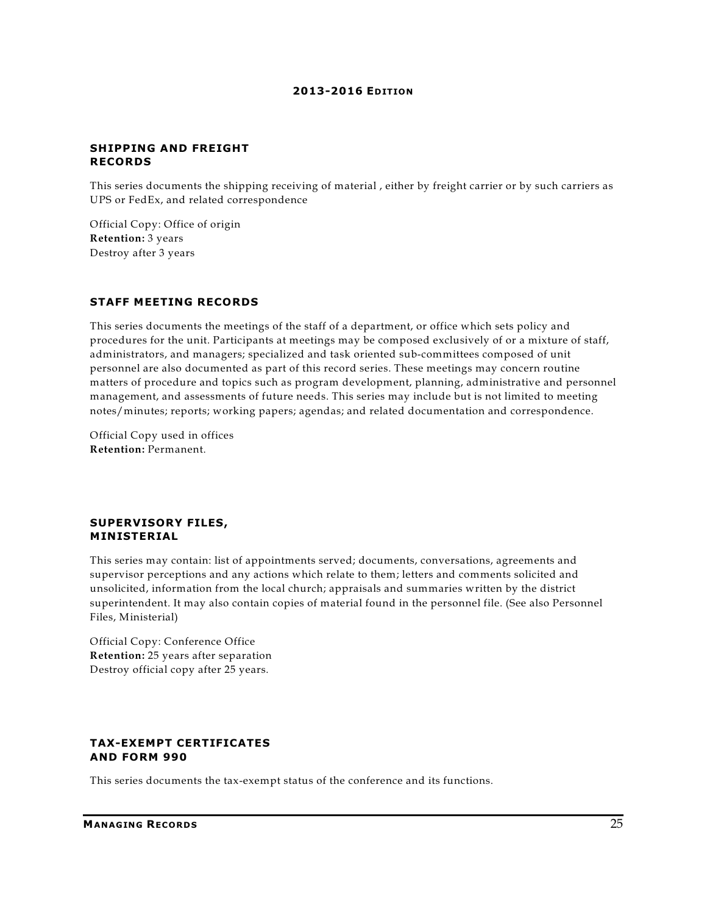## SHIPPING AND FREIGHT RECORDS

This series documents the shipping receiving of material , either by freight carrier or by such carriers as UPS or FedEx, and related correspondence

Official Copy: Office of origin
**Retention:** 3 years
Destroy after 3 years

## STAFF MEETING RECORDS

This series documents the meetings of the staff of a department, or office which sets policy and procedures for the unit. Participants at meetings may be composed exclusively of or a mixture of staff, administrators, and managers; specialized and task oriented sub-committees composed of unit personnel are also documented as part of this record series. These meetings may concern routine matters of procedure and topics such as program development, planning, administrative and personnel management, and assessments of future needs. This series may include but is not limited to meeting notes/minutes; reports; working papers; agendas; and related documentation and correspondence.

Official Copy used in offices
**Retention:** Permanent.

## SUPERVISORY FILES, MINISTERIAL

This series may contain: list of appointments served; documents, conversations, agreements and supervisor perceptions and any actions which relate to them; letters and comments solicited and unsolicited, information from the local church; appraisals and summaries written by the district superintendent. It may also contain copies of material found in the personnel file. (See also Personnel Files, Ministerial)

Official Copy: Conference Office
**Retention:** 25 years after separation
Destroy official copy after 25 years.

## TAX-EXEMPT CERTIFICATES AND FORM 990

This series documents the tax-exempt status of the conference and its functions.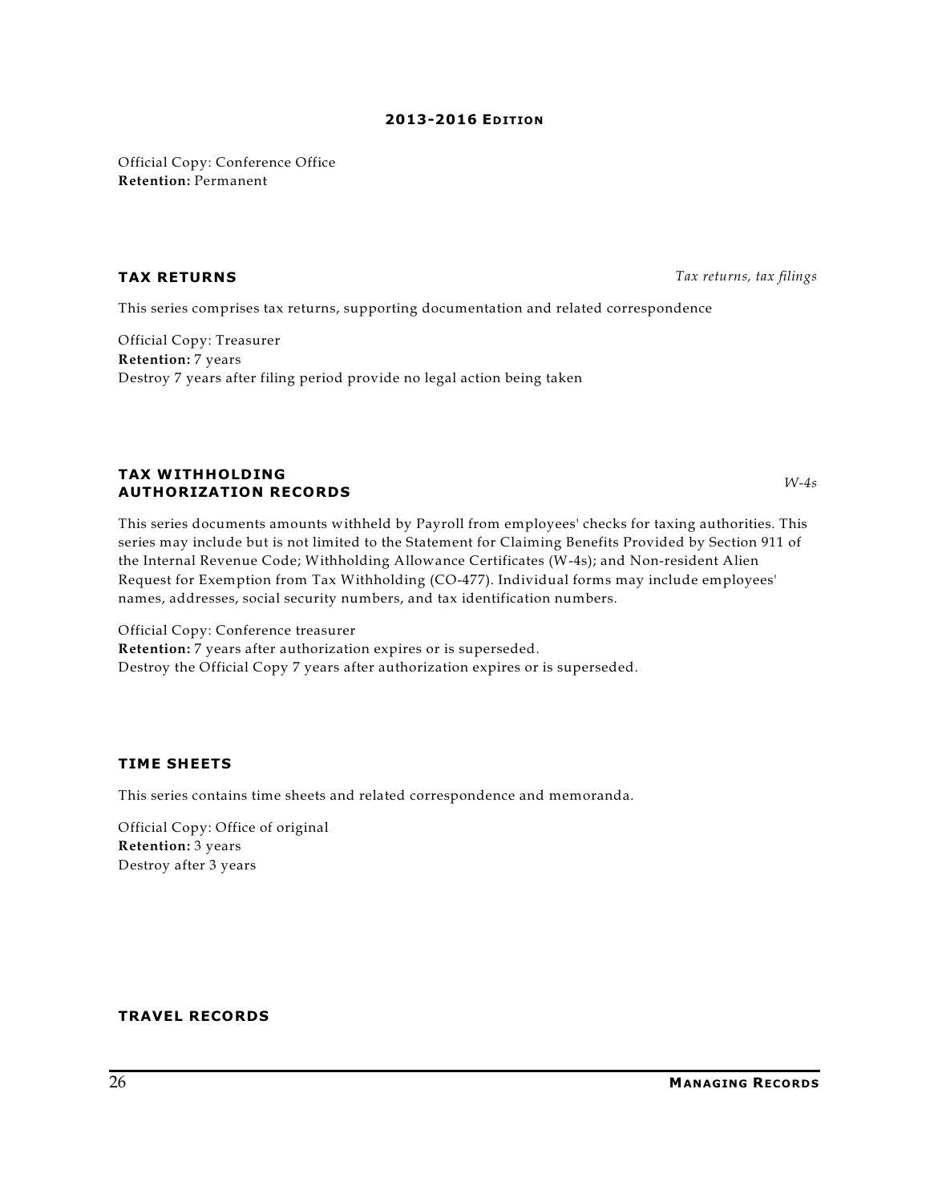Official Copy: Conference Office
**Retention:** Permanent

### TAX RETURNS

*Tax returns, tax filings*

This series comprises tax returns, supporting documentation and related correspondence

Official Copy: Treasurer
**Retention:** 7 years
Destroy 7 years after filing period provide no legal action being taken

### TAX WITHHOLDING AUTHORIZATION RECORDS

*W-4s*

This series documents amounts withheld by Payroll from employees' checks for taxing authorities. This series may include but is not limited to the Statement for Claiming Benefits Provided by Section 911 of the Internal Revenue Code; Withholding Allowance Certificates (W-4s); and Non-resident Alien Request for Exemption from Tax Withholding (CO-477). Individual forms may include employees' names, addresses, social security numbers, and tax identification numbers.

Official Copy: Conference treasurer
**Retention:** 7 years after authorization expires or is superseded.
Destroy the Official Copy 7 years after authorization expires or is superseded.

### TIME SHEETS

This series contains time sheets and related correspondence and memoranda.

Official Copy: Office of original
**Retention:** 3 years
Destroy after 3 years

### TRAVEL RECORDS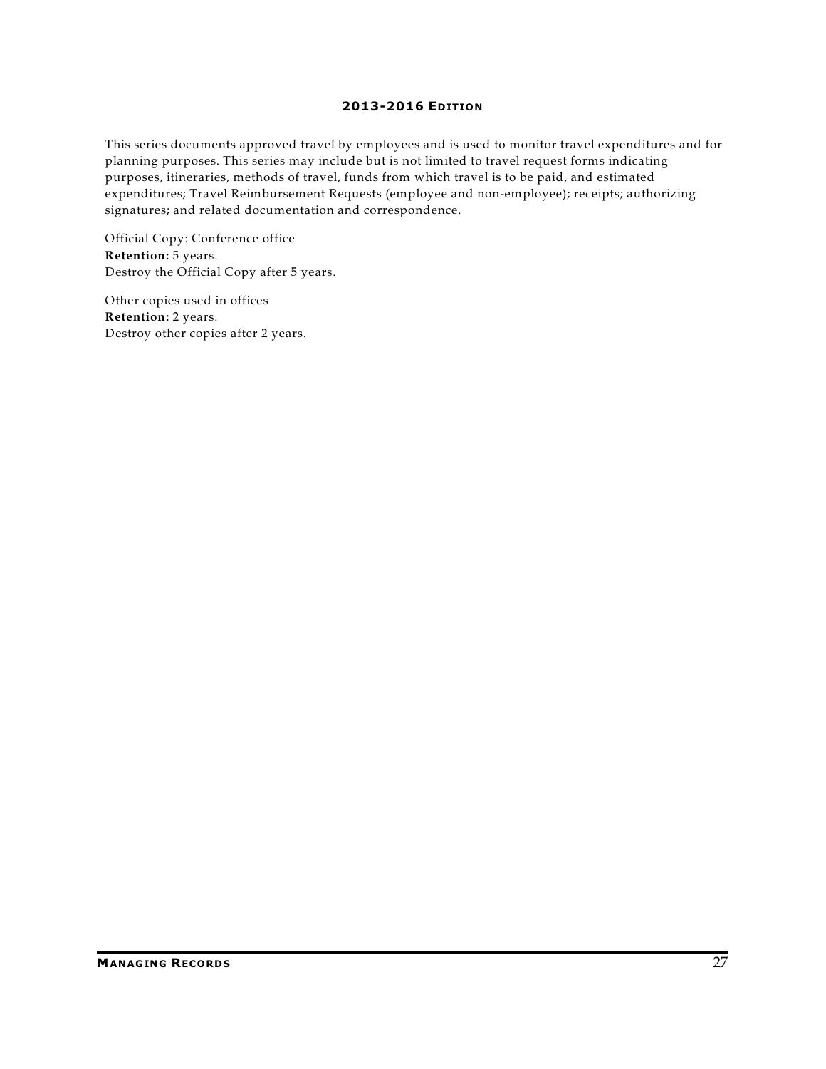This series documents approved travel by employees and is used to monitor travel expenditures and for planning purposes. This series may include but is not limited to travel request forms indicating purposes, itineraries, methods of travel, funds from which travel is to be paid, and estimated expenditures; Travel Reimbursement Requests (employee and non-employee); receipts; authorizing signatures; and related documentation and correspondence.

Official Copy: Conference office
**Retention:** 5 years.
Destroy the Official Copy after 5 years.

Other copies used in offices
**Retention:** 2 years.
Destroy other copies after 2 years.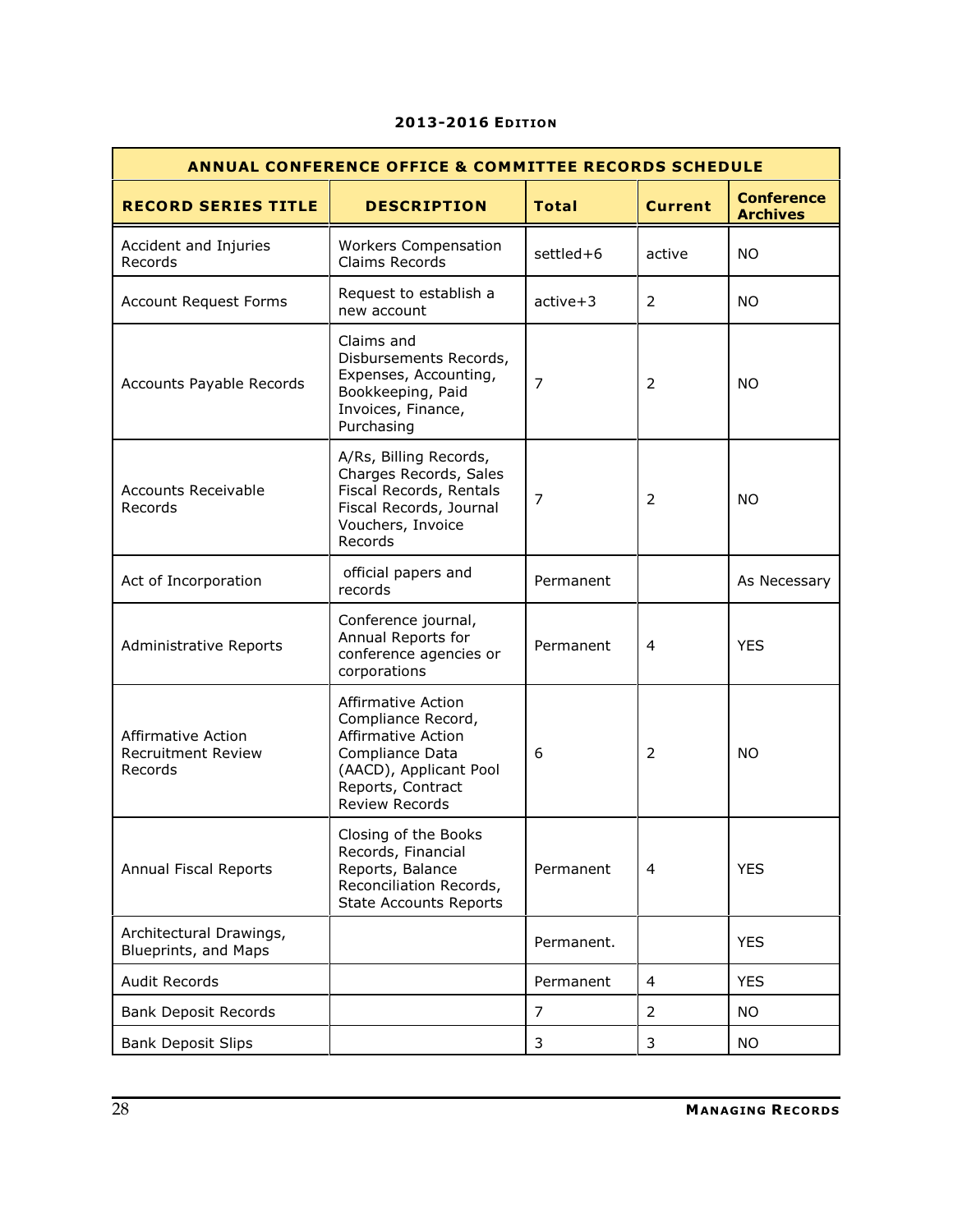**2013-2016 EDITION**

| ANNUAL CONFERENCE OFFICE & COMMITTEE RECORDS SCHEDULE | | | | |
|---|---|---|---|---|
| **RECORD SERIES TITLE** | **DESCRIPTION** | **Total** | **Current** | **Conference Archives** |
| Accident and Injuries Records | Workers Compensation Claims Records | settled+6 | active | NO |
| Account Request Forms | Request to establish a new account | active+3 | 2 | NO |
| Accounts Payable Records | Claims and Disbursements Records, Expenses, Accounting, Bookkeeping, Paid Invoices, Finance, Purchasing | 7 | 2 | NO |
| Accounts Receivable Records | A/Rs, Billing Records, Charges Records, Sales Fiscal Records, Rentals Fiscal Records, Journal Vouchers, Invoice Records | 7 | 2 | NO |
| Act of Incorporation | official papers and records | Permanent | | As Necessary |
| Administrative Reports | Conference journal, Annual Reports for conference agencies or corporations | Permanent | 4 | YES |
| Affirmative Action Recruitment Review Records | Affirmative Action Compliance Record, Affirmative Action Compliance Data (AACD), Applicant Pool Reports, Contract Review Records | 6 | 2 | NO |
| Annual Fiscal Reports | Closing of the Books Records, Financial Reports, Balance Reconciliation Records, State Accounts Reports | Permanent | 4 | YES |
| Architectural Drawings, Blueprints, and Maps | | Permanent. | | YES |
| Audit Records | | Permanent | 4 | YES |
| Bank Deposit Records | | 7 | 2 | NO |
| Bank Deposit Slips | | 3 | 3 | NO |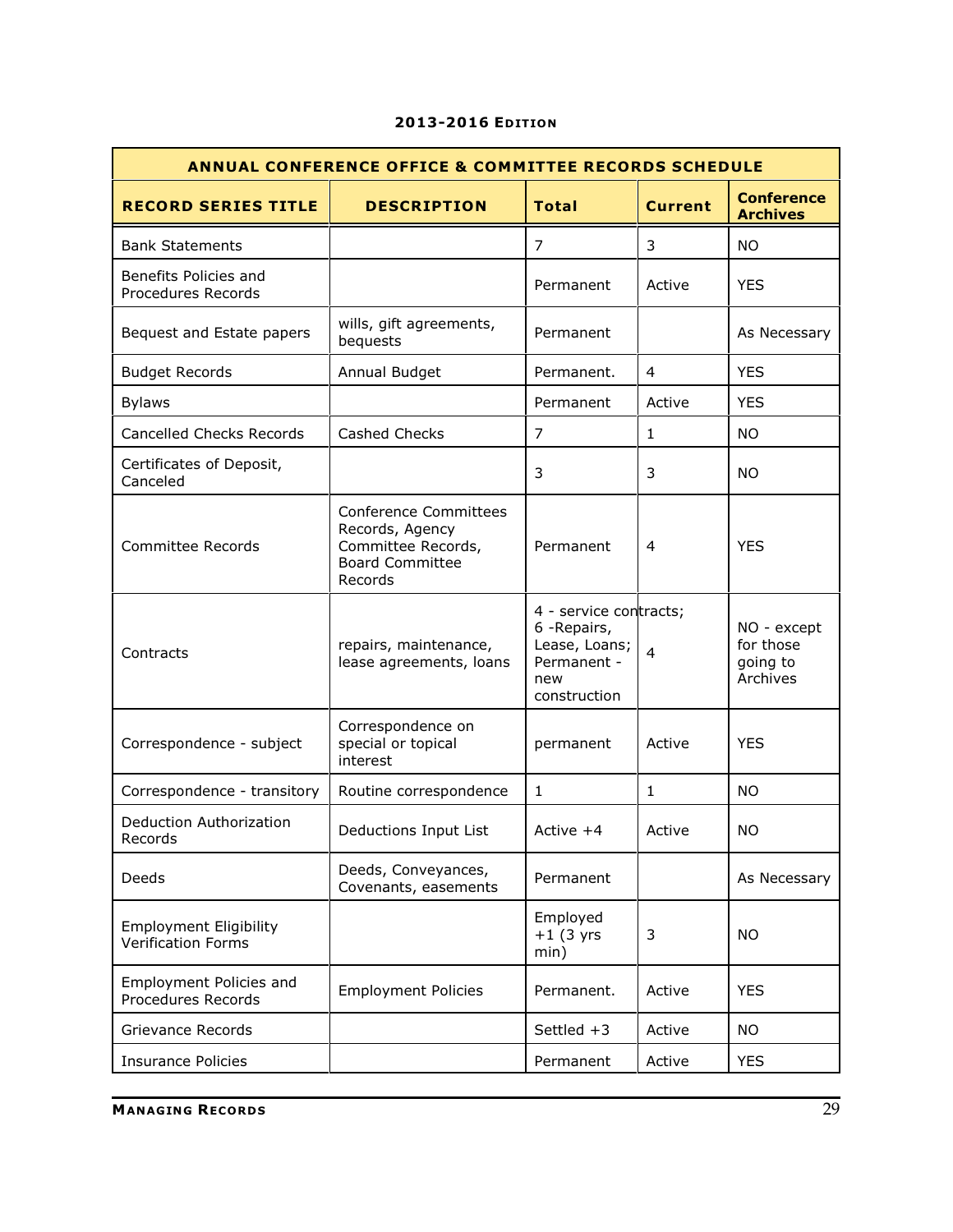**2013-2016 EDITION**

| ANNUAL CONFERENCE OFFICE & COMMITTEE RECORDS SCHEDULE | | | | |
|---|---|---|---|---|
| **RECORD SERIES TITLE** | **DESCRIPTION** | **Total** | **Current** | **Conference Archives** |
| Bank Statements | | 7 | 3 | NO |
| Benefits Policies and Procedures Records | | Permanent | Active | YES |
| Bequest and Estate papers | wills, gift agreements, bequests | Permanent | | As Necessary |
| Budget Records | Annual Budget | Permanent. | 4 | YES |
| Bylaws | | Permanent | Active | YES |
| Cancelled Checks Records | Cashed Checks | 7 | 1 | NO |
| Certificates of Deposit, Canceled | | 3 | 3 | NO |
| Committee Records | Conference Committees Records, Agency Committee Records, Board Committee Records | Permanent | 4 | YES |
| Contracts | repairs, maintenance, lease agreements, loans | 4 - service contracts; 6 -Repairs, Lease, Loans; Permanent - new construction | 4 | NO - except for those going to Archives |
| Correspondence - subject | Correspondence on special or topical interest | permanent | Active | YES |
| Correspondence - transitory | Routine correspondence | 1 | 1 | NO |
| Deduction Authorization Records | Deductions Input List | Active +4 | Active | NO |
| Deeds | Deeds, Conveyances, Covenants, easements | Permanent | | As Necessary |
| Employment Eligibility Verification Forms | | Employed +1 (3 yrs min) | 3 | NO |
| Employment Policies and Procedures Records | Employment Policies | Permanent. | Active | YES |
| Grievance Records | | Settled +3 | Active | NO |
| Insurance Policies | | Permanent | Active | YES |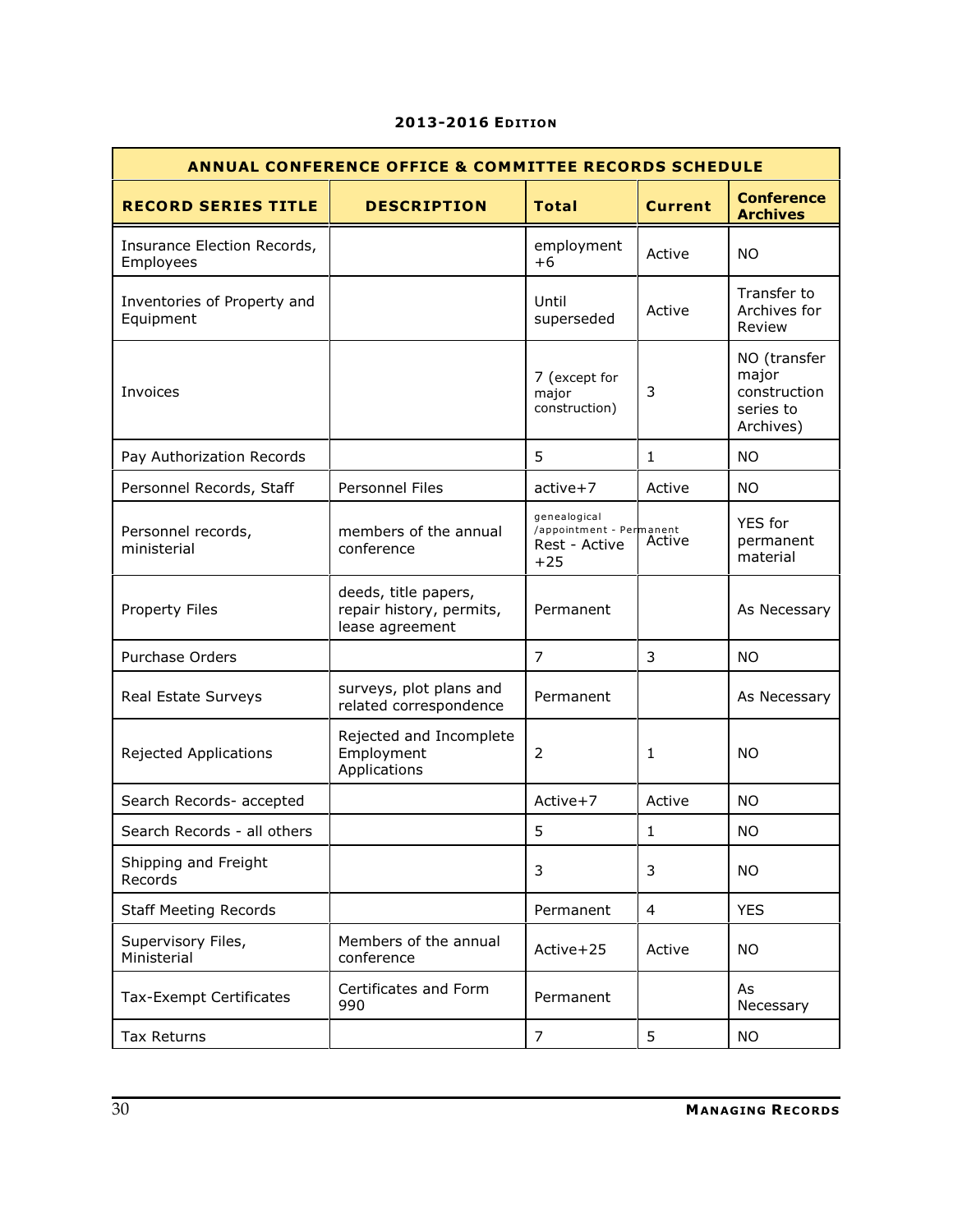**2013-2016 EDITION**

| ANNUAL CONFERENCE OFFICE & COMMITTEE RECORDS SCHEDULE | | | | |
|---|---|---|---|---|
| **RECORD SERIES TITLE** | **DESCRIPTION** | **Total** | **Current** | **Conference Archives** |
| Insurance Election Records, Employees | | employment +6 | Active | NO |
| Inventories of Property and Equipment | | Until superseded | Active | Transfer to Archives for Review |
| Invoices | | 7 (except for major construction) | 3 | NO (transfer major construction series to Archives) |
| Pay Authorization Records | | 5 | 1 | NO |
| Personnel Records, Staff | Personnel Files | active+7 | Active | NO |
| Personnel records, ministerial | members of the annual conference | genealogical /appointment - Permanent Rest - Active +25 | Active | YES for permanent material |
| Property Files | deeds, title papers, repair history, permits, lease agreement | Permanent | | As Necessary |
| Purchase Orders | | 7 | 3 | NO |
| Real Estate Surveys | surveys, plot plans and related correspondence | Permanent | | As Necessary |
| Rejected Applications | Rejected and Incomplete Employment Applications | 2 | 1 | NO |
| Search Records- accepted | | Active+7 | Active | NO |
| Search Records - all others | | 5 | 1 | NO |
| Shipping and Freight Records | | 3 | 3 | NO |
| Staff Meeting Records | | Permanent | 4 | YES |
| Supervisory Files, Ministerial | Members of the annual conference | Active+25 | Active | NO |
| Tax-Exempt Certificates | Certificates and Form 990 | Permanent | | As Necessary |
| Tax Returns | | 7 | 5 | NO |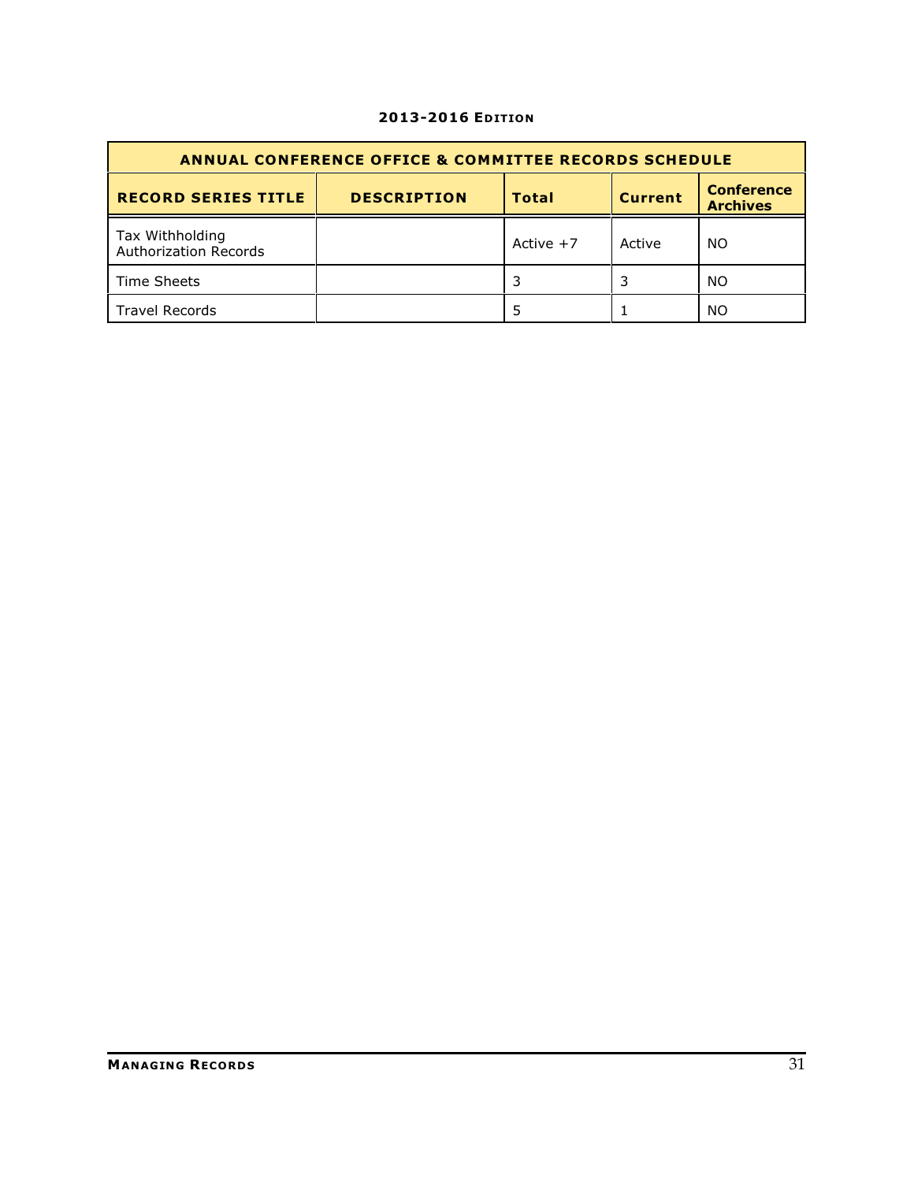**2013-2016 EDITION**

| ANNUAL CONFERENCE OFFICE & COMMITTEE RECORDS SCHEDULE | | | | |
|---|---|---|---|---|
| **RECORD SERIES TITLE** | **DESCRIPTION** | **Total** | **Current** | **Conference Archives** |
| Tax Withholding Authorization Records | | Active +7 | Active | NO |
| Time Sheets | | 3 | 3 | NO |
| Travel Records | | 5 | 1 | NO |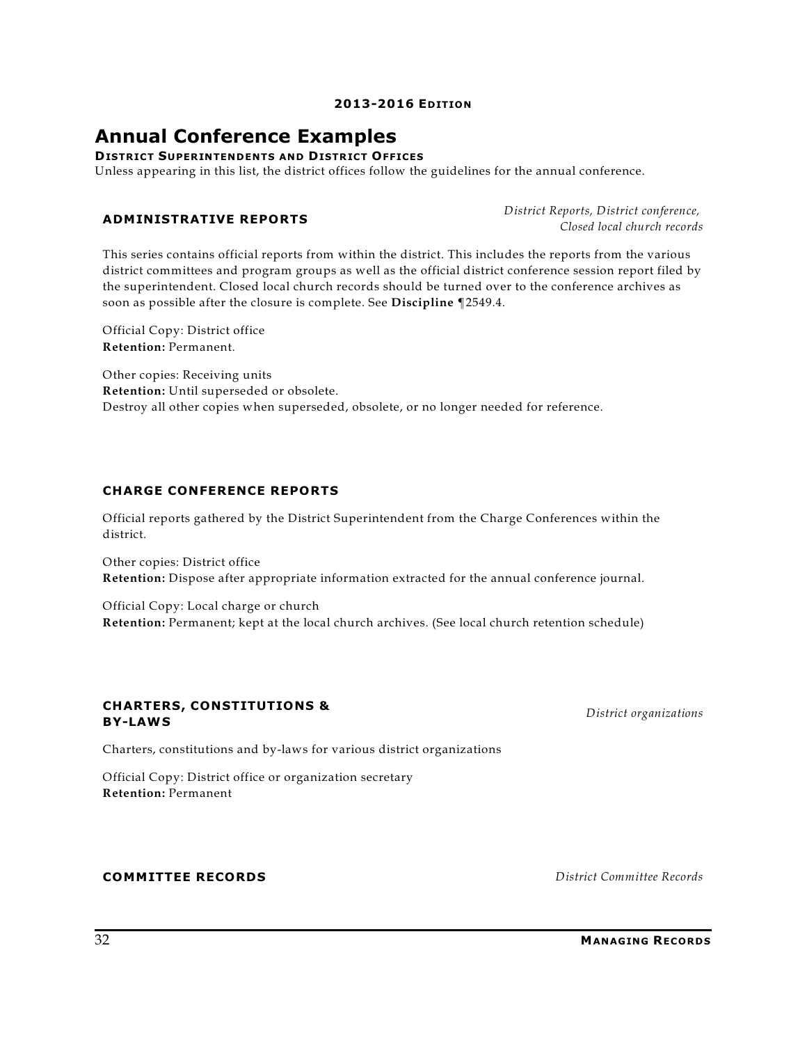# Annual Conference Examples

**DISTRICT SUPERINTENDENTS AND DISTRICT OFFICES**

Unless appearing in this list, the district offices follow the guidelines for the annual conference.

### ADMINISTRATIVE REPORTS

*District Reports, District conference, Closed local church records*

This series contains official reports from within the district. This includes the reports from the various district committees and program groups as well as the official district conference session report filed by the superintendent. Closed local church records should be turned over to the conference archives as soon as possible after the closure is complete. See **Discipline** ¶2549.4.

Official Copy: District office
**Retention:** Permanent.

Other copies: Receiving units
**Retention:** Until superseded or obsolete.
Destroy all other copies when superseded, obsolete, or no longer needed for reference.

### CHARGE CONFERENCE REPORTS

Official reports gathered by the District Superintendent from the Charge Conferences within the district.

Other copies: District office
**Retention:** Dispose after appropriate information extracted for the annual conference journal.

Official Copy: Local charge or church
**Retention:** Permanent; kept at the local church archives. (See local church retention schedule)

### CHARTERS, CONSTITUTIONS & BY-LAWS

*District organizations*

Charters, constitutions and by-laws for various district organizations

Official Copy: District office or organization secretary
**Retention:** Permanent

### COMMITTEE RECORDS

*District Committee Records*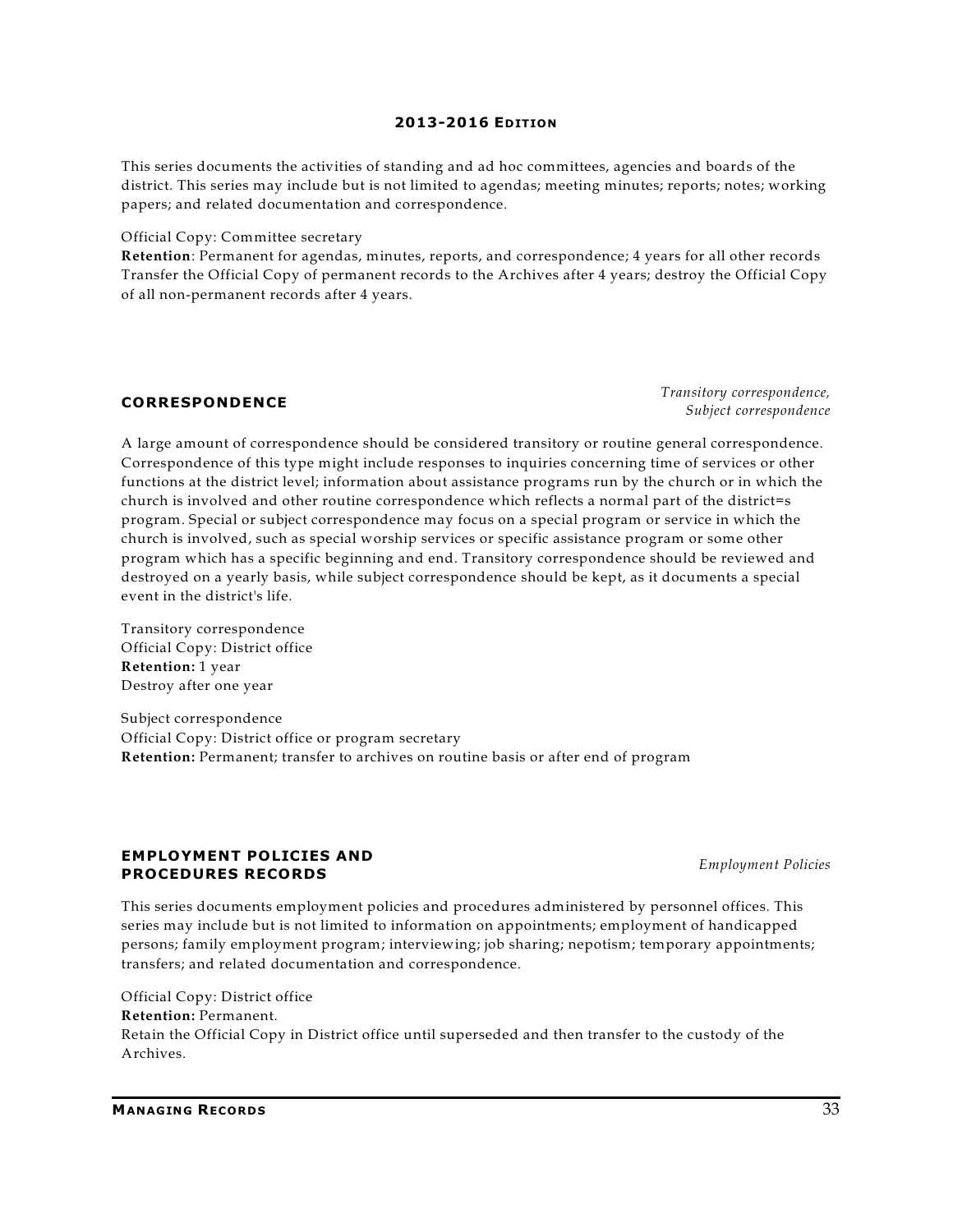This series documents the activities of standing and ad hoc committees, agencies and boards of the district. This series may include but is not limited to agendas; meeting minutes; reports; notes; working papers; and related documentation and correspondence.

Official Copy: Committee secretary
**Retention**: Permanent for agendas, minutes, reports, and correspondence; 4 years for all other records
Transfer the Official Copy of permanent records to the Archives after 4 years; destroy the Official Copy of all non-permanent records after 4 years.

## CORRESPONDENCE

*Transitory correspondence, Subject correspondence*

A large amount of correspondence should be considered transitory or routine general correspondence. Correspondence of this type might include responses to inquiries concerning time of services or other functions at the district level; information about assistance programs run by the church or in which the church is involved and other routine correspondence which reflects a normal part of the district=s program. Special or subject correspondence may focus on a special program or service in which the church is involved, such as special worship services or specific assistance program or some other program which has a specific beginning and end. Transitory correspondence should be reviewed and destroyed on a yearly basis, while subject correspondence should be kept, as it documents a special event in the district's life.

Transitory correspondence
Official Copy: District office
**Retention:** 1 year
Destroy after one year

Subject correspondence
Official Copy: District office or program secretary
**Retention:** Permanent; transfer to archives on routine basis or after end of program

## EMPLOYMENT POLICIES AND PROCEDURES RECORDS

*Employment Policies*

This series documents employment policies and procedures administered by personnel offices. This series may include but is not limited to information on appointments; employment of handicapped persons; family employment program; interviewing; job sharing; nepotism; temporary appointments; transfers; and related documentation and correspondence.

Official Copy: District office
**Retention:** Permanent.
Retain the Official Copy in District office until superseded and then transfer to the custody of the Archives.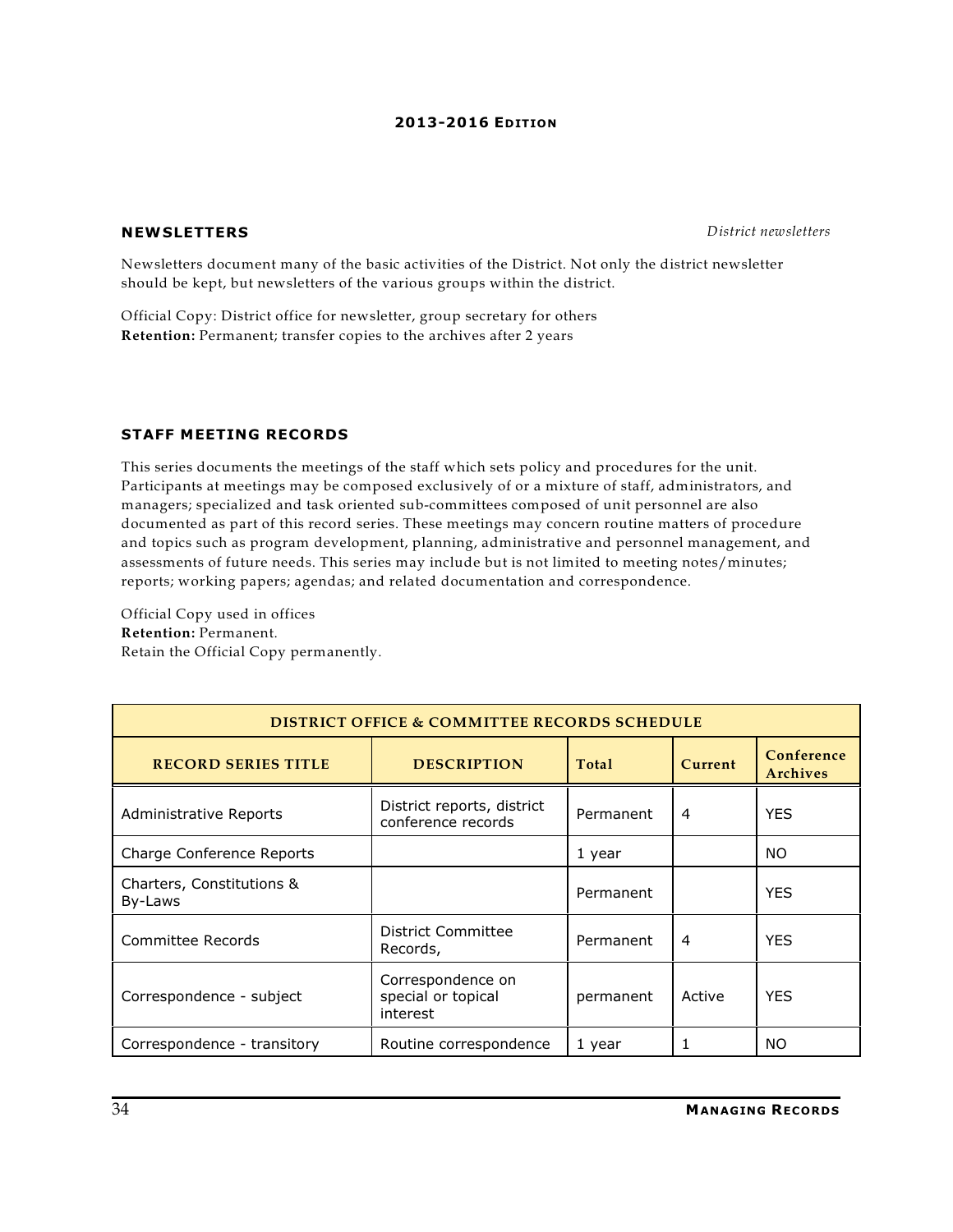### NEWSLETTERS

*District newsletters*

Newsletters document many of the basic activities of the District. Not only the district newsletter should be kept, but newsletters of the various groups within the district.

Official Copy: District office for newsletter, group secretary for others
**Retention:** Permanent; transfer copies to the archives after 2 years

### STAFF MEETING RECORDS

This series documents the meetings of the staff which sets policy and procedures for the unit. Participants at meetings may be composed exclusively of or a mixture of staff, administrators, and managers; specialized and task oriented sub-committees composed of unit personnel are also documented as part of this record series. These meetings may concern routine matters of procedure and topics such as program development, planning, administrative and personnel management, and assessments of future needs. This series may include but is not limited to meeting notes/minutes; reports; working papers; agendas; and related documentation and correspondence.

Official Copy used in offices
**Retention:** Permanent.
Retain the Official Copy permanently.

| DISTRICT OFFICE & COMMITTEE RECORDS SCHEDULE | | | | |
|---|---|---|---|---|
| **RECORD SERIES TITLE** | **DESCRIPTION** | **Total** | **Current** | **Conference Archives** |
| Administrative Reports | District reports, district conference records | Permanent | 4 | YES |
| Charge Conference Reports | | 1 year | | NO |
| Charters, Constitutions & By-Laws | | Permanent | | YES |
| Committee Records | District Committee Records, | Permanent | 4 | YES |
| Correspondence - subject | Correspondence on special or topical interest | permanent | Active | YES |
| Correspondence - transitory | Routine correspondence | 1 year | 1 | NO |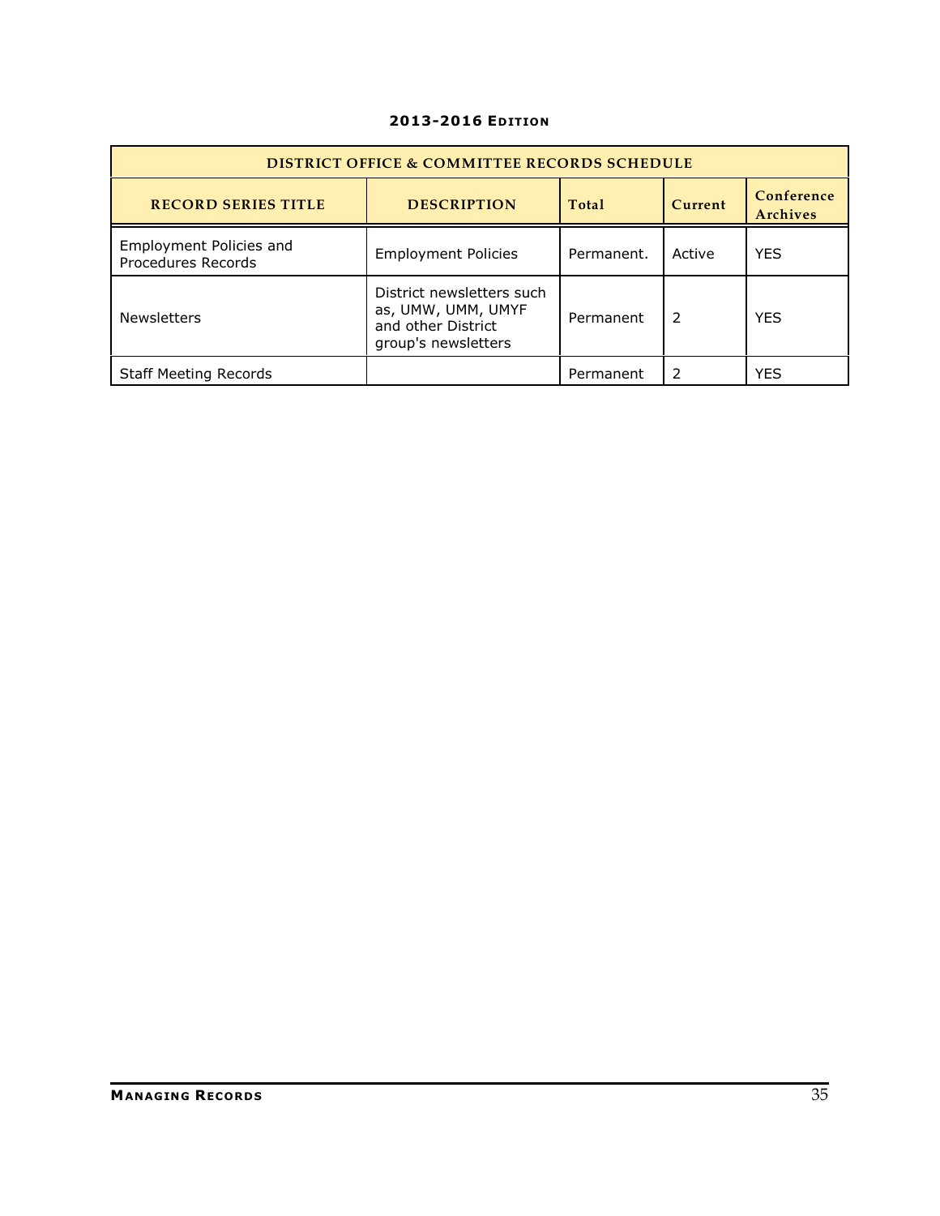**2013-2016 Edition**

| DISTRICT OFFICE & COMMITTEE RECORDS SCHEDULE | | | | |
|---|---|---|---|---|
| **RECORD SERIES TITLE** | **DESCRIPTION** | **Total** | **Current** | **Conference Archives** |
| Employment Policies and Procedures Records | Employment Policies | Permanent. | Active | YES |
| Newsletters | District newsletters such as, UMW, UMM, UMYF and other District group's newsletters | Permanent | 2 | YES |
| Staff Meeting Records | | Permanent | 2 | YES |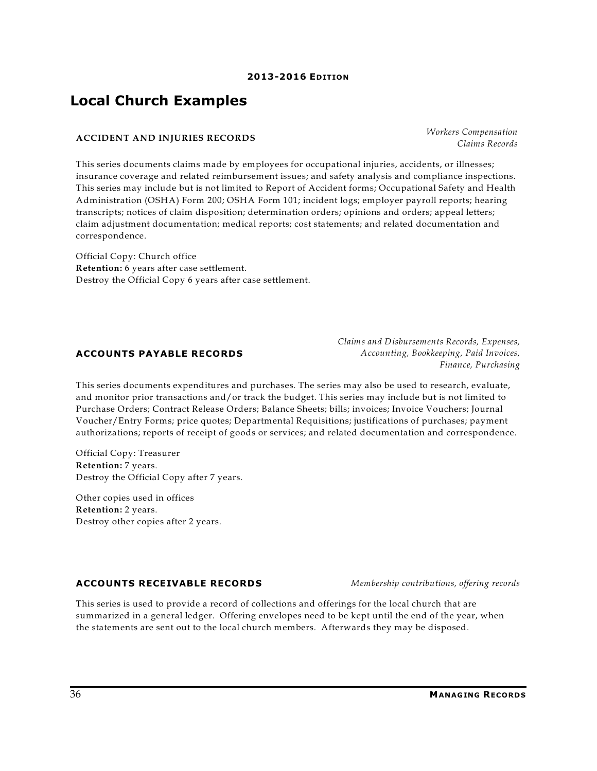## Local Church Examples

### ACCIDENT AND INJURIES RECORDS

*Workers Compensation Claims Records*

This series documents claims made by employees for occupational injuries, accidents, or illnesses; insurance coverage and related reimbursement issues; and safety analysis and compliance inspections. This series may include but is not limited to Report of Accident forms; Occupational Safety and Health Administration (OSHA) Form 200; OSHA Form 101; incident logs; employer payroll reports; hearing transcripts; notices of claim disposition; determination orders; opinions and orders; appeal letters; claim adjustment documentation; medical reports; cost statements; and related documentation and correspondence.

Official Copy: Church office
**Retention:** 6 years after case settlement.
Destroy the Official Copy 6 years after case settlement.

### ACCOUNTS PAYABLE RECORDS

*Claims and Disbursements Records, Expenses, Accounting, Bookkeeping, Paid Invoices, Finance, Purchasing*

This series documents expenditures and purchases. The series may also be used to research, evaluate, and monitor prior transactions and/or track the budget. This series may include but is not limited to Purchase Orders; Contract Release Orders; Balance Sheets; bills; invoices; Invoice Vouchers; Journal Voucher/Entry Forms; price quotes; Departmental Requisitions; justifications of purchases; payment authorizations; reports of receipt of goods or services; and related documentation and correspondence.

Official Copy: Treasurer
**Retention:** 7 years.
Destroy the Official Copy after 7 years.

Other copies used in offices
**Retention:** 2 years.
Destroy other copies after 2 years.

### ACCOUNTS RECEIVABLE RECORDS

*Membership contributions, offering records*

This series is used to provide a record of collections and offerings for the local church that are summarized in a general ledger. Offering envelopes need to be kept until the end of the year, when the statements are sent out to the local church members. Afterwards they may be disposed.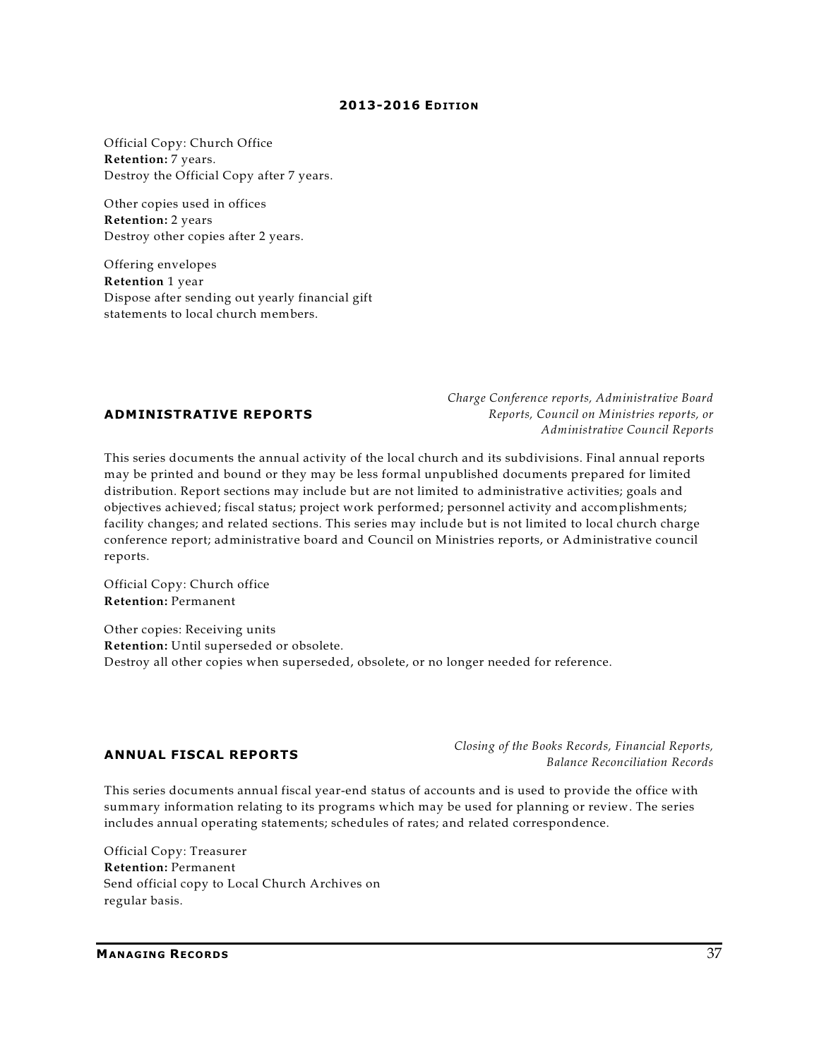Official Copy: Church Office
**Retention:** 7 years.
Destroy the Official Copy after 7 years.

Other copies used in offices
**Retention:** 2 years
Destroy other copies after 2 years.

Offering envelopes
**Retention** 1 year
Dispose after sending out yearly financial gift statements to local church members.

## ADMINISTRATIVE REPORTS

*Charge Conference reports, Administrative Board Reports, Council on Ministries reports, or Administrative Council Reports*

This series documents the annual activity of the local church and its subdivisions. Final annual reports may be printed and bound or they may be less formal unpublished documents prepared for limited distribution. Report sections may include but are not limited to administrative activities; goals and objectives achieved; fiscal status; project work performed; personnel activity and accomplishments; facility changes; and related sections. This series may include but is not limited to local church charge conference report; administrative board and Council on Ministries reports, or Administrative council reports.

Official Copy: Church office
**Retention:** Permanent

Other copies: Receiving units
**Retention:** Until superseded or obsolete.
Destroy all other copies when superseded, obsolete, or no longer needed for reference.

## ANNUAL FISCAL REPORTS

*Closing of the Books Records, Financial Reports, Balance Reconciliation Records*

This series documents annual fiscal year-end status of accounts and is used to provide the office with summary information relating to its programs which may be used for planning or review. The series includes annual operating statements; schedules of rates; and related correspondence.

Official Copy: Treasurer
**Retention:** Permanent
Send official copy to Local Church Archives on regular basis.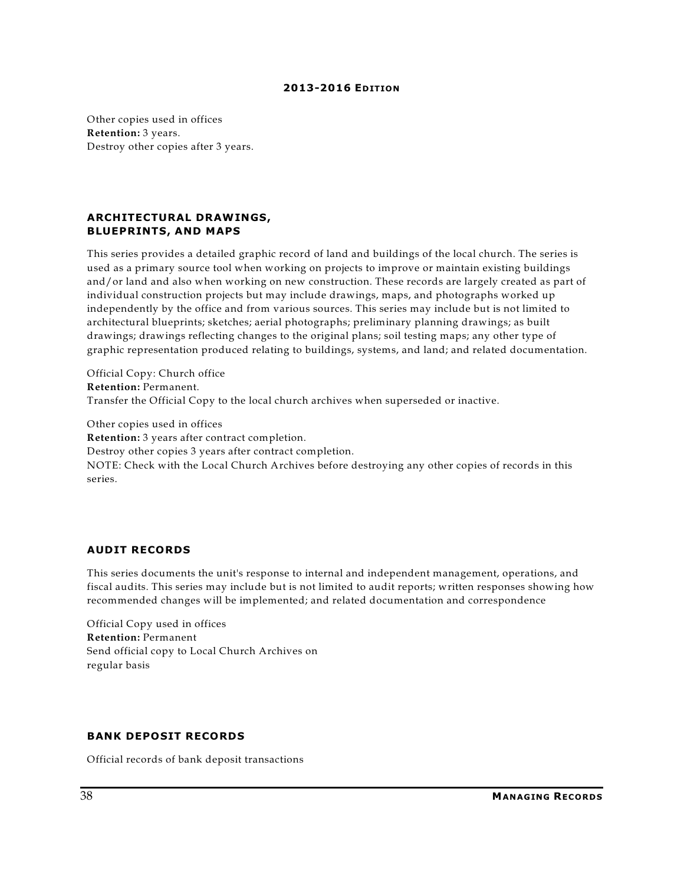Other copies used in offices
**Retention:** 3 years.
Destroy other copies after 3 years.

## ARCHITECTURAL DRAWINGS, BLUEPRINTS, AND MAPS

This series provides a detailed graphic record of land and buildings of the local church. The series is used as a primary source tool when working on projects to improve or maintain existing buildings and/or land and also when working on new construction. These records are largely created as part of individual construction projects but may include drawings, maps, and photographs worked up independently by the office and from various sources. This series may include but is not limited to architectural blueprints; sketches; aerial photographs; preliminary planning drawings; as built drawings; drawings reflecting changes to the original plans; soil testing maps; any other type of graphic representation produced relating to buildings, systems, and land; and related documentation.

Official Copy: Church office
**Retention:** Permanent.
Transfer the Official Copy to the local church archives when superseded or inactive.

Other copies used in offices
**Retention:** 3 years after contract completion.
Destroy other copies 3 years after contract completion.
NOTE: Check with the Local Church Archives before destroying any other copies of records in this series.

## AUDIT RECORDS

This series documents the unit's response to internal and independent management, operations, and fiscal audits. This series may include but is not limited to audit reports; written responses showing how recommended changes will be implemented; and related documentation and correspondence

Official Copy used in offices
**Retention:** Permanent
Send official copy to Local Church Archives on regular basis

## BANK DEPOSIT RECORDS

Official records of bank deposit transactions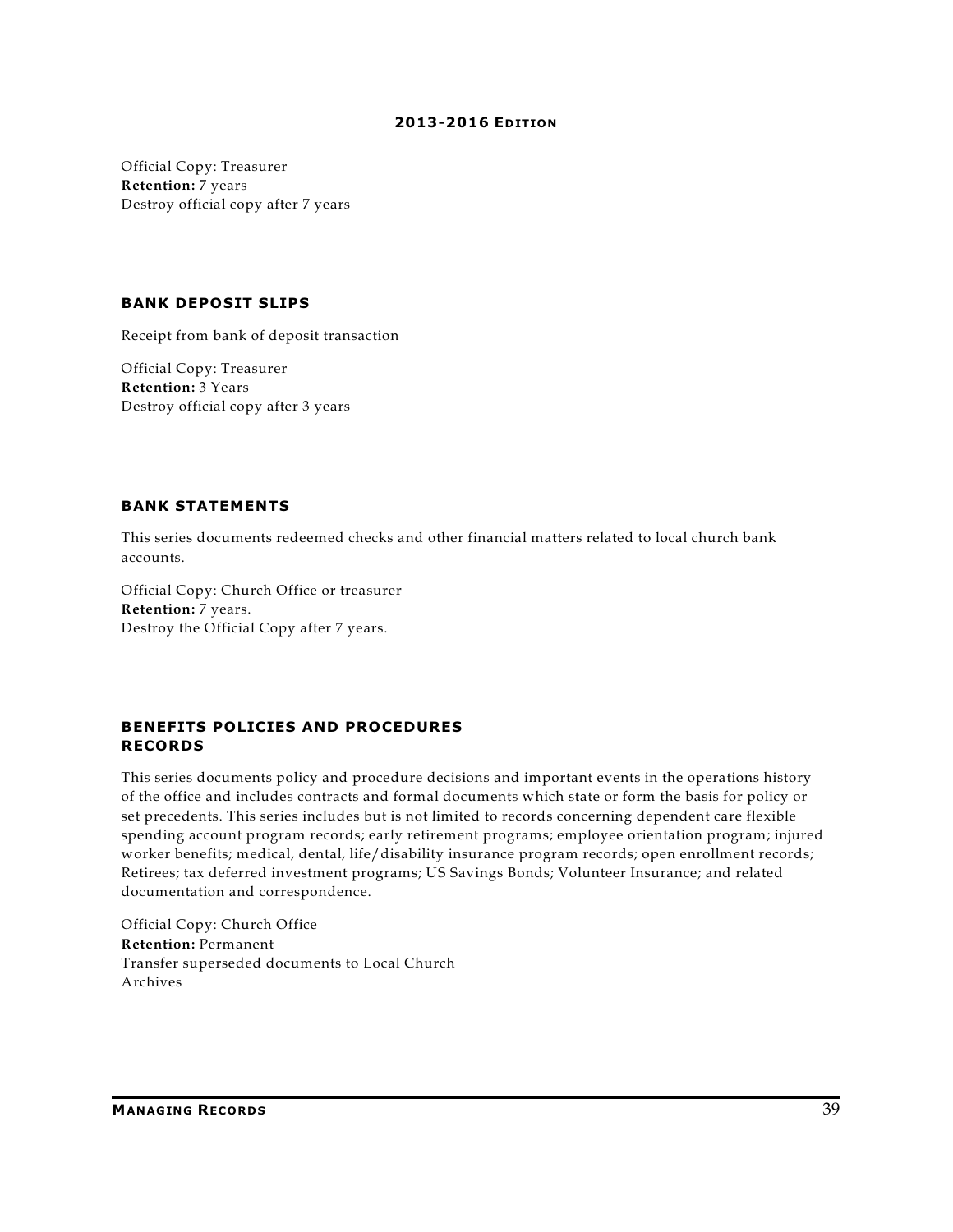Official Copy: Treasurer
**Retention:** 7 years
Destroy official copy after 7 years

### BANK DEPOSIT SLIPS

Receipt from bank of deposit transaction

Official Copy: Treasurer
**Retention:** 3 Years
Destroy official copy after 3 years

### BANK STATEMENTS

This series documents redeemed checks and other financial matters related to local church bank accounts.

Official Copy: Church Office or treasurer
**Retention:** 7 years.
Destroy the Official Copy after 7 years.

### BENEFITS POLICIES AND PROCEDURES RECORDS

This series documents policy and procedure decisions and important events in the operations history of the office and includes contracts and formal documents which state or form the basis for policy or set precedents. This series includes but is not limited to records concerning dependent care flexible spending account program records; early retirement programs; employee orientation program; injured worker benefits; medical, dental, life/disability insurance program records; open enrollment records; Retirees; tax deferred investment programs; US Savings Bonds; Volunteer Insurance; and related documentation and correspondence.

Official Copy: Church Office
**Retention:** Permanent
Transfer superseded documents to Local Church Archives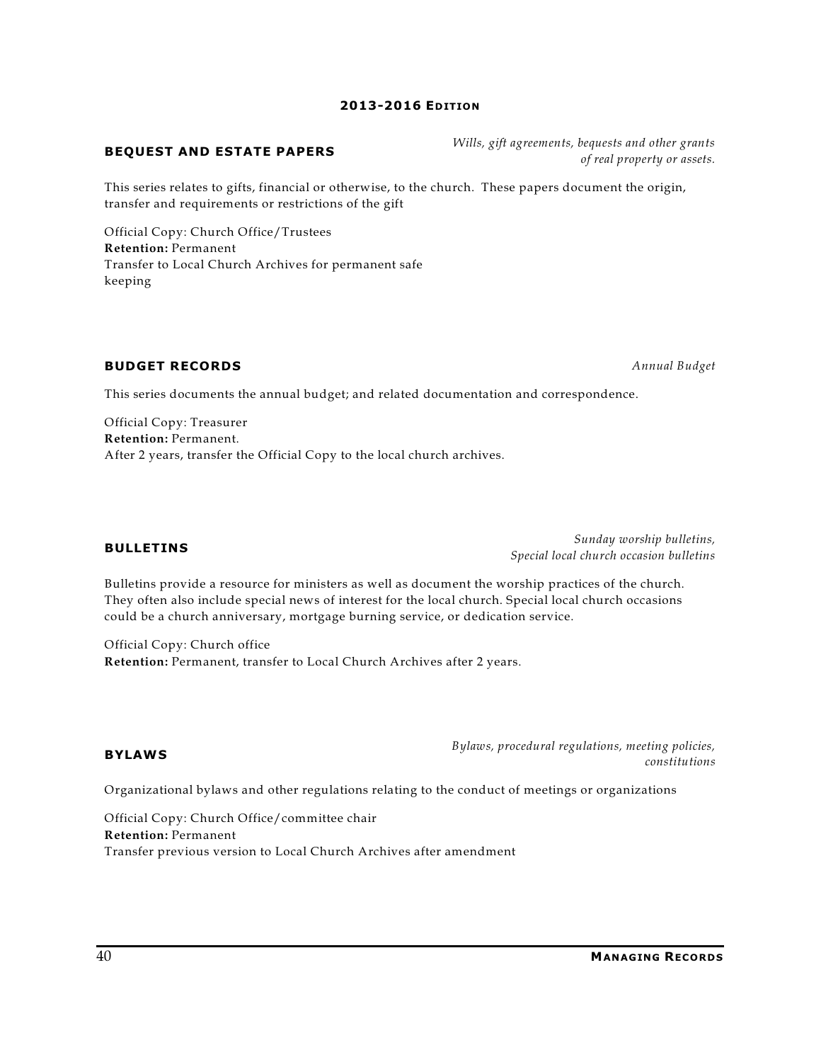### BEQUEST AND ESTATE PAPERS

*Wills, gift agreements, bequests and other grants of real property or assets.*

This series relates to gifts, financial or otherwise, to the church. These papers document the origin, transfer and requirements or restrictions of the gift

Official Copy: Church Office/Trustees
**Retention:** Permanent
Transfer to Local Church Archives for permanent safe keeping

### BUDGET RECORDS

*Annual Budget*

This series documents the annual budget; and related documentation and correspondence.

Official Copy: Treasurer
**Retention:** Permanent.
After 2 years, transfer the Official Copy to the local church archives.

### BULLETINS

*Sunday worship bulletins, Special local church occasion bulletins*

Bulletins provide a resource for ministers as well as document the worship practices of the church. They often also include special news of interest for the local church. Special local church occasions could be a church anniversary, mortgage burning service, or dedication service.

Official Copy: Church office
**Retention:** Permanent, transfer to Local Church Archives after 2 years.

### BYLAWS

*Bylaws, procedural regulations, meeting policies, constitutions*

Organizational bylaws and other regulations relating to the conduct of meetings or organizations

Official Copy: Church Office/committee chair
**Retention:** Permanent
Transfer previous version to Local Church Archives after amendment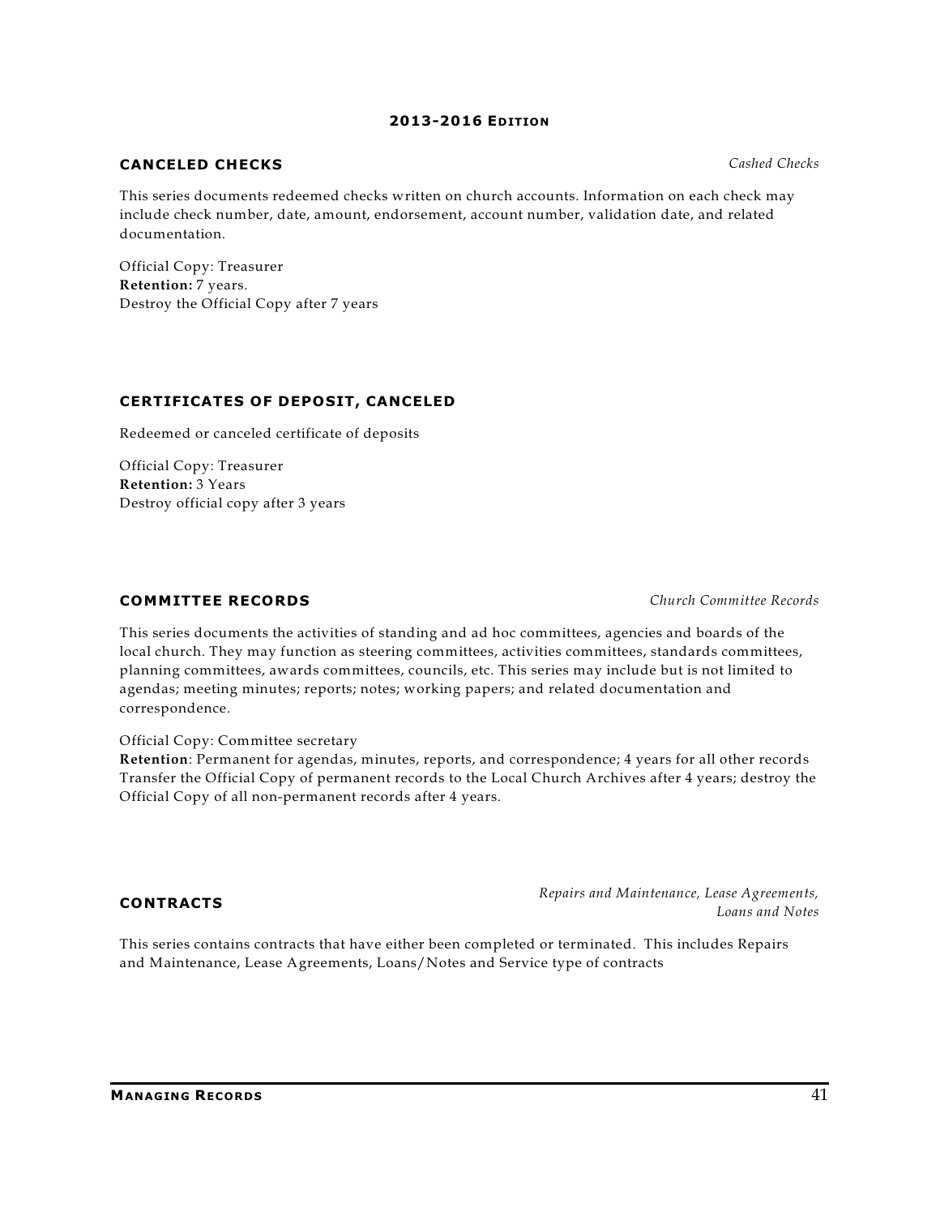### CANCELED CHECKS

*Cashed Checks*

This series documents redeemed checks written on church accounts. Information on each check may include check number, date, amount, endorsement, account number, validation date, and related documentation.

Official Copy: Treasurer
**Retention:** 7 years.
Destroy the Official Copy after 7 years

### CERTIFICATES OF DEPOSIT, CANCELED

Redeemed or canceled certificate of deposits

Official Copy: Treasurer
**Retention:** 3 Years
Destroy official copy after 3 years

### COMMITTEE RECORDS

*Church Committee Records*

This series documents the activities of standing and ad hoc committees, agencies and boards of the local church. They may function as steering committees, activities committees, standards committees, planning committees, awards committees, councils, etc. This series may include but is not limited to agendas; meeting minutes; reports; notes; working papers; and related documentation and correspondence.

Official Copy: Committee secretary
**Retention**: Permanent for agendas, minutes, reports, and correspondence; 4 years for all other records
Transfer the Official Copy of permanent records to the Local Church Archives after 4 years; destroy the Official Copy of all non-permanent records after 4 years.

### CONTRACTS

*Repairs and Maintenance, Lease Agreements, Loans and Notes*

This series contains contracts that have either been completed or terminated. This includes Repairs and Maintenance, Lease Agreements, Loans/Notes and Service type of contracts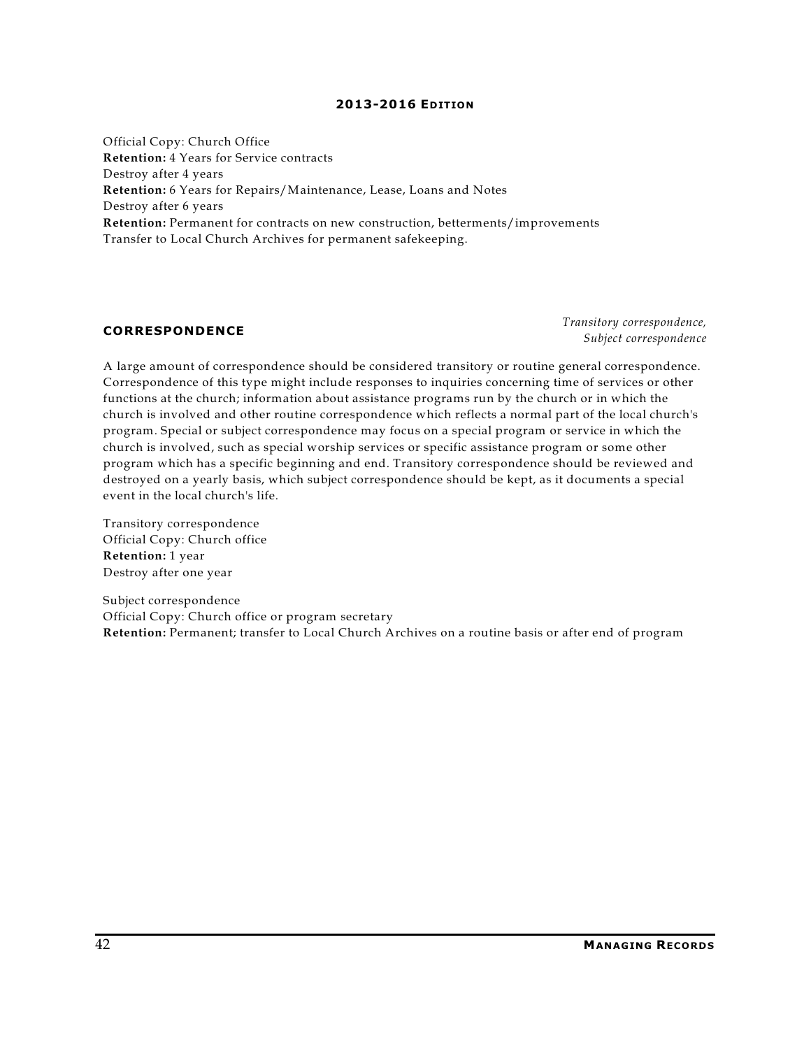Official Copy: Church Office
**Retention:** 4 Years for Service contracts
Destroy after 4 years
**Retention:** 6 Years for Repairs/Maintenance, Lease, Loans and Notes
Destroy after 6 years
**Retention:** Permanent for contracts on new construction, betterments/improvements
Transfer to Local Church Archives for permanent safekeeping.

## CORRESPONDENCE

*Transitory correspondence, Subject correspondence*

A large amount of correspondence should be considered transitory or routine general correspondence. Correspondence of this type might include responses to inquiries concerning time of services or other functions at the church; information about assistance programs run by the church or in which the church is involved and other routine correspondence which reflects a normal part of the local church's program. Special or subject correspondence may focus on a special program or service in which the church is involved, such as special worship services or specific assistance program or some other program which has a specific beginning and end. Transitory correspondence should be reviewed and destroyed on a yearly basis, which subject correspondence should be kept, as it documents a special event in the local church's life.

Transitory correspondence
Official Copy: Church office
**Retention:** 1 year
Destroy after one year

Subject correspondence
Official Copy: Church office or program secretary
**Retention:** Permanent; transfer to Local Church Archives on a routine basis or after end of program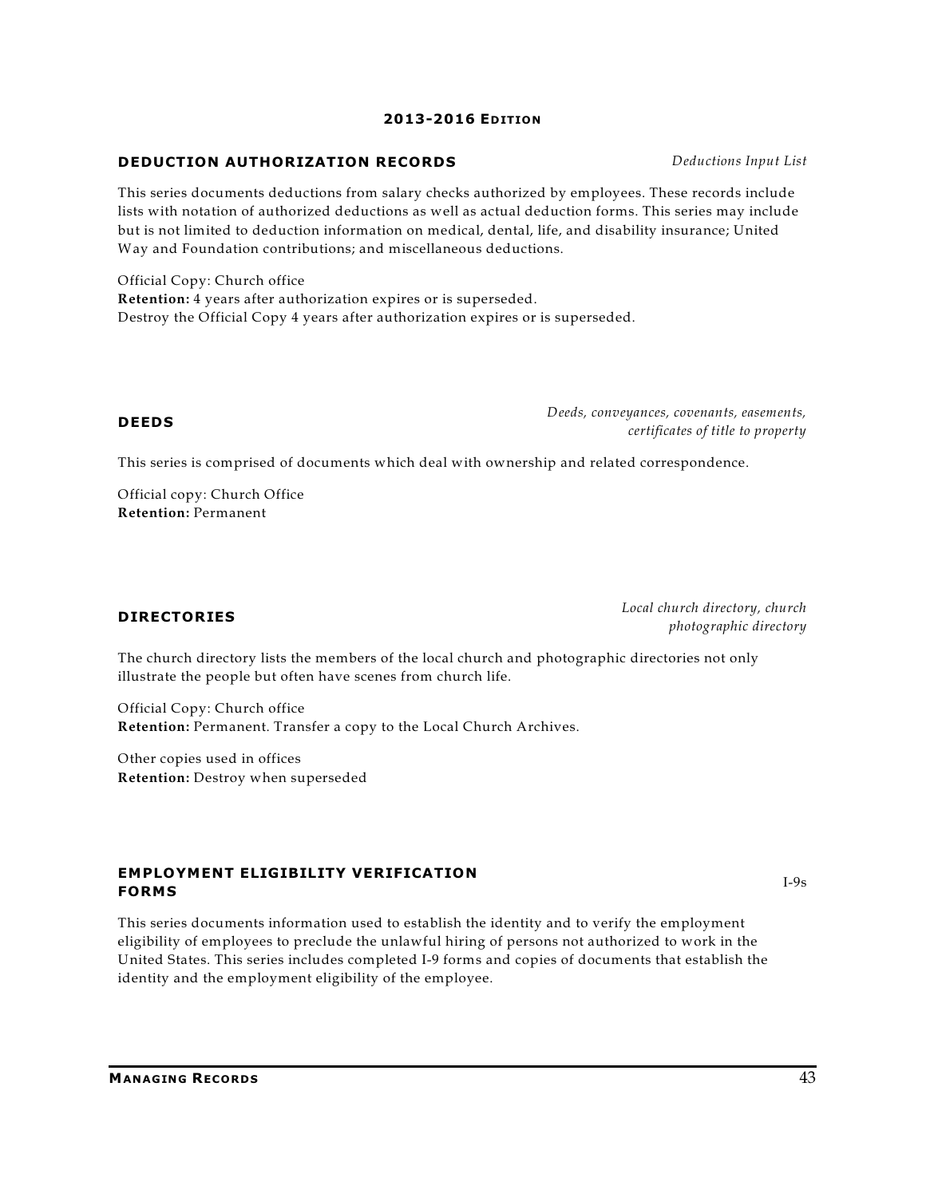### DEDUCTION AUTHORIZATION RECORDS

*Deductions Input List*

This series documents deductions from salary checks authorized by employees. These records include lists with notation of authorized deductions as well as actual deduction forms. This series may include but is not limited to deduction information on medical, dental, life, and disability insurance; United Way and Foundation contributions; and miscellaneous deductions.

Official Copy: Church office
**Retention:** 4 years after authorization expires or is superseded.
Destroy the Official Copy 4 years after authorization expires or is superseded.

### DEEDS

*Deeds, conveyances, covenants, easements, certificates of title to property*

This series is comprised of documents which deal with ownership and related correspondence.

Official copy: Church Office
**Retention:** Permanent

### DIRECTORIES

*Local church directory, church photographic directory*

The church directory lists the members of the local church and photographic directories not only illustrate the people but often have scenes from church life.

Official Copy: Church office
**Retention:** Permanent. Transfer a copy to the Local Church Archives.

Other copies used in offices
**Retention:** Destroy when superseded

### EMPLOYMENT ELIGIBILITY VERIFICATION FORMS

I-9s

This series documents information used to establish the identity and to verify the employment eligibility of employees to preclude the unlawful hiring of persons not authorized to work in the United States. This series includes completed I-9 forms and copies of documents that establish the identity and the employment eligibility of the employee.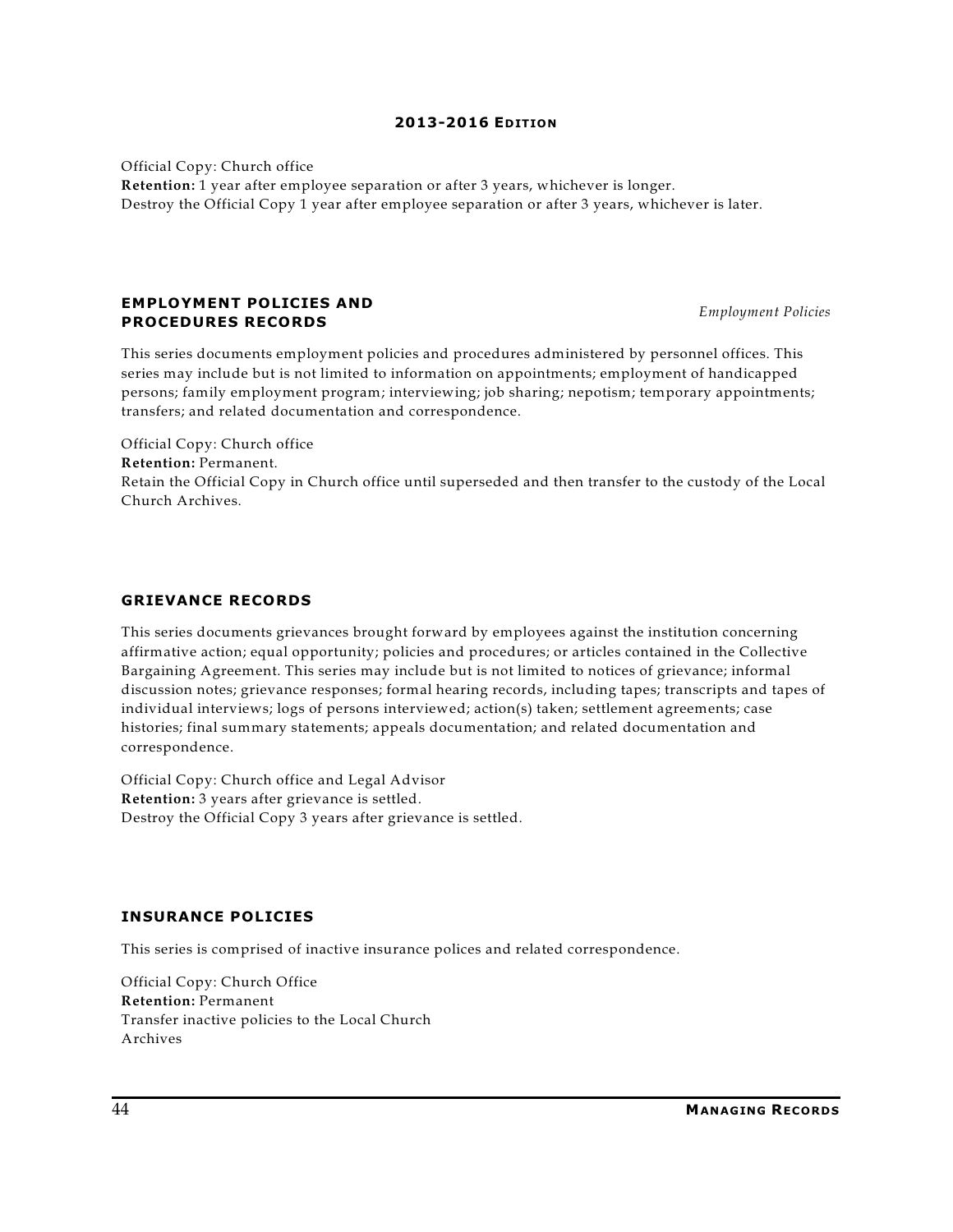Official Copy: Church office
**Retention:** 1 year after employee separation or after 3 years, whichever is longer.
Destroy the Official Copy 1 year after employee separation or after 3 years, whichever is later.

### EMPLOYMENT POLICIES AND PROCEDURES RECORDS

*Employment Policies*

This series documents employment policies and procedures administered by personnel offices. This series may include but is not limited to information on appointments; employment of handicapped persons; family employment program; interviewing; job sharing; nepotism; temporary appointments; transfers; and related documentation and correspondence.

Official Copy: Church office
**Retention:** Permanent.
Retain the Official Copy in Church office until superseded and then transfer to the custody of the Local Church Archives.

### GRIEVANCE RECORDS

This series documents grievances brought forward by employees against the institution concerning affirmative action; equal opportunity; policies and procedures; or articles contained in the Collective Bargaining Agreement. This series may include but is not limited to notices of grievance; informal discussion notes; grievance responses; formal hearing records, including tapes; transcripts and tapes of individual interviews; logs of persons interviewed; action(s) taken; settlement agreements; case histories; final summary statements; appeals documentation; and related documentation and correspondence.

Official Copy: Church office and Legal Advisor
**Retention:** 3 years after grievance is settled.
Destroy the Official Copy 3 years after grievance is settled.

### INSURANCE POLICIES

This series is comprised of inactive insurance polices and related correspondence.

Official Copy: Church Office
**Retention:** Permanent
Transfer inactive policies to the Local Church Archives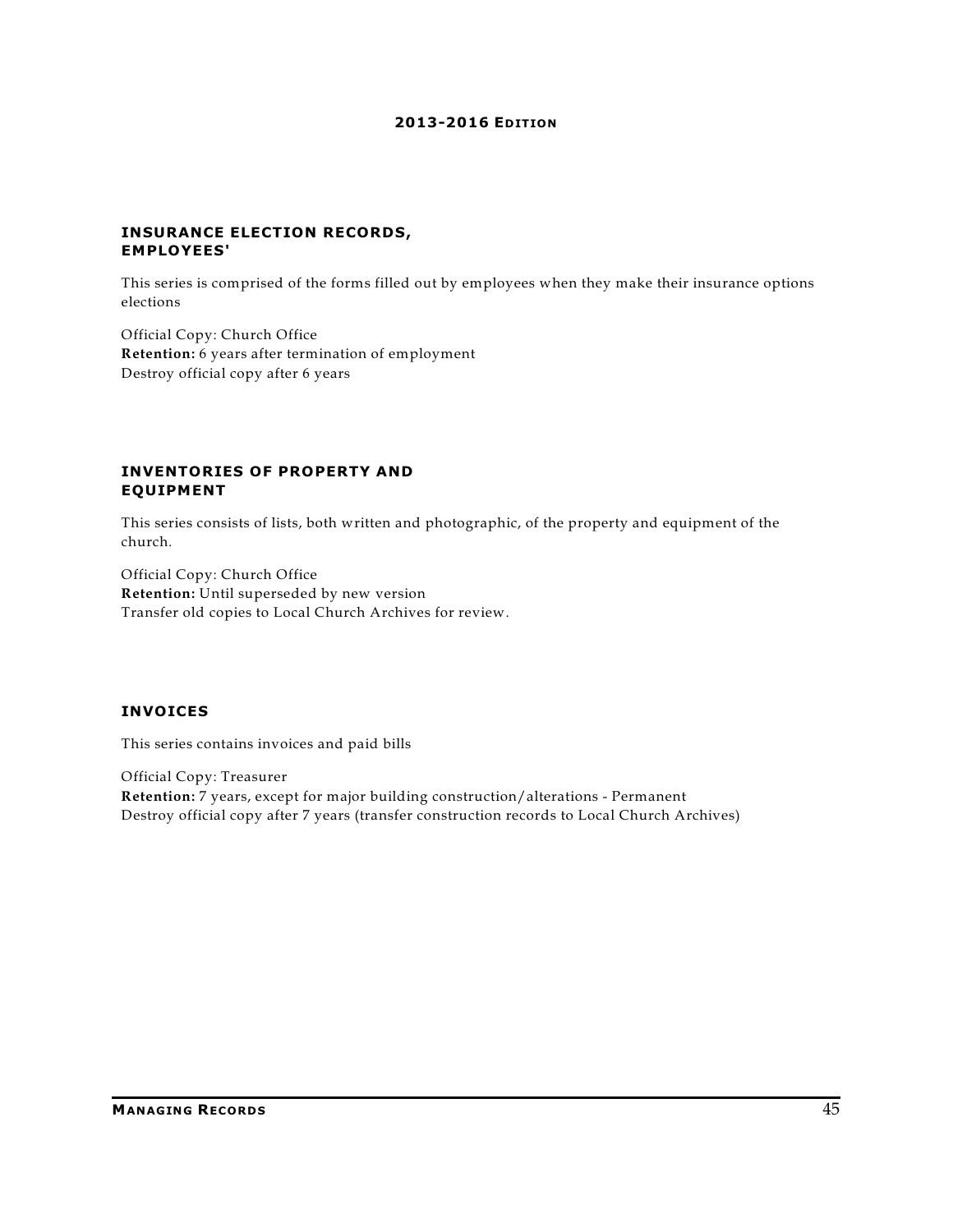### INSURANCE ELECTION RECORDS, EMPLOYEES'

This series is comprised of the forms filled out by employees when they make their insurance options elections

Official Copy: Church Office
**Retention:** 6 years after termination of employment
Destroy official copy after 6 years

### INVENTORIES OF PROPERTY AND EQUIPMENT

This series consists of lists, both written and photographic, of the property and equipment of the church.

Official Copy: Church Office
**Retention:** Until superseded by new version
Transfer old copies to Local Church Archives for review.

### INVOICES

This series contains invoices and paid bills

Official Copy: Treasurer
**Retention:** 7 years, except for major building construction/alterations - Permanent
Destroy official copy after 7 years (transfer construction records to Local Church Archives)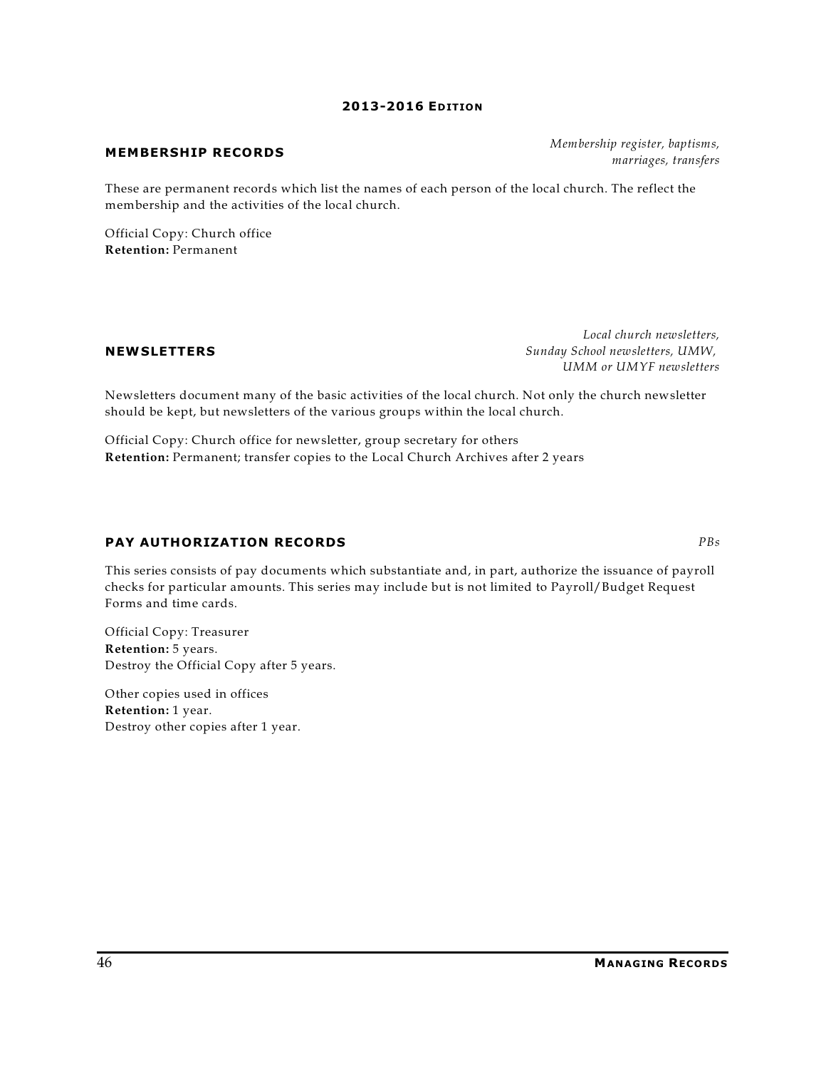## MEMBERSHIP RECORDS

*Membership register, baptisms, marriages, transfers*

These are permanent records which list the names of each person of the local church. The reflect the membership and the activities of the local church.

Official Copy: Church office
**Retention:** Permanent

## NEWSLETTERS

*Local church newsletters, Sunday School newsletters, UMW, UMM or UMYF newsletters*

Newsletters document many of the basic activities of the local church. Not only the church newsletter should be kept, but newsletters of the various groups within the local church.

Official Copy: Church office for newsletter, group secretary for others
**Retention:** Permanent; transfer copies to the Local Church Archives after 2 years

## PAY AUTHORIZATION RECORDS

*PBs*

This series consists of pay documents which substantiate and, in part, authorize the issuance of payroll checks for particular amounts. This series may include but is not limited to Payroll/Budget Request Forms and time cards.

Official Copy: Treasurer
**Retention:** 5 years.
Destroy the Official Copy after 5 years.

Other copies used in offices
**Retention:** 1 year.
Destroy other copies after 1 year.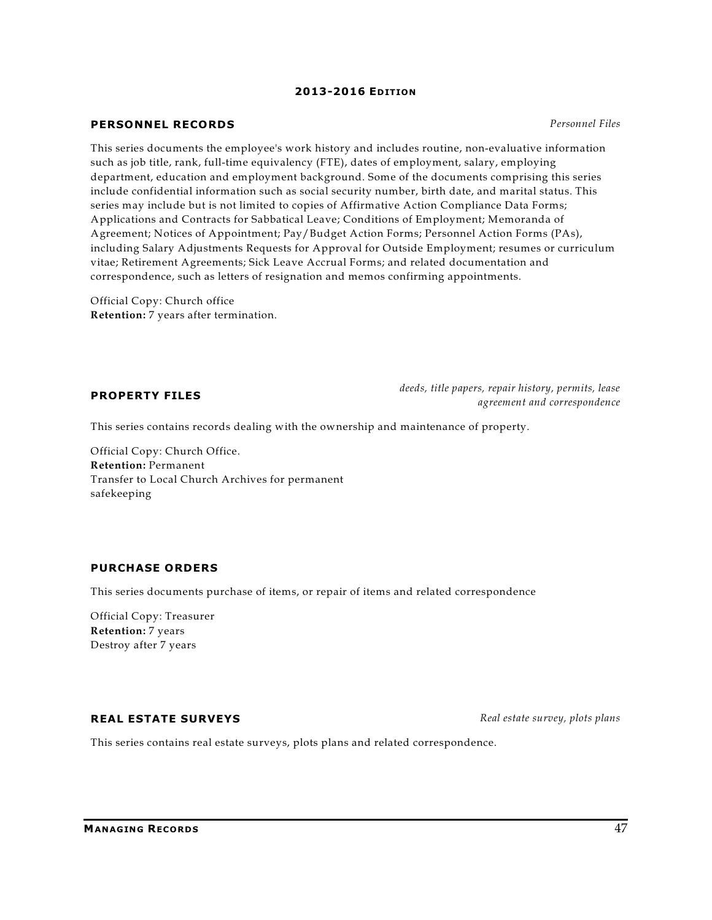## PERSONNEL RECORDS

*Personnel Files*

This series documents the employee's work history and includes routine, non-evaluative information such as job title, rank, full-time equivalency (FTE), dates of employment, salary, employing department, education and employment background. Some of the documents comprising this series include confidential information such as social security number, birth date, and marital status. This series may include but is not limited to copies of Affirmative Action Compliance Data Forms; Applications and Contracts for Sabbatical Leave; Conditions of Employment; Memoranda of Agreement; Notices of Appointment; Pay/Budget Action Forms; Personnel Action Forms (PAs), including Salary Adjustments Requests for Approval for Outside Employment; resumes or curriculum vitae; Retirement Agreements; Sick Leave Accrual Forms; and related documentation and correspondence, such as letters of resignation and memos confirming appointments.

Official Copy: Church office
**Retention:** 7 years after termination.

## PROPERTY FILES

*deeds, title papers, repair history, permits, lease agreement and correspondence*

This series contains records dealing with the ownership and maintenance of property.

Official Copy: Church Office.
**Retention:** Permanent
Transfer to Local Church Archives for permanent safekeeping

## PURCHASE ORDERS

This series documents purchase of items, or repair of items and related correspondence

Official Copy: Treasurer
**Retention:** 7 years
Destroy after 7 years

## REAL ESTATE SURVEYS

*Real estate survey, plots plans*

This series contains real estate surveys, plots plans and related correspondence.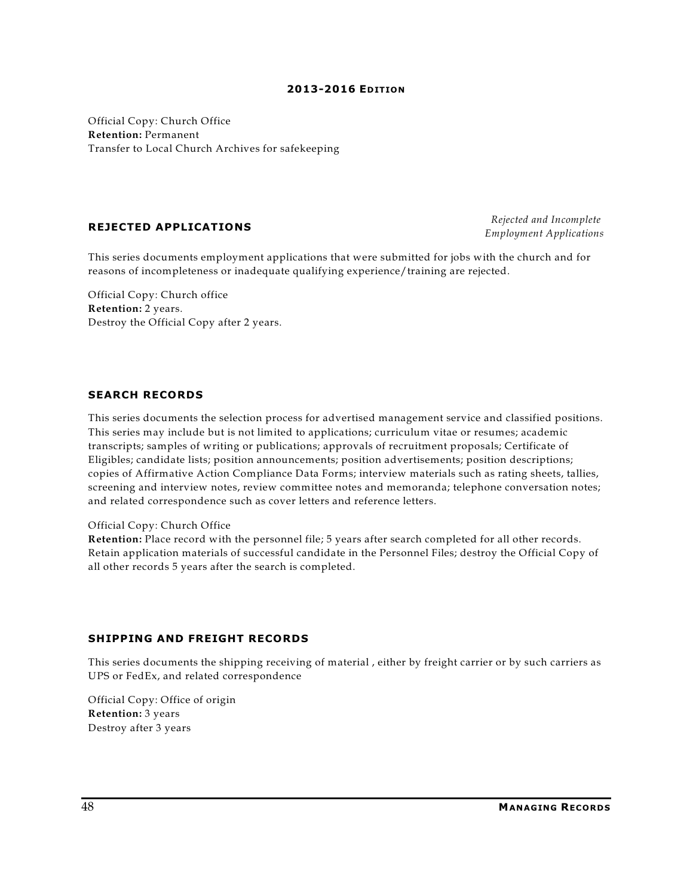Official Copy: Church Office
**Retention:** Permanent
Transfer to Local Church Archives for safekeeping

### REJECTED APPLICATIONS

*Rejected and Incomplete Employment Applications*

This series documents employment applications that were submitted for jobs with the church and for reasons of incompleteness or inadequate qualifying experience/training are rejected.

Official Copy: Church office
**Retention:** 2 years.
Destroy the Official Copy after 2 years.

### SEARCH RECORDS

This series documents the selection process for advertised management service and classified positions. This series may include but is not limited to applications; curriculum vitae or resumes; academic transcripts; samples of writing or publications; approvals of recruitment proposals; Certificate of Eligibles; candidate lists; position announcements; position advertisements; position descriptions; copies of Affirmative Action Compliance Data Forms; interview materials such as rating sheets, tallies, screening and interview notes, review committee notes and memoranda; telephone conversation notes; and related correspondence such as cover letters and reference letters.

Official Copy: Church Office
**Retention:** Place record with the personnel file; 5 years after search completed for all other records.
Retain application materials of successful candidate in the Personnel Files; destroy the Official Copy of all other records 5 years after the search is completed.

### SHIPPING AND FREIGHT RECORDS

This series documents the shipping receiving of material , either by freight carrier or by such carriers as UPS or FedEx, and related correspondence

Official Copy: Office of origin
**Retention:** 3 years
Destroy after 3 years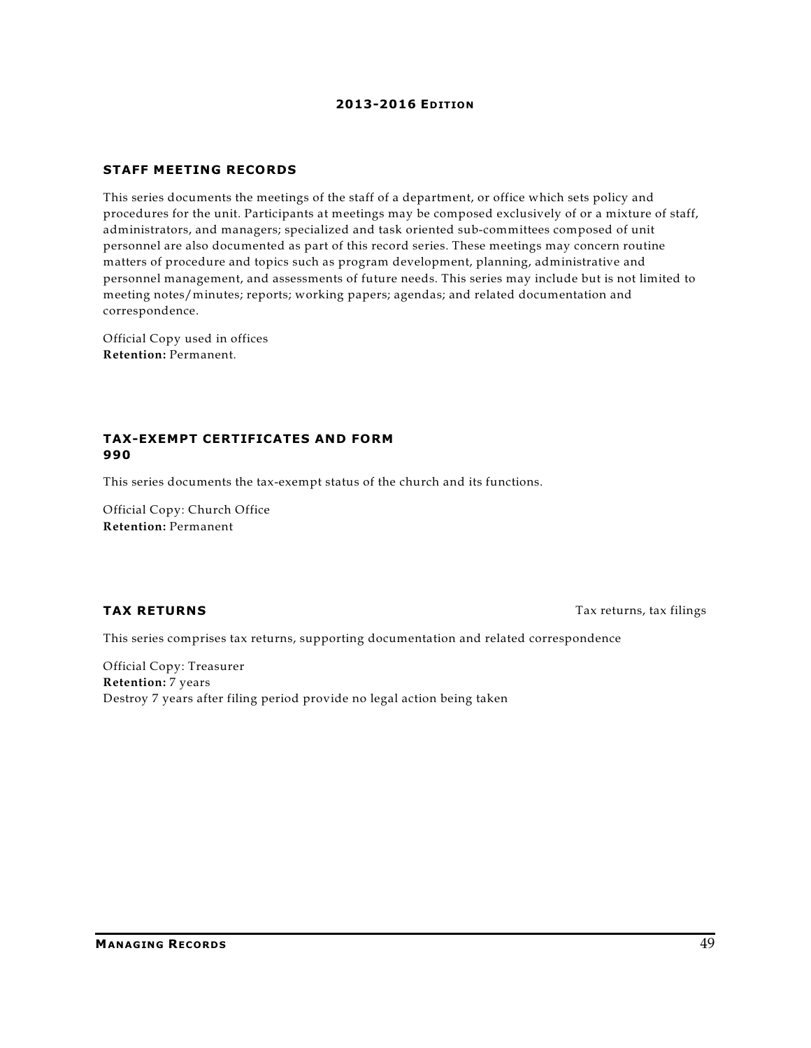## STAFF MEETING RECORDS

This series documents the meetings of the staff of a department, or office which sets policy and procedures for the unit. Participants at meetings may be composed exclusively of or a mixture of staff, administrators, and managers; specialized and task oriented sub-committees composed of unit personnel are also documented as part of this record series. These meetings may concern routine matters of procedure and topics such as program development, planning, administrative and personnel management, and assessments of future needs. This series may include but is not limited to meeting notes/minutes; reports; working papers; agendas; and related documentation and correspondence.

Official Copy used in offices
**Retention:** Permanent.

## TAX-EXEMPT CERTIFICATES AND FORM 990

This series documents the tax-exempt status of the church and its functions.

Official Copy: Church Office
**Retention:** Permanent

## TAX RETURNS

Tax returns, tax filings

This series comprises tax returns, supporting documentation and related correspondence

Official Copy: Treasurer
**Retention:** 7 years
Destroy 7 years after filing period provide no legal action being taken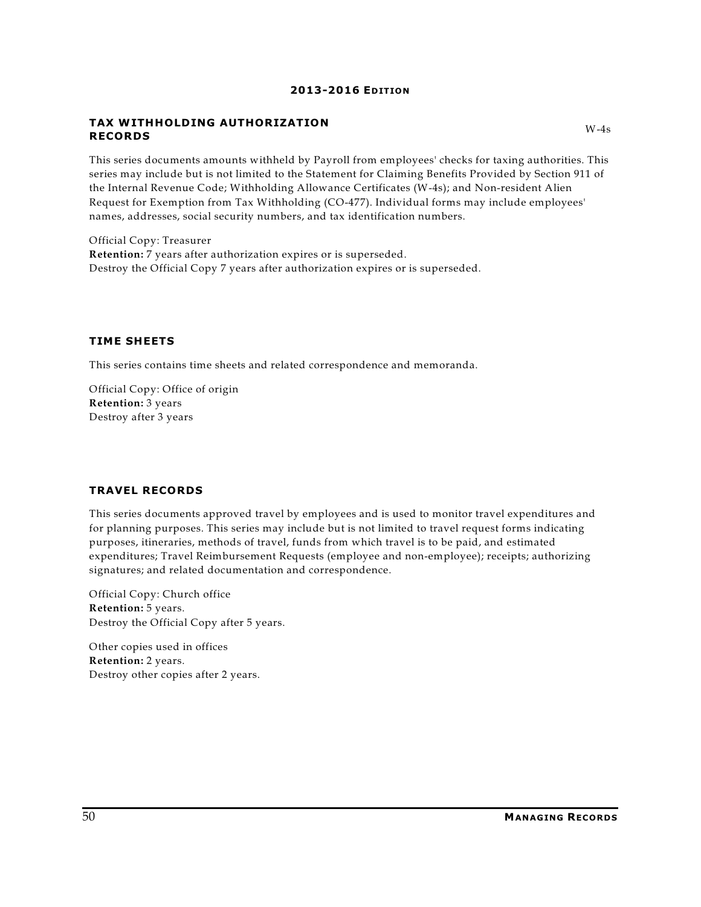## TAX WITHHOLDING AUTHORIZATION RECORDS

W-4s

This series documents amounts withheld by Payroll from employees' checks for taxing authorities. This series may include but is not limited to the Statement for Claiming Benefits Provided by Section 911 of the Internal Revenue Code; Withholding Allowance Certificates (W-4s); and Non-resident Alien Request for Exemption from Tax Withholding (CO-477). Individual forms may include employees' names, addresses, social security numbers, and tax identification numbers.

Official Copy: Treasurer
**Retention:** 7 years after authorization expires or is superseded.
Destroy the Official Copy 7 years after authorization expires or is superseded.

## TIME SHEETS

This series contains time sheets and related correspondence and memoranda.

Official Copy: Office of origin
**Retention:** 3 years
Destroy after 3 years

## TRAVEL RECORDS

This series documents approved travel by employees and is used to monitor travel expenditures and for planning purposes. This series may include but is not limited to travel request forms indicating purposes, itineraries, methods of travel, funds from which travel is to be paid, and estimated expenditures; Travel Reimbursement Requests (employee and non-employee); receipts; authorizing signatures; and related documentation and correspondence.

Official Copy: Church office
**Retention:** 5 years.
Destroy the Official Copy after 5 years.

Other copies used in offices
**Retention:** 2 years.
Destroy other copies after 2 years.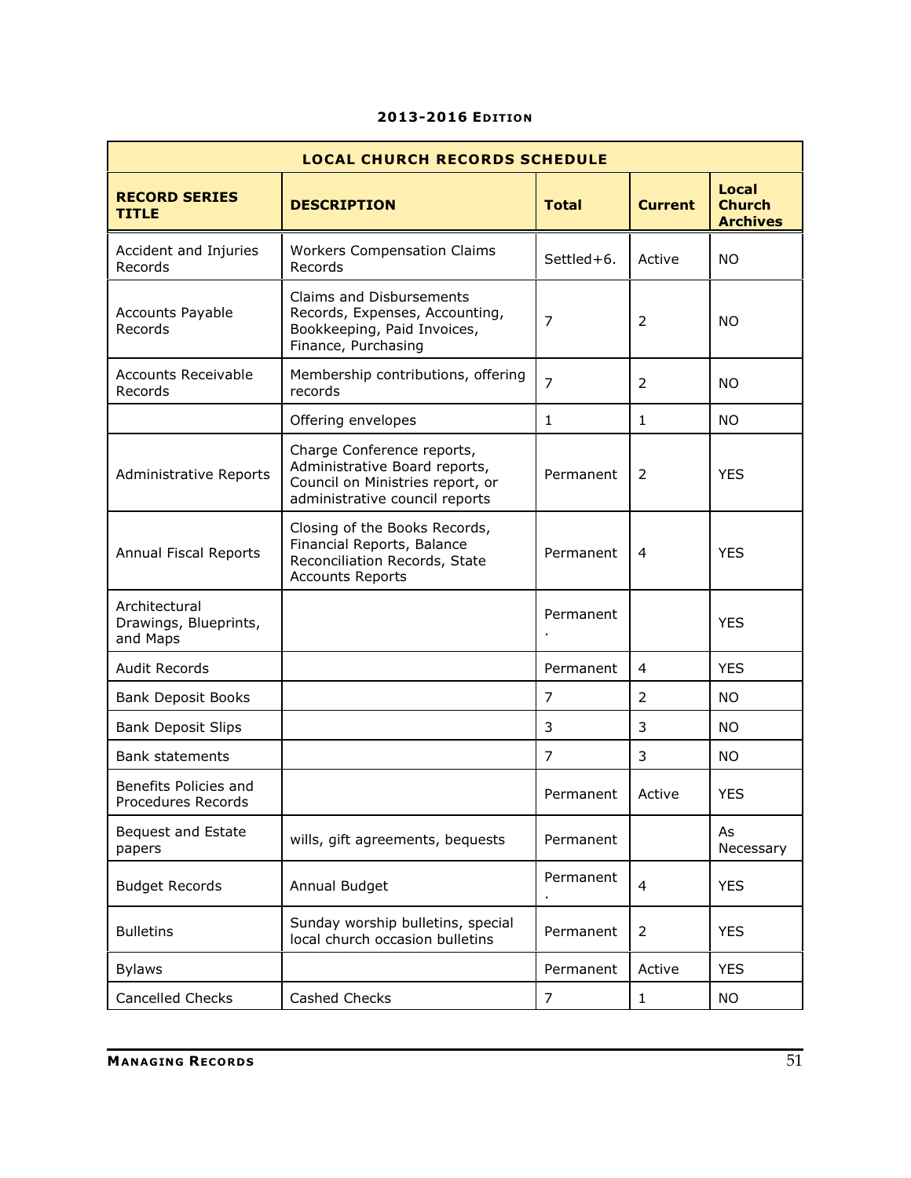**2013-2016 Edition**

| LOCAL CHURCH RECORDS SCHEDULE | | | | |
|---|---|---|---|---|
| **RECORD SERIES TITLE** | **DESCRIPTION** | **Total** | **Current** | **Local Church Archives** |
| Accident and Injuries Records | Workers Compensation Claims Records | Settled+6. | Active | NO |
| Accounts Payable Records | Claims and Disbursements Records, Expenses, Accounting, Bookkeeping, Paid Invoices, Finance, Purchasing | 7 | 2 | NO |
| Accounts Receivable Records | Membership contributions, offering records | 7 | 2 | NO |
| | Offering envelopes | 1 | 1 | NO |
| Administrative Reports | Charge Conference reports, Administrative Board reports, Council on Ministries report, or administrative council reports | Permanent | 2 | YES |
| Annual Fiscal Reports | Closing of the Books Records, Financial Reports, Balance Reconciliation Records, State Accounts Reports | Permanent | 4 | YES |
| Architectural Drawings, Blueprints, and Maps | | Permanent . | | YES |
| Audit Records | | Permanent | 4 | YES |
| Bank Deposit Books | | 7 | 2 | NO |
| Bank Deposit Slips | | 3 | 3 | NO |
| Bank statements | | 7 | 3 | NO |
| Benefits Policies and Procedures Records | | Permanent | Active | YES |
| Bequest and Estate papers | wills, gift agreements, bequests | Permanent | | As Necessary |
| Budget Records | Annual Budget | Permanent . | 4 | YES |
| Bulletins | Sunday worship bulletins, special local church occasion bulletins | Permanent | 2 | YES |
| Bylaws | | Permanent | Active | YES |
| Cancelled Checks | Cashed Checks | 7 | 1 | NO |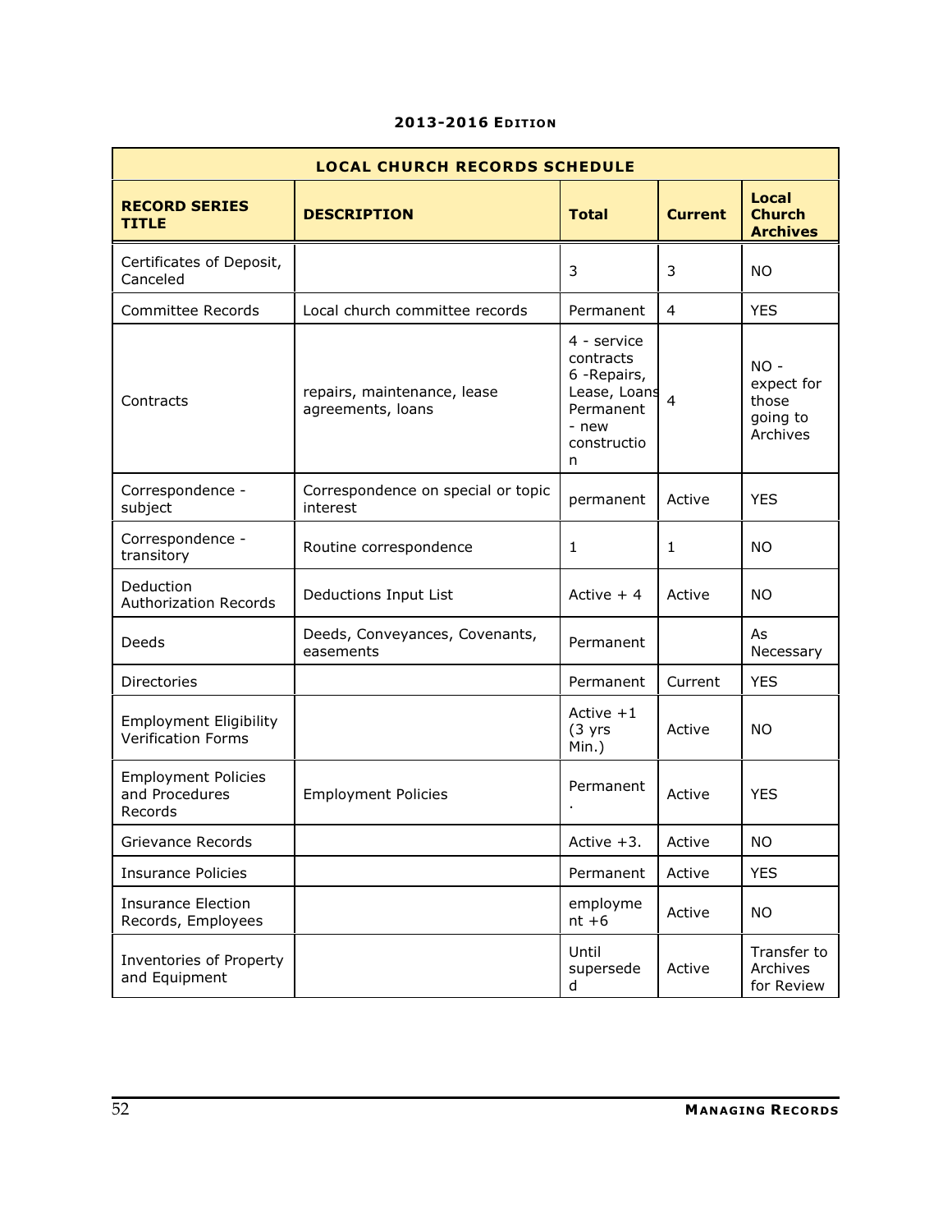**2013-2016 Edition**

| LOCAL CHURCH RECORDS SCHEDULE | | | | |
|---|---|---|---|---|
| **RECORD SERIES TITLE** | **DESCRIPTION** | **Total** | **Current** | **Local Church Archives** |
| Certificates of Deposit, Canceled | | 3 | 3 | NO |
| Committee Records | Local church committee records | Permanent | 4 | YES |
| Contracts | repairs, maintenance, lease agreements, loans | 4 - service contracts 6 -Repairs, Lease, Loans Permanent - new construction | 4 | NO - expect for those going to Archives |
| Correspondence - subject | Correspondence on special or topic interest | permanent | Active | YES |
| Correspondence - transitory | Routine correspondence | 1 | 1 | NO |
| Deduction Authorization Records | Deductions Input List | Active + 4 | Active | NO |
| Deeds | Deeds, Conveyances, Covenants, easements | Permanent | | As Necessary |
| Directories | | Permanent | Current | YES |
| Employment Eligibility Verification Forms | | Active +1 (3 yrs Min.) | Active | NO |
| Employment Policies and Procedures Records | Employment Policies | Permanent . | Active | YES |
| Grievance Records | | Active +3. | Active | NO |
| Insurance Policies | | Permanent | Active | YES |
| Insurance Election Records, Employees | | employment +6 | Active | NO |
| Inventories of Property and Equipment | | Until superseded | Active | Transfer to Archives for Review |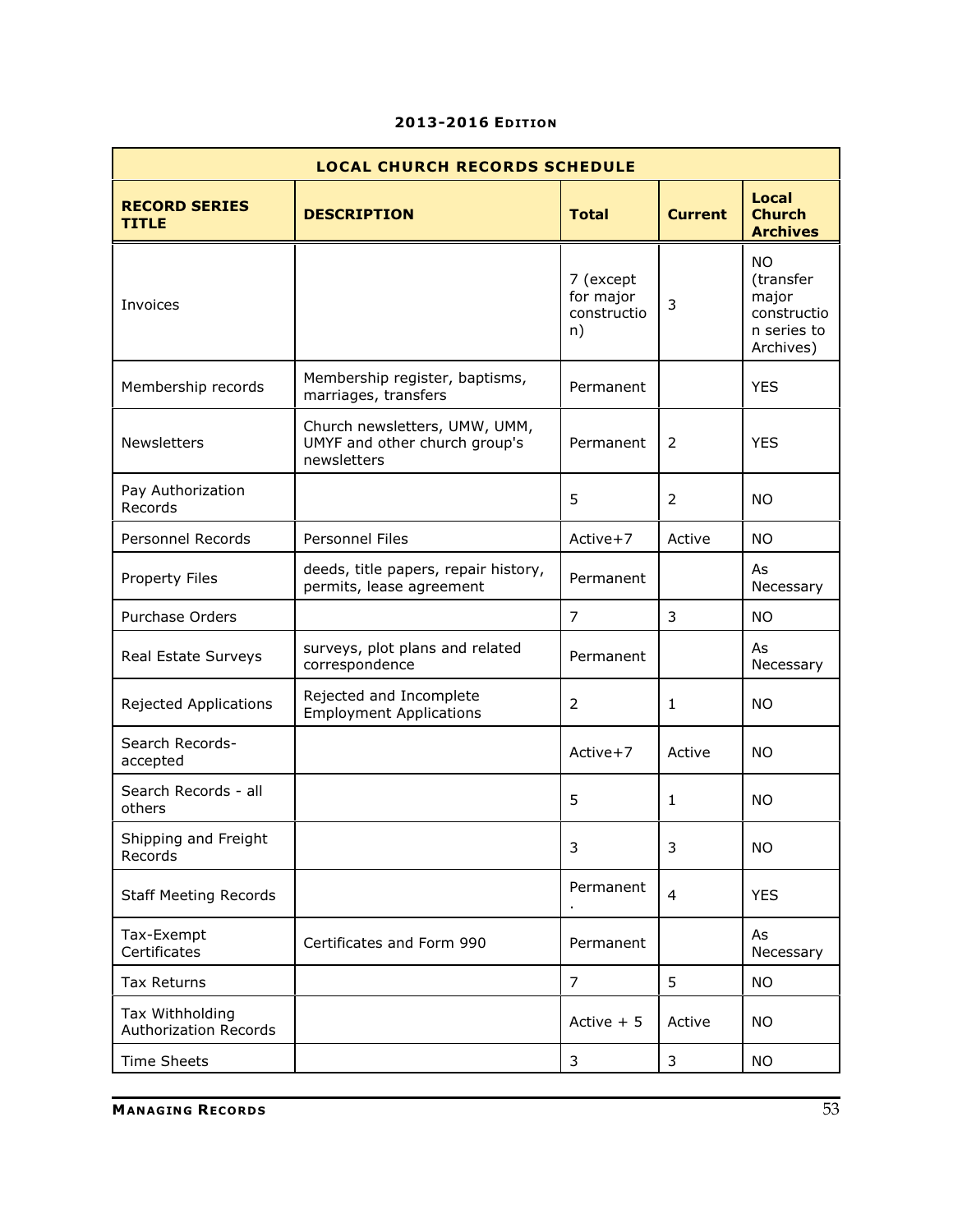**2013-2016 Edition**

| LOCAL CHURCH RECORDS SCHEDULE | | | | |
|---|---|---|---|---|
| **RECORD SERIES TITLE** | **DESCRIPTION** | **Total** | **Current** | **Local Church Archives** |
| Invoices | | 7 (except for major construction) | 3 | NO (transfer major construction series to Archives) |
| Membership records | Membership register, baptisms, marriages, transfers | Permanent | | YES |
| Newsletters | Church newsletters, UMW, UMM, UMYF and other church group's newsletters | Permanent | 2 | YES |
| Pay Authorization Records | | 5 | 2 | NO |
| Personnel Records | Personnel Files | Active+7 | Active | NO |
| Property Files | deeds, title papers, repair history, permits, lease agreement | Permanent | | As Necessary |
| Purchase Orders | | 7 | 3 | NO |
| Real Estate Surveys | surveys, plot plans and related correspondence | Permanent | | As Necessary |
| Rejected Applications | Rejected and Incomplete Employment Applications | 2 | 1 | NO |
| Search Records-accepted | | Active+7 | Active | NO |
| Search Records - all others | | 5 | 1 | NO |
| Shipping and Freight Records | | 3 | 3 | NO |
| Staff Meeting Records | | Permanent. | 4 | YES |
| Tax-Exempt Certificates | Certificates and Form 990 | Permanent | | As Necessary |
| Tax Returns | | 7 | 5 | NO |
| Tax Withholding Authorization Records | | Active + 5 | Active | NO |
| Time Sheets | | 3 | 3 | NO |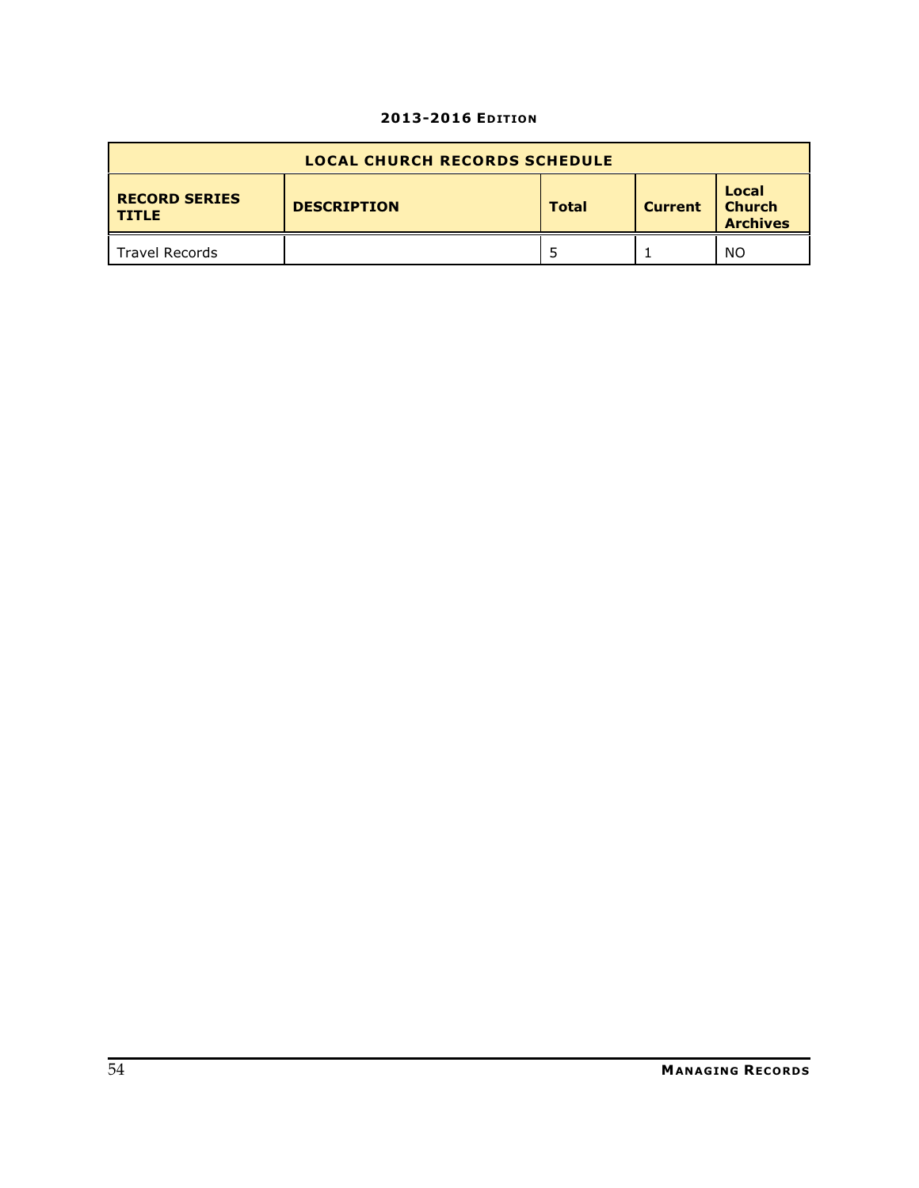| LOCAL CHURCH RECORDS SCHEDULE | | | | |
|---|---|---|---|---|
| **RECORD SERIES TITLE** | **DESCRIPTION** | **Total** | **Current** | **Local Church Archives** |
| Travel Records | | 5 | 1 | NO |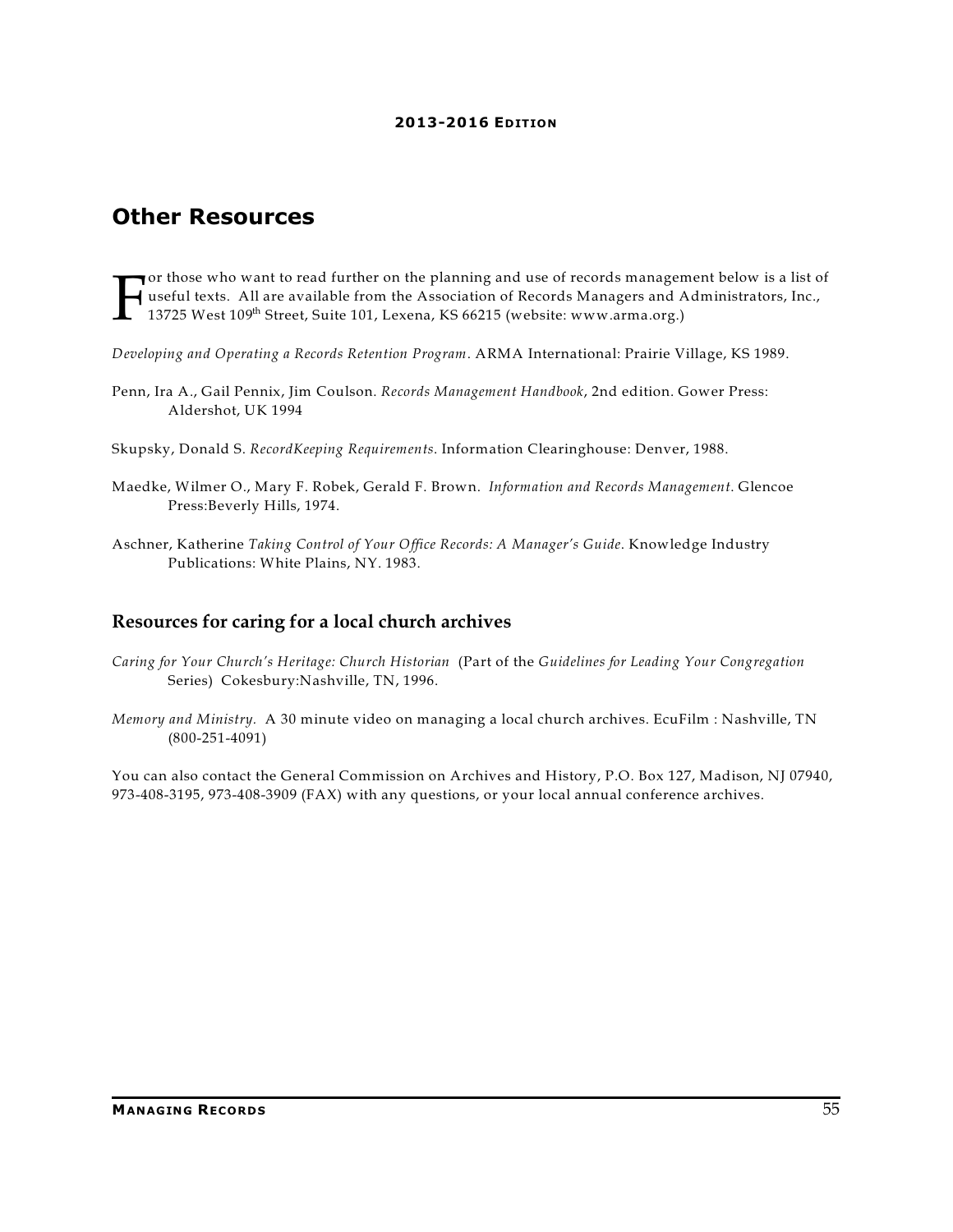## Other Resources

For those who want to read further on the planning and use of records management below is a list of useful texts. All are available from the Association of Records Managers and Administrators, Inc., 13725 West 109th Street, Suite 101, Lexena, KS 66215 (website: www.arma.org.)

*Developing and Operating a Records Retention Program*. ARMA International: Prairie Village, KS 1989.

Penn, Ira A., Gail Pennix, Jim Coulson. *Records Management Handbook*, 2nd edition. Gower Press: Aldershot, UK 1994

Skupsky, Donald S. *RecordKeeping Requirements*. Information Clearinghouse: Denver, 1988.

Maedke, Wilmer O., Mary F. Robek, Gerald F. Brown. *Information and Records Management*. Glencoe Press:Beverly Hills, 1974.

Aschner, Katherine *Taking Control of Your Office Records: A Manager's Guide*. Knowledge Industry Publications: White Plains, NY. 1983.

### Resources for caring for a local church archives

*Caring for Your Church's Heritage: Church Historian* (Part of the *Guidelines for Leading Your Congregation* Series) Cokesbury:Nashville, TN, 1996.

*Memory and Ministry.* A 30 minute video on managing a local church archives. EcuFilm : Nashville, TN (800-251-4091)

You can also contact the General Commission on Archives and History, P.O. Box 127, Madison, NJ 07940, 973-408-3195, 973-408-3909 (FAX) with any questions, or your local annual conference archives.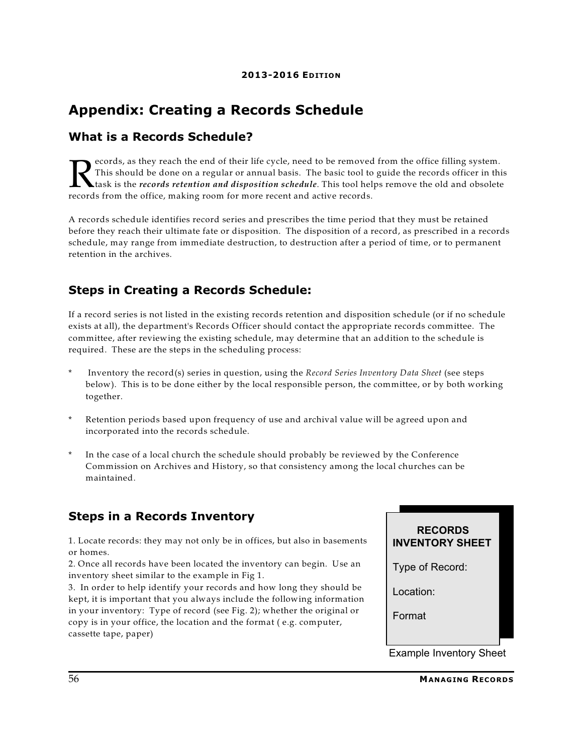# Appendix: Creating a Records Schedule

## What is a Records Schedule?

Records, as they reach the end of their life cycle, need to be removed from the office filling system. This should be done on a regular or annual basis. The basic tool to guide the records officer in this task is the ***records retention and disposition schedule***. This tool helps remove the old and obsolete records from the office, making room for more recent and active records.

A records schedule identifies record series and prescribes the time period that they must be retained before they reach their ultimate fate or disposition. The disposition of a record, as prescribed in a records schedule, may range from immediate destruction, to destruction after a period of time, or to permanent retention in the archives.

## Steps in Creating a Records Schedule:

If a record series is not listed in the existing records retention and disposition schedule (or if no schedule exists at all), the department's Records Officer should contact the appropriate records committee. The committee, after reviewing the existing schedule, may determine that an addition to the schedule is required. These are the steps in the scheduling process:

* Inventory the record(s) series in question, using the *Record Series Inventory Data Sheet* (see steps below). This is to be done either by the local responsible person, the committee, or by both working together.

* Retention periods based upon frequency of use and archival value will be agreed upon and incorporated into the records schedule.

* In the case of a local church the schedule should probably be reviewed by the Conference Commission on Archives and History, so that consistency among the local churches can be maintained.

## Steps in a Records Inventory

1. Locate records: they may not only be in offices, but also in basements or homes.
2. Once all records have been located the inventory can begin. Use an inventory sheet similar to the example in Fig 1.
3. In order to help identify your records and how long they should be kept, it is important that you always include the following information in your inventory: Type of record (see Fig. 2); whether the original or copy is in your office, the location and the format ( e.g. computer, cassette tape, paper)

**RECORDS INVENTORY SHEET**

Type of Record:

Location:

Format

Example Inventory Sheet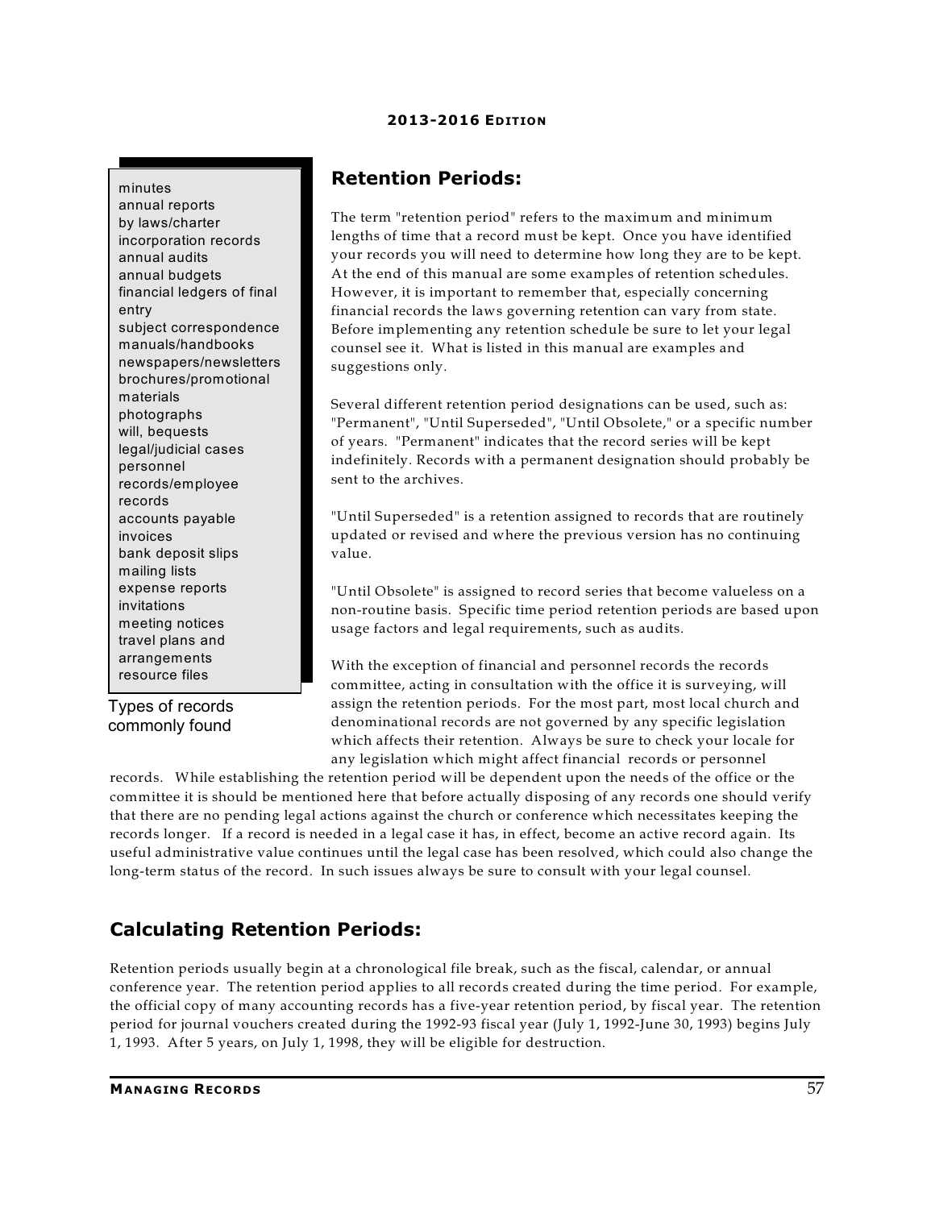## Retention Periods:

The term "retention period" refers to the maximum and minimum lengths of time that a record must be kept. Once you have identified your records you will need to determine how long they are to be kept. At the end of this manual are some examples of retention schedules. However, it is important to remember that, especially concerning financial records the laws governing retention can vary from state. Before implementing any retention schedule be sure to let your legal counsel see it. What is listed in this manual are examples and suggestions only.

Several different retention period designations can be used, such as: "Permanent", "Until Superseded", "Until Obsolete," or a specific number of years. "Permanent" indicates that the record series will be kept indefinitely. Records with a permanent designation should probably be sent to the archives.

"Until Superseded" is a retention assigned to records that are routinely updated or revised and where the previous version has no continuing value.

"Until Obsolete" is assigned to record series that become valueless on a non-routine basis. Specific time period retention periods are based upon usage factors and legal requirements, such as audits.

With the exception of financial and personnel records the records committee, acting in consultation with the office it is surveying, will assign the retention periods. For the most part, most local church and denominational records are not governed by any specific legislation which affects their retention. Always be sure to check your locale for any legislation which might affect financial records or personnel records. While establishing the retention period will be dependent upon the needs of the office or the committee it is should be mentioned here that before actually disposing of any records one should verify that there are no pending legal actions against the church or conference which necessitates keeping the records longer. If a record is needed in a legal case it has, in effect, become an active record again. Its useful administrative value continues until the legal case has been resolved, which could also change the long-term status of the record. In such issues always be sure to consult with your legal counsel.

- minutes
- annual reports
- by laws/charter
- incorporation records
- annual audits
- annual budgets
- financial ledgers of final entry
- subject correspondence
- manuals/handbooks
- newspapers/newsletters
- brochures/promotional materials
- photographs
- will, bequests
- legal/judicial cases
- personnel records/employee records
- accounts payable invoices
- bank deposit slips
- mailing lists
- expense reports
- invitations
- meeting notices
- travel plans and arrangements
- resource files

Types of records commonly found

## Calculating Retention Periods:

Retention periods usually begin at a chronological file break, such as the fiscal, calendar, or annual conference year. The retention period applies to all records created during the time period. For example, the official copy of many accounting records has a five-year retention period, by fiscal year. The retention period for journal vouchers created during the 1992-93 fiscal year (July 1, 1992-June 30, 1993) begins July 1, 1993. After 5 years, on July 1, 1998, they will be eligible for destruction.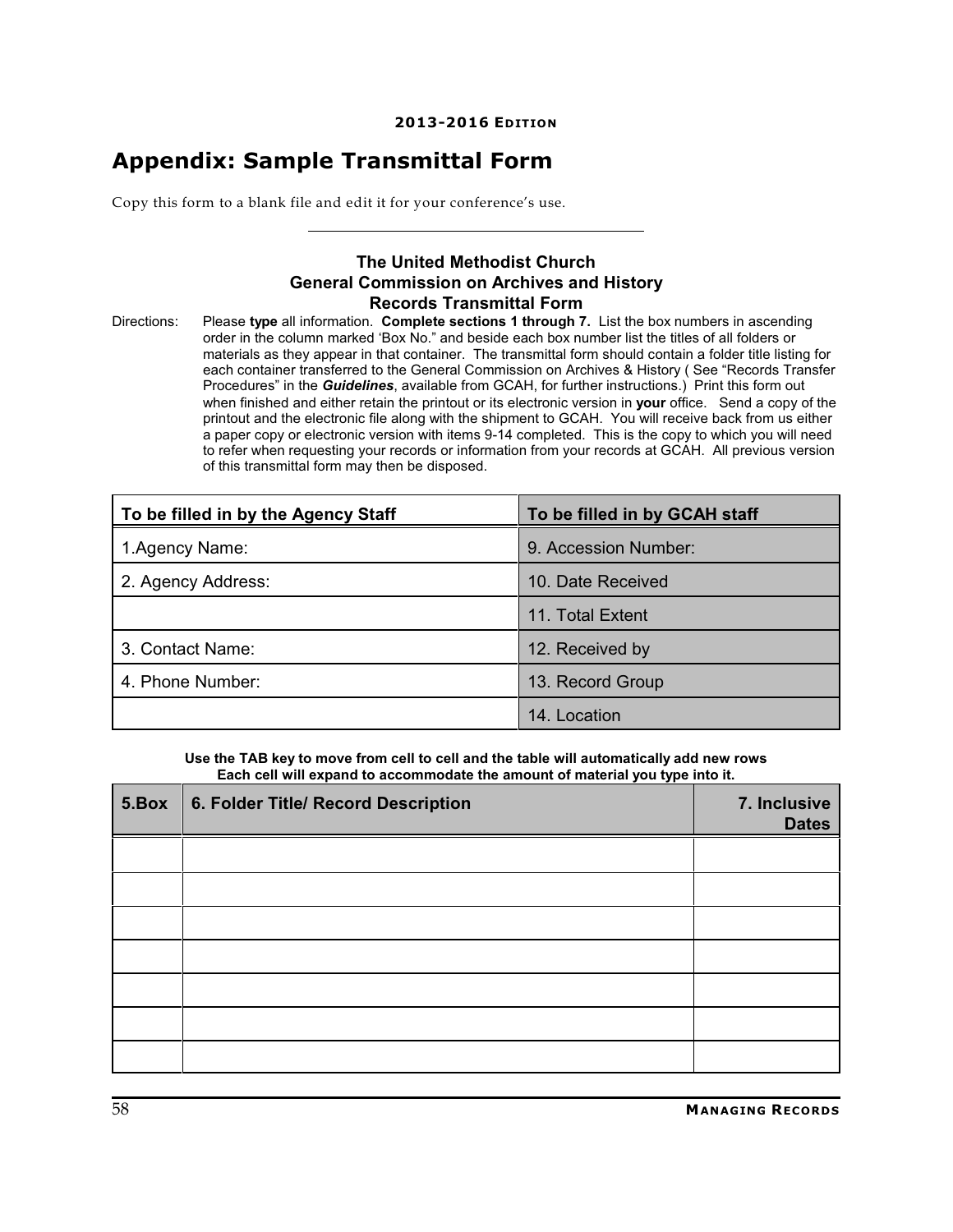# Appendix: Sample Transmittal Form

Copy this form to a blank file and edit it for your conference's use.

---

**The United Methodist Church**
**General Commission on Archives and History**
**Records Transmittal Form**

Directions: Please **type** all information. **Complete sections 1 through 7.** List the box numbers in ascending order in the column marked 'Box No." and beside each box number list the titles of all folders or materials as they appear in that container. The transmittal form should contain a folder title listing for each container transferred to the General Commission on Archives & History ( See "Records Transfer Procedures" in the ***Guidelines***, available from GCAH, for further instructions.) Print this form out when finished and either retain the printout or its electronic version in **your** office. Send a copy of the printout and the electronic file along with the shipment to GCAH. You will receive back from us either a paper copy or electronic version with items 9-14 completed. This is the copy to which you will need to refer when requesting your records or information from your records at GCAH. All previous version of this transmittal form may then be disposed.

| To be filled in by the Agency Staff | To be filled in by GCAH staff |
|---|---|
| 1.Agency Name: | 9. Accession Number: |
| 2. Agency Address: | 10. Date Received |
| | 11. Total Extent |
| 3. Contact Name: | 12. Received by |
| 4. Phone Number: | 13. Record Group |
| | 14. Location |

**Use the TAB key to move from cell to cell and the table will automatically add new rows**
**Each cell will expand to accommodate the amount of material you type into it.**

| 5.Box | 6. Folder Title/ Record Description | 7. Inclusive Dates |
|---|---|---|
| | | |
| | | |
| | | |
| | | |
| | | |
| | | |
| | | |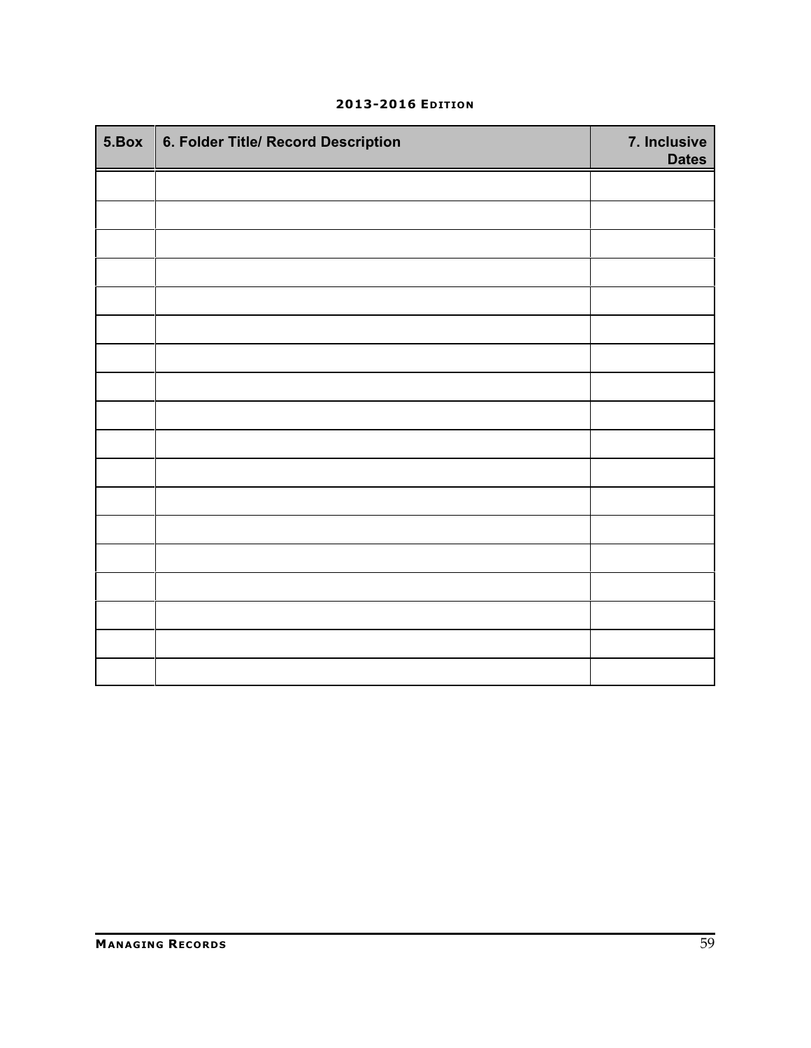| 5.Box | 6. Folder Title/ Record Description | 7. Inclusive Dates |
|---|---|---|
| | | |
| | | |
| | | |
| | | |
| | | |
| | | |
| | | |
| | | |
| | | |
| | | |
| | | |
| | | |
| | | |
| | | |
| | | |
| | | |
| | | |
| | | |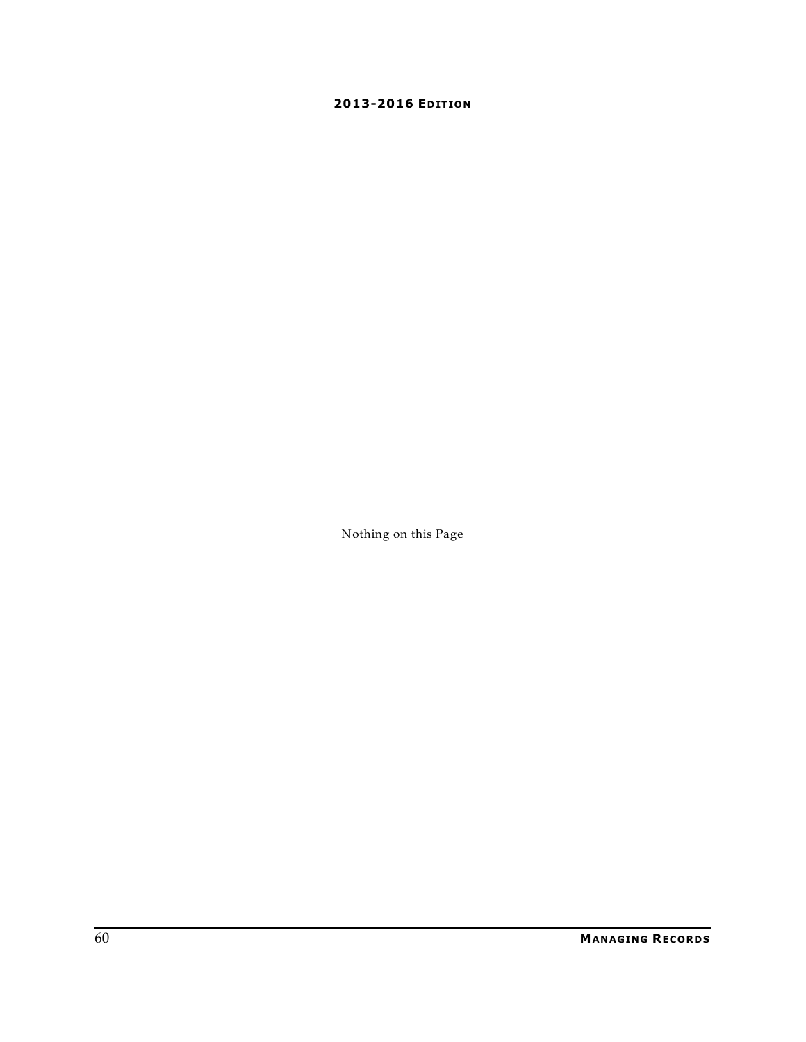Nothing on this Page